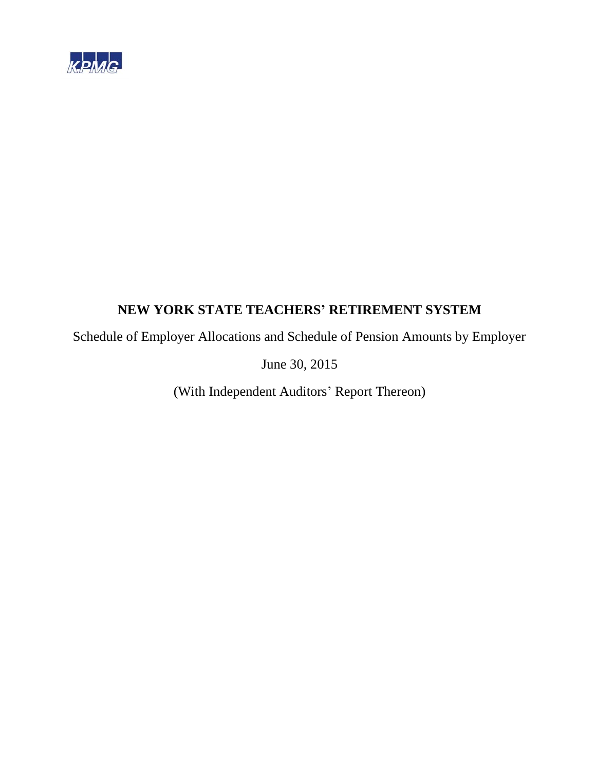KPMG

# NEW YORK STATE TEACHERS' RETIREMENT SYSTEM

Schedule of Employer Allocations and Schedule of Pension Amounts by Employer

June 30, 2015

(With Independent Auditors' Report Thereon)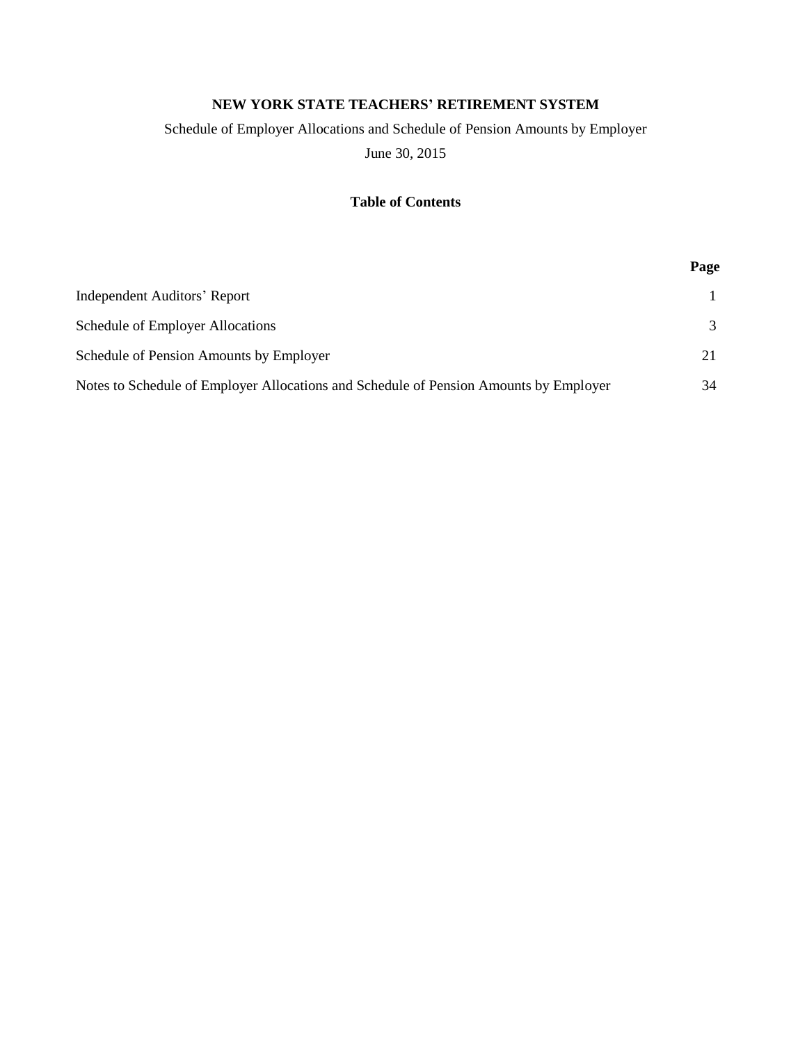# NEW YORK STATE TEACHERS' RETIREMENT SYSTEM

Schedule of Employer Allocations and Schedule of Pension Amounts by Employer

June 30, 2015

## Table of Contents

| | Page |
|---|---|
| Independent Auditors' Report | 1 |
| Schedule of Employer Allocations | 3 |
| Schedule of Pension Amounts by Employer | 21 |
| Notes to Schedule of Employer Allocations and Schedule of Pension Amounts by Employer | 34 |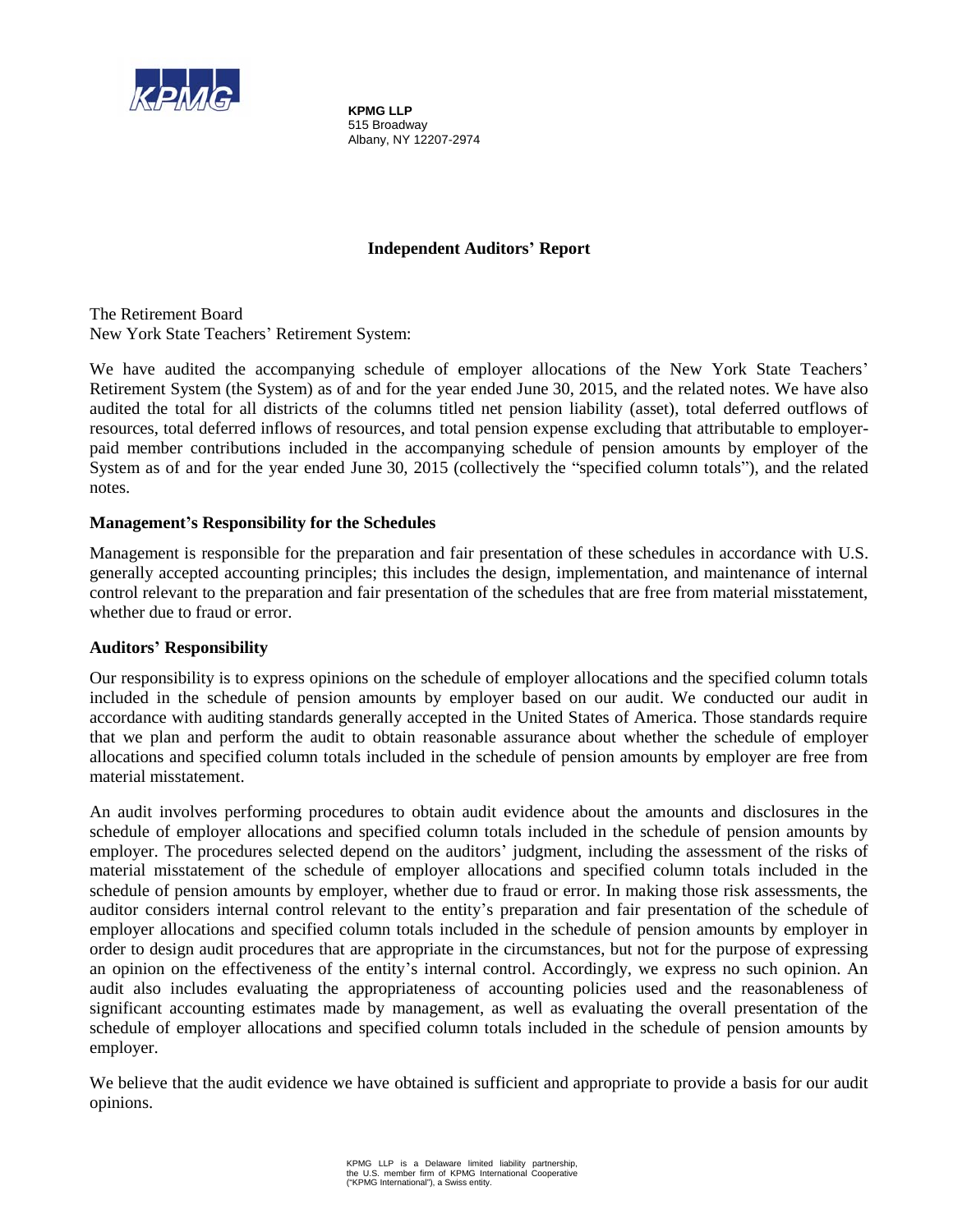**KPMG LLP**
515 Broadway
Albany, NY 12207-2974

## Independent Auditors' Report

The Retirement Board
New York State Teachers' Retirement System:

We have audited the accompanying schedule of employer allocations of the New York State Teachers' Retirement System (the System) as of and for the year ended June 30, 2015, and the related notes. We have also audited the total for all districts of the columns titled net pension liability (asset), total deferred outflows of resources, total deferred inflows of resources, and total pension expense excluding that attributable to employer-paid member contributions included in the accompanying schedule of pension amounts by employer of the System as of and for the year ended June 30, 2015 (collectively the "specified column totals"), and the related notes.

### Management's Responsibility for the Schedules

Management is responsible for the preparation and fair presentation of these schedules in accordance with U.S. generally accepted accounting principles; this includes the design, implementation, and maintenance of internal control relevant to the preparation and fair presentation of the schedules that are free from material misstatement, whether due to fraud or error.

### Auditors' Responsibility

Our responsibility is to express opinions on the schedule of employer allocations and the specified column totals included in the schedule of pension amounts by employer based on our audit. We conducted our audit in accordance with auditing standards generally accepted in the United States of America. Those standards require that we plan and perform the audit to obtain reasonable assurance about whether the schedule of employer allocations and specified column totals included in the schedule of pension amounts by employer are free from material misstatement.

An audit involves performing procedures to obtain audit evidence about the amounts and disclosures in the schedule of employer allocations and specified column totals included in the schedule of pension amounts by employer. The procedures selected depend on the auditors' judgment, including the assessment of the risks of material misstatement of the schedule of employer allocations and specified column totals included in the schedule of pension amounts by employer, whether due to fraud or error. In making those risk assessments, the auditor considers internal control relevant to the entity's preparation and fair presentation of the schedule of employer allocations and specified column totals included in the schedule of pension amounts by employer in order to design audit procedures that are appropriate in the circumstances, but not for the purpose of expressing an opinion on the effectiveness of the entity's internal control. Accordingly, we express no such opinion. An audit also includes evaluating the appropriateness of accounting policies used and the reasonableness of significant accounting estimates made by management, as well as evaluating the overall presentation of the schedule of employer allocations and specified column totals included in the schedule of pension amounts by employer.

We believe that the audit evidence we have obtained is sufficient and appropriate to provide a basis for our audit opinions.

KPMG LLP is a Delaware limited liability partnership, the U.S. member firm of KPMG International Cooperative ("KPMG International"), a Swiss entity.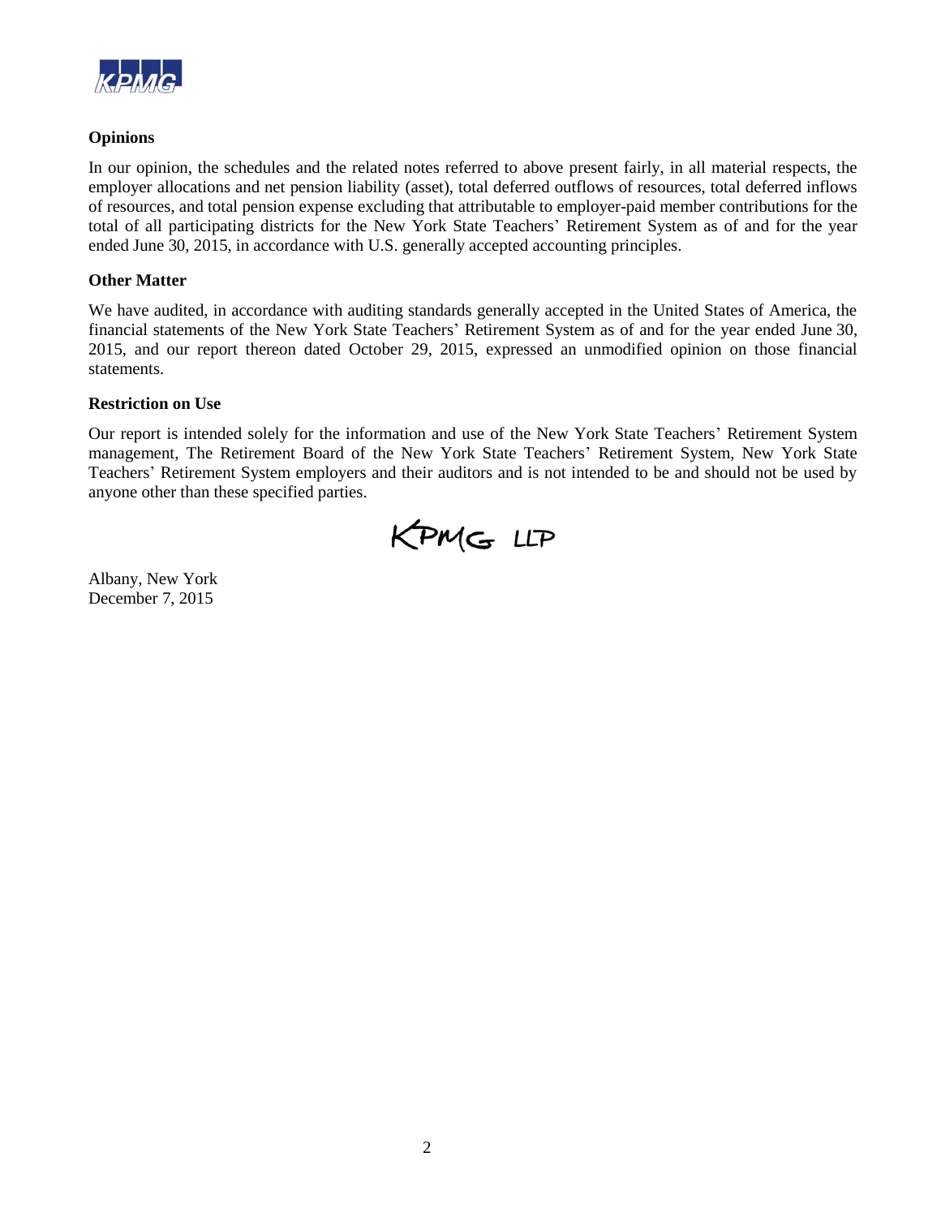**Opinions**

In our opinion, the schedules and the related notes referred to above present fairly, in all material respects, the employer allocations and net pension liability (asset), total deferred outflows of resources, total deferred inflows of resources, and total pension expense excluding that attributable to employer-paid member contributions for the total of all participating districts for the New York State Teachers' Retirement System as of and for the year ended June 30, 2015, in accordance with U.S. generally accepted accounting principles.

**Other Matter**

We have audited, in accordance with auditing standards generally accepted in the United States of America, the financial statements of the New York State Teachers' Retirement System as of and for the year ended June 30, 2015, and our report thereon dated October 29, 2015, expressed an unmodified opinion on those financial statements.

**Restriction on Use**

Our report is intended solely for the information and use of the New York State Teachers' Retirement System management, The Retirement Board of the New York State Teachers' Retirement System, New York State Teachers' Retirement System employers and their auditors and is not intended to be and should not be used by anyone other than these specified parties.

KPMG LLP

Albany, New York
December 7, 2015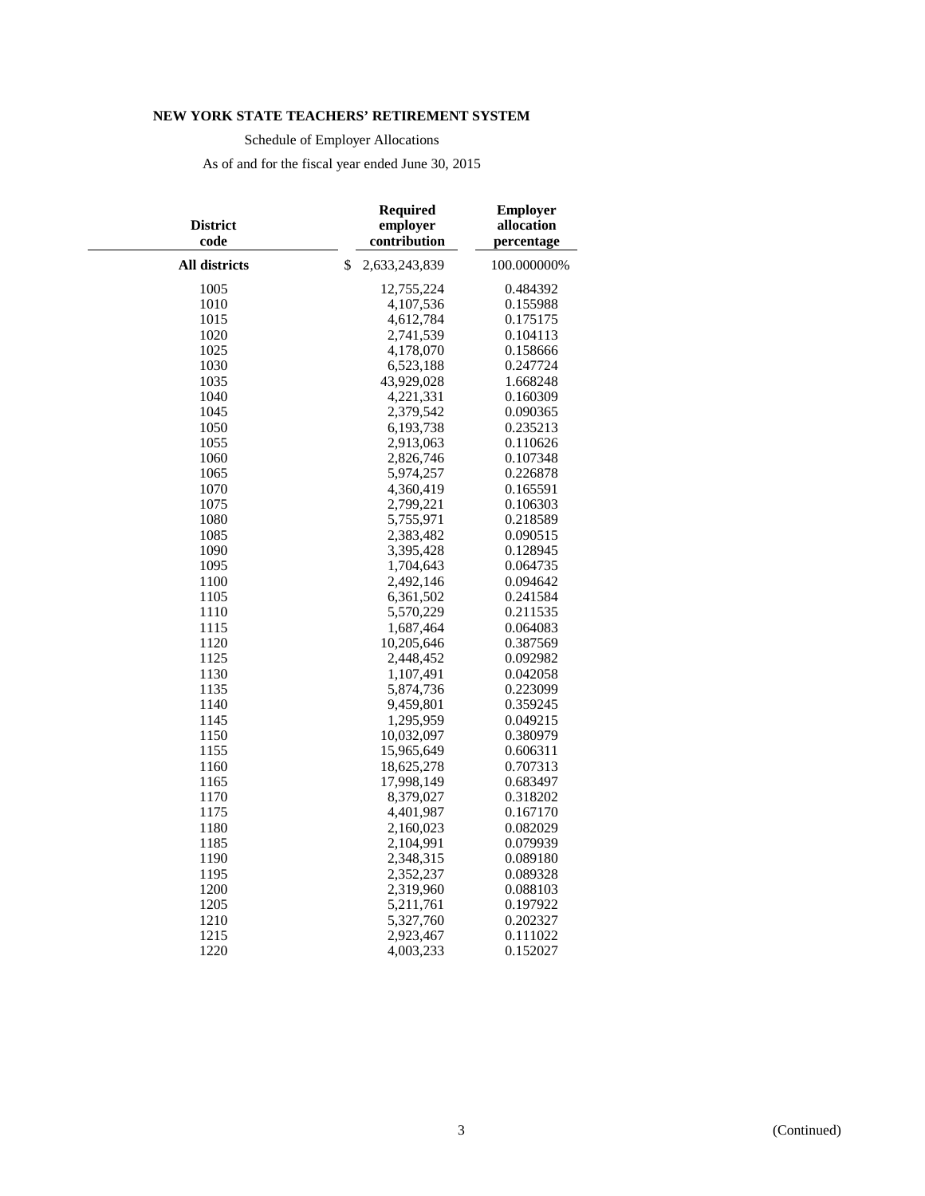**NEW YORK STATE TEACHERS' RETIREMENT SYSTEM**

Schedule of Employer Allocations

As of and for the fiscal year ended June 30, 2015

| District code | Required employer contribution | Employer allocation percentage |
|---|---|---|
| **All districts** | $ 2,633,243,839 | 100.000000% |
| 1005 | 12,755,224 | 0.484392 |
| 1010 | 4,107,536 | 0.155988 |
| 1015 | 4,612,784 | 0.175175 |
| 1020 | 2,741,539 | 0.104113 |
| 1025 | 4,178,070 | 0.158666 |
| 1030 | 6,523,188 | 0.247724 |
| 1035 | 43,929,028 | 1.668248 |
| 1040 | 4,221,331 | 0.160309 |
| 1045 | 2,379,542 | 0.090365 |
| 1050 | 6,193,738 | 0.235213 |
| 1055 | 2,913,063 | 0.110626 |
| 1060 | 2,826,746 | 0.107348 |
| 1065 | 5,974,257 | 0.226878 |
| 1070 | 4,360,419 | 0.165591 |
| 1075 | 2,799,221 | 0.106303 |
| 1080 | 5,755,971 | 0.218589 |
| 1085 | 2,383,482 | 0.090515 |
| 1090 | 3,395,428 | 0.128945 |
| 1095 | 1,704,643 | 0.064735 |
| 1100 | 2,492,146 | 0.094642 |
| 1105 | 6,361,502 | 0.241584 |
| 1110 | 5,570,229 | 0.211535 |
| 1115 | 1,687,464 | 0.064083 |
| 1120 | 10,205,646 | 0.387569 |
| 1125 | 2,448,452 | 0.092982 |
| 1130 | 1,107,491 | 0.042058 |
| 1135 | 5,874,736 | 0.223099 |
| 1140 | 9,459,801 | 0.359245 |
| 1145 | 1,295,959 | 0.049215 |
| 1150 | 10,032,097 | 0.380979 |
| 1155 | 15,965,649 | 0.606311 |
| 1160 | 18,625,278 | 0.707313 |
| 1165 | 17,998,149 | 0.683497 |
| 1170 | 8,379,027 | 0.318202 |
| 1175 | 4,401,987 | 0.167170 |
| 1180 | 2,160,023 | 0.082029 |
| 1185 | 2,104,991 | 0.079939 |
| 1190 | 2,348,315 | 0.089180 |
| 1195 | 2,352,237 | 0.089328 |
| 1200 | 2,319,960 | 0.088103 |
| 1205 | 5,211,761 | 0.197922 |
| 1210 | 5,327,760 | 0.202327 |
| 1215 | 2,923,467 | 0.111022 |
| 1220 | 4,003,233 | 0.152027 |

(Continued)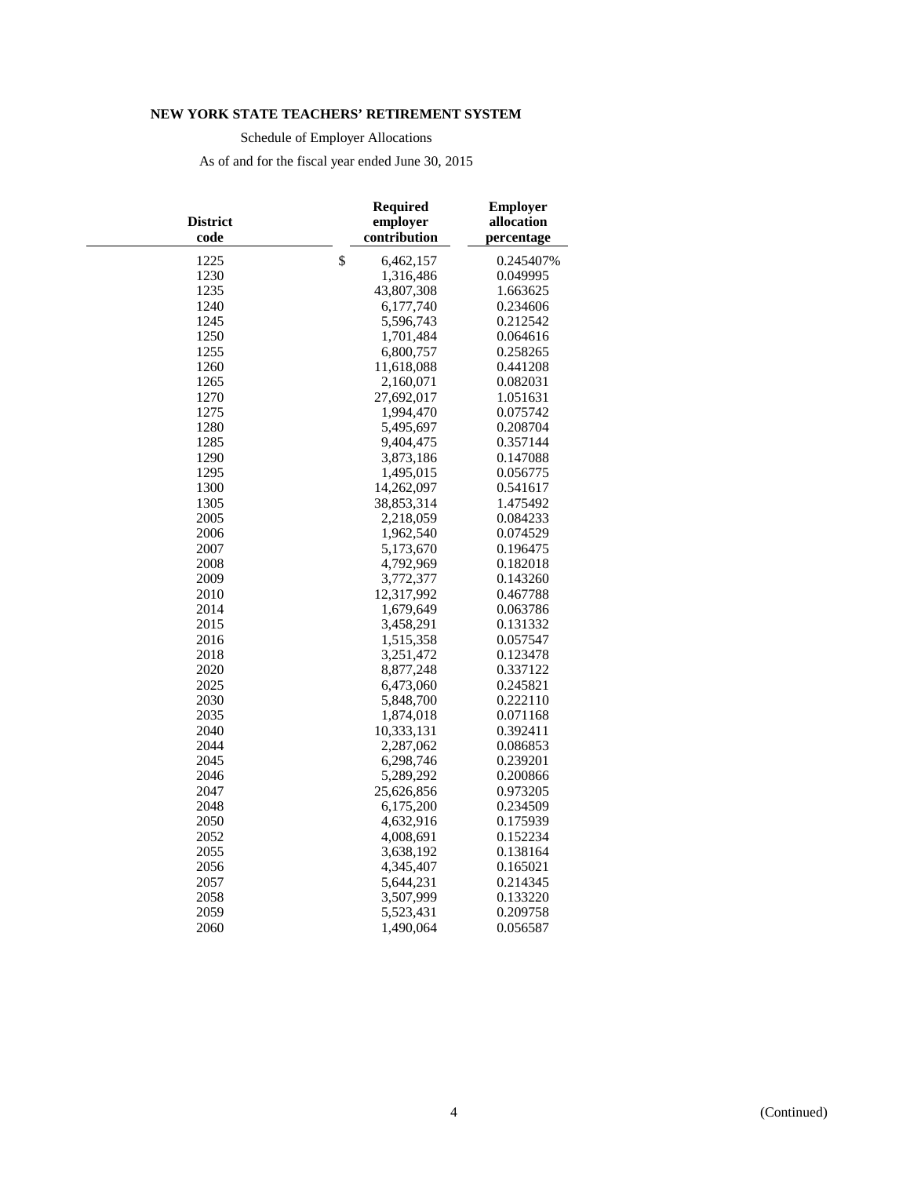**NEW YORK STATE TEACHERS' RETIREMENT SYSTEM**

Schedule of Employer Allocations

As of and for the fiscal year ended June 30, 2015

| District code | Required employer contribution | Employer allocation percentage |
|---|---|---|
| 1225 | $ 6,462,157 | 0.245407% |
| 1230 | 1,316,486 | 0.049995 |
| 1235 | 43,807,308 | 1.663625 |
| 1240 | 6,177,740 | 0.234606 |
| 1245 | 5,596,743 | 0.212542 |
| 1250 | 1,701,484 | 0.064616 |
| 1255 | 6,800,757 | 0.258265 |
| 1260 | 11,618,088 | 0.441208 |
| 1265 | 2,160,071 | 0.082031 |
| 1270 | 27,692,017 | 1.051631 |
| 1275 | 1,994,470 | 0.075742 |
| 1280 | 5,495,697 | 0.208704 |
| 1285 | 9,404,475 | 0.357144 |
| 1290 | 3,873,186 | 0.147088 |
| 1295 | 1,495,015 | 0.056775 |
| 1300 | 14,262,097 | 0.541617 |
| 1305 | 38,853,314 | 1.475492 |
| 2005 | 2,218,059 | 0.084233 |
| 2006 | 1,962,540 | 0.074529 |
| 2007 | 5,173,670 | 0.196475 |
| 2008 | 4,792,969 | 0.182018 |
| 2009 | 3,772,377 | 0.143260 |
| 2010 | 12,317,992 | 0.467788 |
| 2014 | 1,679,649 | 0.063786 |
| 2015 | 3,458,291 | 0.131332 |
| 2016 | 1,515,358 | 0.057547 |
| 2018 | 3,251,472 | 0.123478 |
| 2020 | 8,877,248 | 0.337122 |
| 2025 | 6,473,060 | 0.245821 |
| 2030 | 5,848,700 | 0.222110 |
| 2035 | 1,874,018 | 0.071168 |
| 2040 | 10,333,131 | 0.392411 |
| 2044 | 2,287,062 | 0.086853 |
| 2045 | 6,298,746 | 0.239201 |
| 2046 | 5,289,292 | 0.200866 |
| 2047 | 25,626,856 | 0.973205 |
| 2048 | 6,175,200 | 0.234509 |
| 2050 | 4,632,916 | 0.175939 |
| 2052 | 4,008,691 | 0.152234 |
| 2055 | 3,638,192 | 0.138164 |
| 2056 | 4,345,407 | 0.165021 |
| 2057 | 5,644,231 | 0.214345 |
| 2058 | 3,507,999 | 0.133220 |
| 2059 | 5,523,431 | 0.209758 |
| 2060 | 1,490,064 | 0.056587 |

(Continued)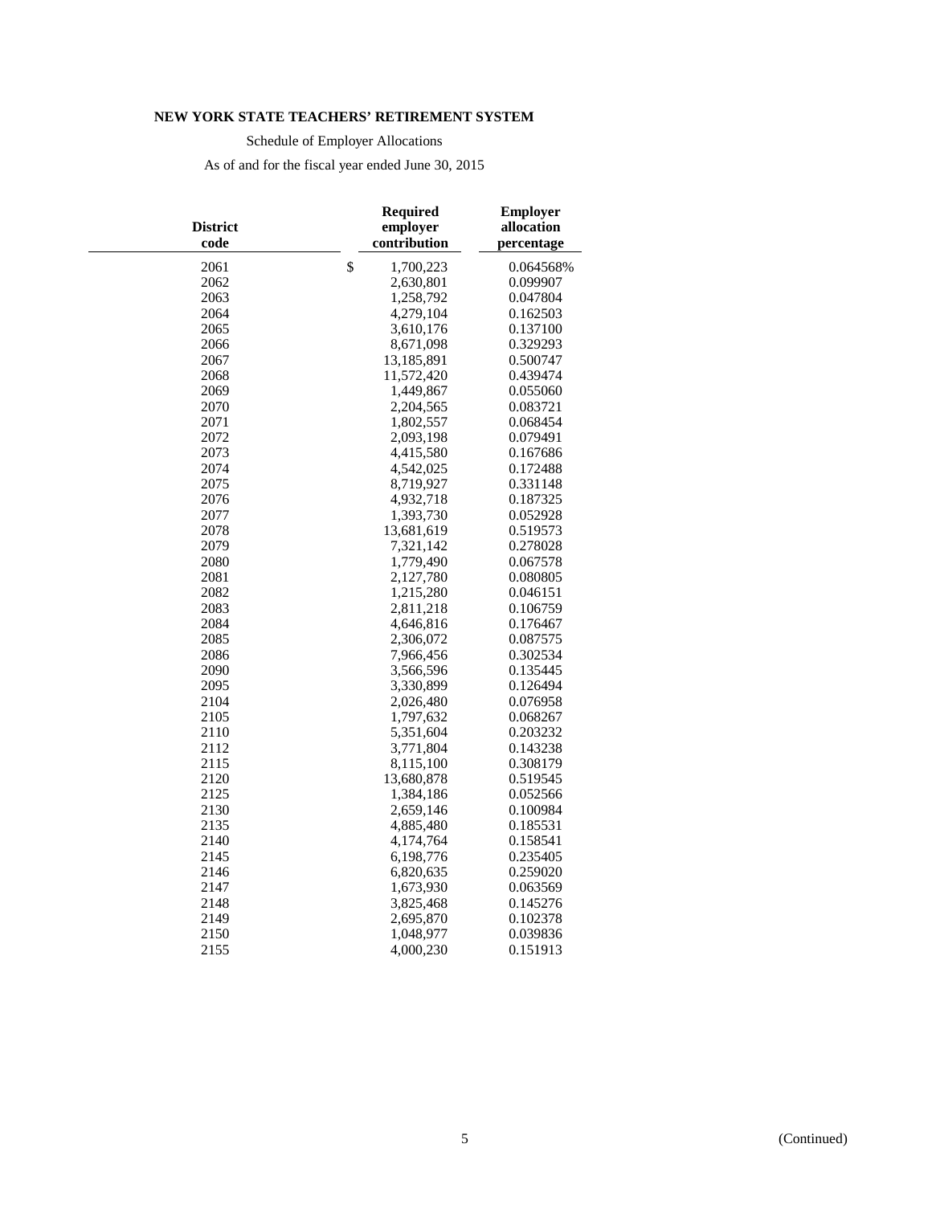**NEW YORK STATE TEACHERS' RETIREMENT SYSTEM**

Schedule of Employer Allocations

As of and for the fiscal year ended June 30, 2015

| District code | Required employer contribution | Employer allocation percentage |
|---|---|---|
| 2061 | $ 1,700,223 | 0.064568% |
| 2062 | 2,630,801 | 0.099907 |
| 2063 | 1,258,792 | 0.047804 |
| 2064 | 4,279,104 | 0.162503 |
| 2065 | 3,610,176 | 0.137100 |
| 2066 | 8,671,098 | 0.329293 |
| 2067 | 13,185,891 | 0.500747 |
| 2068 | 11,572,420 | 0.439474 |
| 2069 | 1,449,867 | 0.055060 |
| 2070 | 2,204,565 | 0.083721 |
| 2071 | 1,802,557 | 0.068454 |
| 2072 | 2,093,198 | 0.079491 |
| 2073 | 4,415,580 | 0.167686 |
| 2074 | 4,542,025 | 0.172488 |
| 2075 | 8,719,927 | 0.331148 |
| 2076 | 4,932,718 | 0.187325 |
| 2077 | 1,393,730 | 0.052928 |
| 2078 | 13,681,619 | 0.519573 |
| 2079 | 7,321,142 | 0.278028 |
| 2080 | 1,779,490 | 0.067578 |
| 2081 | 2,127,780 | 0.080805 |
| 2082 | 1,215,280 | 0.046151 |
| 2083 | 2,811,218 | 0.106759 |
| 2084 | 4,646,816 | 0.176467 |
| 2085 | 2,306,072 | 0.087575 |
| 2086 | 7,966,456 | 0.302534 |
| 2090 | 3,566,596 | 0.135445 |
| 2095 | 3,330,899 | 0.126494 |
| 2104 | 2,026,480 | 0.076958 |
| 2105 | 1,797,632 | 0.068267 |
| 2110 | 5,351,604 | 0.203232 |
| 2112 | 3,771,804 | 0.143238 |
| 2115 | 8,115,100 | 0.308179 |
| 2120 | 13,680,878 | 0.519545 |
| 2125 | 1,384,186 | 0.052566 |
| 2130 | 2,659,146 | 0.100984 |
| 2135 | 4,885,480 | 0.185531 |
| 2140 | 4,174,764 | 0.158541 |
| 2145 | 6,198,776 | 0.235405 |
| 2146 | 6,820,635 | 0.259020 |
| 2147 | 1,673,930 | 0.063569 |
| 2148 | 3,825,468 | 0.145276 |
| 2149 | 2,695,870 | 0.102378 |
| 2150 | 1,048,977 | 0.039836 |
| 2155 | 4,000,230 | 0.151913 |

(Continued)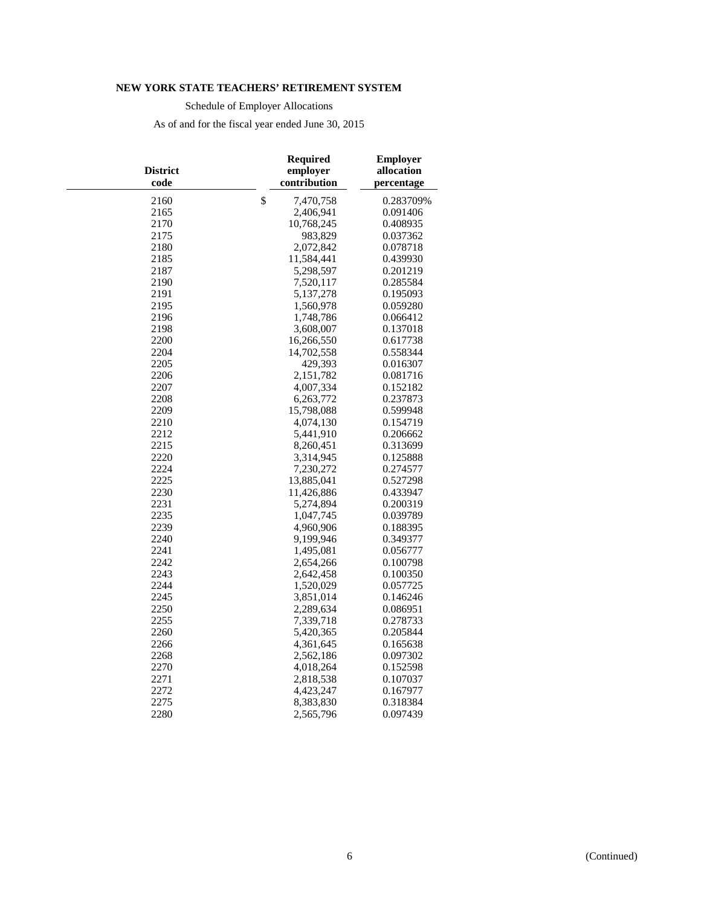**NEW YORK STATE TEACHERS' RETIREMENT SYSTEM**

Schedule of Employer Allocations

As of and for the fiscal year ended June 30, 2015

| District code | Required employer contribution | Employer allocation percentage |
|---|---|---|
| 2160 | $ 7,470,758 | 0.283709% |
| 2165 | 2,406,941 | 0.091406 |
| 2170 | 10,768,245 | 0.408935 |
| 2175 | 983,829 | 0.037362 |
| 2180 | 2,072,842 | 0.078718 |
| 2185 | 11,584,441 | 0.439930 |
| 2187 | 5,298,597 | 0.201219 |
| 2190 | 7,520,117 | 0.285584 |
| 2191 | 5,137,278 | 0.195093 |
| 2195 | 1,560,978 | 0.059280 |
| 2196 | 1,748,786 | 0.066412 |
| 2198 | 3,608,007 | 0.137018 |
| 2200 | 16,266,550 | 0.617738 |
| 2204 | 14,702,558 | 0.558344 |
| 2205 | 429,393 | 0.016307 |
| 2206 | 2,151,782 | 0.081716 |
| 2207 | 4,007,334 | 0.152182 |
| 2208 | 6,263,772 | 0.237873 |
| 2209 | 15,798,088 | 0.599948 |
| 2210 | 4,074,130 | 0.154719 |
| 2212 | 5,441,910 | 0.206662 |
| 2215 | 8,260,451 | 0.313699 |
| 2220 | 3,314,945 | 0.125888 |
| 2224 | 7,230,272 | 0.274577 |
| 2225 | 13,885,041 | 0.527298 |
| 2230 | 11,426,886 | 0.433947 |
| 2231 | 5,274,894 | 0.200319 |
| 2235 | 1,047,745 | 0.039789 |
| 2239 | 4,960,906 | 0.188395 |
| 2240 | 9,199,946 | 0.349377 |
| 2241 | 1,495,081 | 0.056777 |
| 2242 | 2,654,266 | 0.100798 |
| 2243 | 2,642,458 | 0.100350 |
| 2244 | 1,520,029 | 0.057725 |
| 2245 | 3,851,014 | 0.146246 |
| 2250 | 2,289,634 | 0.086951 |
| 2255 | 7,339,718 | 0.278733 |
| 2260 | 5,420,365 | 0.205844 |
| 2266 | 4,361,645 | 0.165638 |
| 2268 | 2,562,186 | 0.097302 |
| 2270 | 4,018,264 | 0.152598 |
| 2271 | 2,818,538 | 0.107037 |
| 2272 | 4,423,247 | 0.167977 |
| 2275 | 8,383,830 | 0.318384 |
| 2280 | 2,565,796 | 0.097439 |

(Continued)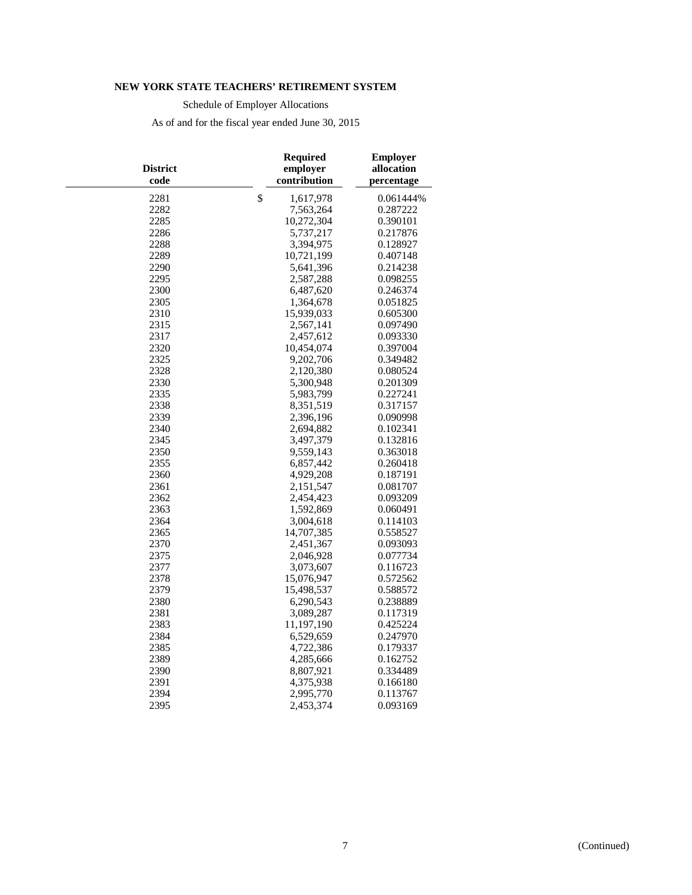**NEW YORK STATE TEACHERS' RETIREMENT SYSTEM**

Schedule of Employer Allocations

As of and for the fiscal year ended June 30, 2015

| District code | Required employer contribution | Employer allocation percentage |
|---|---|---|
| 2281 | $ 1,617,978 | 0.061444% |
| 2282 | 7,563,264 | 0.287222 |
| 2285 | 10,272,304 | 0.390101 |
| 2286 | 5,737,217 | 0.217876 |
| 2288 | 3,394,975 | 0.128927 |
| 2289 | 10,721,199 | 0.407148 |
| 2290 | 5,641,396 | 0.214238 |
| 2295 | 2,587,288 | 0.098255 |
| 2300 | 6,487,620 | 0.246374 |
| 2305 | 1,364,678 | 0.051825 |
| 2310 | 15,939,033 | 0.605300 |
| 2315 | 2,567,141 | 0.097490 |
| 2317 | 2,457,612 | 0.093330 |
| 2320 | 10,454,074 | 0.397004 |
| 2325 | 9,202,706 | 0.349482 |
| 2328 | 2,120,380 | 0.080524 |
| 2330 | 5,300,948 | 0.201309 |
| 2335 | 5,983,799 | 0.227241 |
| 2338 | 8,351,519 | 0.317157 |
| 2339 | 2,396,196 | 0.090998 |
| 2340 | 2,694,882 | 0.102341 |
| 2345 | 3,497,379 | 0.132816 |
| 2350 | 9,559,143 | 0.363018 |
| 2355 | 6,857,442 | 0.260418 |
| 2360 | 4,929,208 | 0.187191 |
| 2361 | 2,151,547 | 0.081707 |
| 2362 | 2,454,423 | 0.093209 |
| 2363 | 1,592,869 | 0.060491 |
| 2364 | 3,004,618 | 0.114103 |
| 2365 | 14,707,385 | 0.558527 |
| 2370 | 2,451,367 | 0.093093 |
| 2375 | 2,046,928 | 0.077734 |
| 2377 | 3,073,607 | 0.116723 |
| 2378 | 15,076,947 | 0.572562 |
| 2379 | 15,498,537 | 0.588572 |
| 2380 | 6,290,543 | 0.238889 |
| 2381 | 3,089,287 | 0.117319 |
| 2383 | 11,197,190 | 0.425224 |
| 2384 | 6,529,659 | 0.247970 |
| 2385 | 4,722,386 | 0.179337 |
| 2389 | 4,285,666 | 0.162752 |
| 2390 | 8,807,921 | 0.334489 |
| 2391 | 4,375,938 | 0.166180 |
| 2394 | 2,995,770 | 0.113767 |
| 2395 | 2,453,374 | 0.093169 |

(Continued)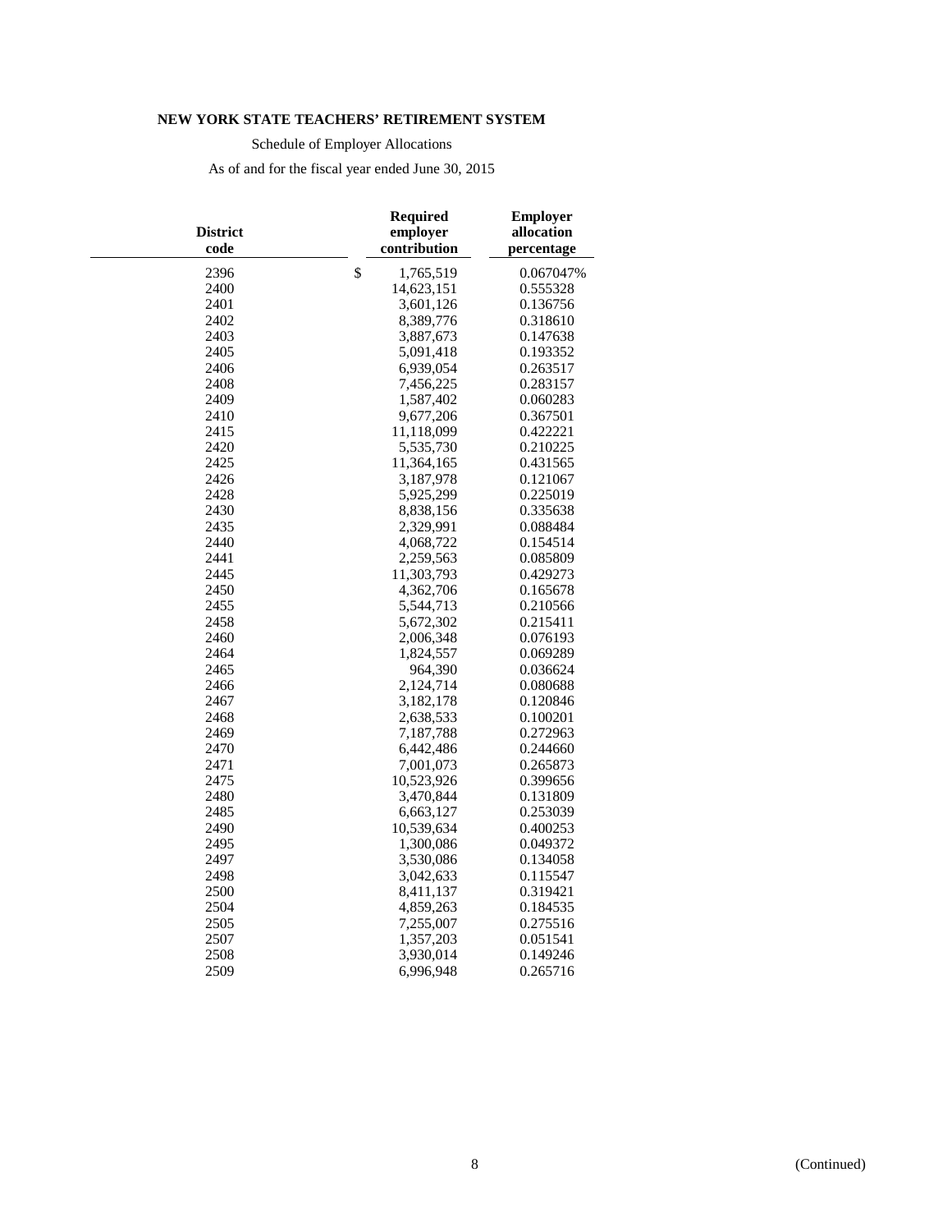**NEW YORK STATE TEACHERS' RETIREMENT SYSTEM**

Schedule of Employer Allocations

As of and for the fiscal year ended June 30, 2015

| District code | Required employer contribution | Employer allocation percentage |
|---|---|---|
| 2396 | $ 1,765,519 | 0.067047% |
| 2400 | 14,623,151 | 0.555328 |
| 2401 | 3,601,126 | 0.136756 |
| 2402 | 8,389,776 | 0.318610 |
| 2403 | 3,887,673 | 0.147638 |
| 2405 | 5,091,418 | 0.193352 |
| 2406 | 6,939,054 | 0.263517 |
| 2408 | 7,456,225 | 0.283157 |
| 2409 | 1,587,402 | 0.060283 |
| 2410 | 9,677,206 | 0.367501 |
| 2415 | 11,118,099 | 0.422221 |
| 2420 | 5,535,730 | 0.210225 |
| 2425 | 11,364,165 | 0.431565 |
| 2426 | 3,187,978 | 0.121067 |
| 2428 | 5,925,299 | 0.225019 |
| 2430 | 8,838,156 | 0.335638 |
| 2435 | 2,329,991 | 0.088484 |
| 2440 | 4,068,722 | 0.154514 |
| 2441 | 2,259,563 | 0.085809 |
| 2445 | 11,303,793 | 0.429273 |
| 2450 | 4,362,706 | 0.165678 |
| 2455 | 5,544,713 | 0.210566 |
| 2458 | 5,672,302 | 0.215411 |
| 2460 | 2,006,348 | 0.076193 |
| 2464 | 1,824,557 | 0.069289 |
| 2465 | 964,390 | 0.036624 |
| 2466 | 2,124,714 | 0.080688 |
| 2467 | 3,182,178 | 0.120846 |
| 2468 | 2,638,533 | 0.100201 |
| 2469 | 7,187,788 | 0.272963 |
| 2470 | 6,442,486 | 0.244660 |
| 2471 | 7,001,073 | 0.265873 |
| 2475 | 10,523,926 | 0.399656 |
| 2480 | 3,470,844 | 0.131809 |
| 2485 | 6,663,127 | 0.253039 |
| 2490 | 10,539,634 | 0.400253 |
| 2495 | 1,300,086 | 0.049372 |
| 2497 | 3,530,086 | 0.134058 |
| 2498 | 3,042,633 | 0.115547 |
| 2500 | 8,411,137 | 0.319421 |
| 2504 | 4,859,263 | 0.184535 |
| 2505 | 7,255,007 | 0.275516 |
| 2507 | 1,357,203 | 0.051541 |
| 2508 | 3,930,014 | 0.149246 |
| 2509 | 6,996,948 | 0.265716 |

(Continued)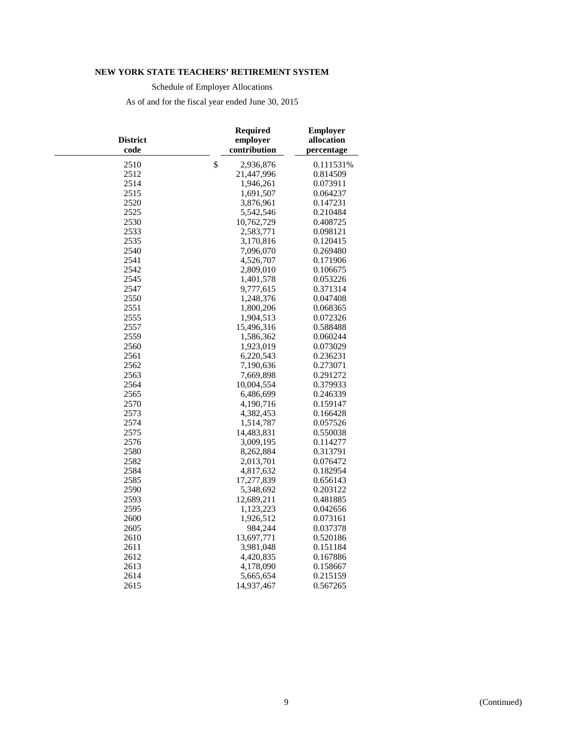**NEW YORK STATE TEACHERS' RETIREMENT SYSTEM**

Schedule of Employer Allocations

As of and for the fiscal year ended June 30, 2015

| District code | Required employer contribution | Employer allocation percentage |
|---|---|---|
| 2510 | $ 2,936,876 | 0.111531% |
| 2512 | 21,447,996 | 0.814509 |
| 2514 | 1,946,261 | 0.073911 |
| 2515 | 1,691,507 | 0.064237 |
| 2520 | 3,876,961 | 0.147231 |
| 2525 | 5,542,546 | 0.210484 |
| 2530 | 10,762,729 | 0.408725 |
| 2533 | 2,583,771 | 0.098121 |
| 2535 | 3,170,816 | 0.120415 |
| 2540 | 7,096,070 | 0.269480 |
| 2541 | 4,526,707 | 0.171906 |
| 2542 | 2,809,010 | 0.106675 |
| 2545 | 1,401,578 | 0.053226 |
| 2547 | 9,777,615 | 0.371314 |
| 2550 | 1,248,376 | 0.047408 |
| 2551 | 1,800,206 | 0.068365 |
| 2555 | 1,904,513 | 0.072326 |
| 2557 | 15,496,316 | 0.588488 |
| 2559 | 1,586,362 | 0.060244 |
| 2560 | 1,923,019 | 0.073029 |
| 2561 | 6,220,543 | 0.236231 |
| 2562 | 7,190,636 | 0.273071 |
| 2563 | 7,669,898 | 0.291272 |
| 2564 | 10,004,554 | 0.379933 |
| 2565 | 6,486,699 | 0.246339 |
| 2570 | 4,190,716 | 0.159147 |
| 2573 | 4,382,453 | 0.166428 |
| 2574 | 1,514,787 | 0.057526 |
| 2575 | 14,483,831 | 0.550038 |
| 2576 | 3,009,195 | 0.114277 |
| 2580 | 8,262,884 | 0.313791 |
| 2582 | 2,013,701 | 0.076472 |
| 2584 | 4,817,632 | 0.182954 |
| 2585 | 17,277,839 | 0.656143 |
| 2590 | 5,348,692 | 0.203122 |
| 2593 | 12,689,211 | 0.481885 |
| 2595 | 1,123,223 | 0.042656 |
| 2600 | 1,926,512 | 0.073161 |
| 2605 | 984,244 | 0.037378 |
| 2610 | 13,697,771 | 0.520186 |
| 2611 | 3,981,048 | 0.151184 |
| 2612 | 4,420,835 | 0.167886 |
| 2613 | 4,178,090 | 0.158667 |
| 2614 | 5,665,654 | 0.215159 |
| 2615 | 14,937,467 | 0.567265 |

(Continued)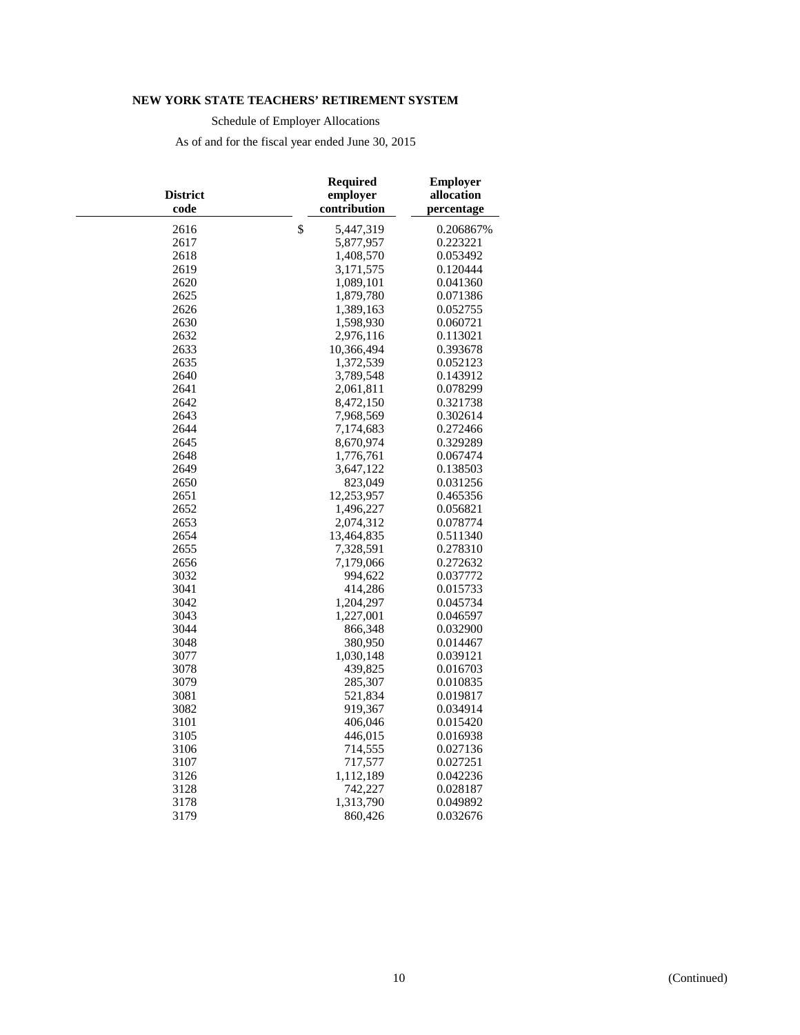**NEW YORK STATE TEACHERS' RETIREMENT SYSTEM**

Schedule of Employer Allocations

As of and for the fiscal year ended June 30, 2015

| District code | Required employer contribution | Employer allocation percentage |
|---|---|---|
| 2616 | $ 5,447,319 | 0.206867% |
| 2617 | 5,877,957 | 0.223221 |
| 2618 | 1,408,570 | 0.053492 |
| 2619 | 3,171,575 | 0.120444 |
| 2620 | 1,089,101 | 0.041360 |
| 2625 | 1,879,780 | 0.071386 |
| 2626 | 1,389,163 | 0.052755 |
| 2630 | 1,598,930 | 0.060721 |
| 2632 | 2,976,116 | 0.113021 |
| 2633 | 10,366,494 | 0.393678 |
| 2635 | 1,372,539 | 0.052123 |
| 2640 | 3,789,548 | 0.143912 |
| 2641 | 2,061,811 | 0.078299 |
| 2642 | 8,472,150 | 0.321738 |
| 2643 | 7,968,569 | 0.302614 |
| 2644 | 7,174,683 | 0.272466 |
| 2645 | 8,670,974 | 0.329289 |
| 2648 | 1,776,761 | 0.067474 |
| 2649 | 3,647,122 | 0.138503 |
| 2650 | 823,049 | 0.031256 |
| 2651 | 12,253,957 | 0.465356 |
| 2652 | 1,496,227 | 0.056821 |
| 2653 | 2,074,312 | 0.078774 |
| 2654 | 13,464,835 | 0.511340 |
| 2655 | 7,328,591 | 0.278310 |
| 2656 | 7,179,066 | 0.272632 |
| 3032 | 994,622 | 0.037772 |
| 3041 | 414,286 | 0.015733 |
| 3042 | 1,204,297 | 0.045734 |
| 3043 | 1,227,001 | 0.046597 |
| 3044 | 866,348 | 0.032900 |
| 3048 | 380,950 | 0.014467 |
| 3077 | 1,030,148 | 0.039121 |
| 3078 | 439,825 | 0.016703 |
| 3079 | 285,307 | 0.010835 |
| 3081 | 521,834 | 0.019817 |
| 3082 | 919,367 | 0.034914 |
| 3101 | 406,046 | 0.015420 |
| 3105 | 446,015 | 0.016938 |
| 3106 | 714,555 | 0.027136 |
| 3107 | 717,577 | 0.027251 |
| 3126 | 1,112,189 | 0.042236 |
| 3128 | 742,227 | 0.028187 |
| 3178 | 1,313,790 | 0.049892 |
| 3179 | 860,426 | 0.032676 |

(Continued)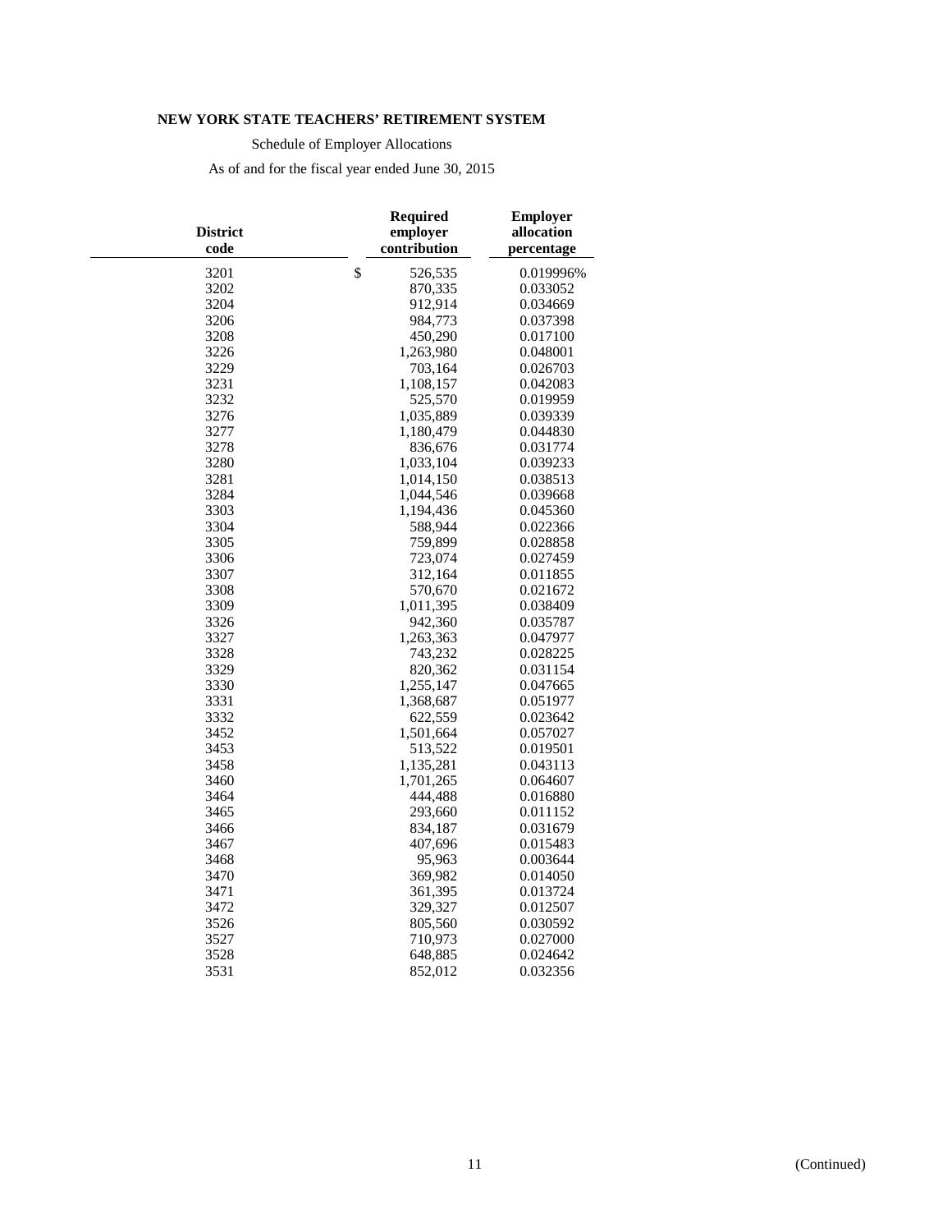**NEW YORK STATE TEACHERS' RETIREMENT SYSTEM**

Schedule of Employer Allocations

As of and for the fiscal year ended June 30, 2015

| District code | Required employer contribution | Employer allocation percentage |
|---|---|---|
| 3201 | $ 526,535 | 0.019996% |
| 3202 | 870,335 | 0.033052 |
| 3204 | 912,914 | 0.034669 |
| 3206 | 984,773 | 0.037398 |
| 3208 | 450,290 | 0.017100 |
| 3226 | 1,263,980 | 0.048001 |
| 3229 | 703,164 | 0.026703 |
| 3231 | 1,108,157 | 0.042083 |
| 3232 | 525,570 | 0.019959 |
| 3276 | 1,035,889 | 0.039339 |
| 3277 | 1,180,479 | 0.044830 |
| 3278 | 836,676 | 0.031774 |
| 3280 | 1,033,104 | 0.039233 |
| 3281 | 1,014,150 | 0.038513 |
| 3284 | 1,044,546 | 0.039668 |
| 3303 | 1,194,436 | 0.045360 |
| 3304 | 588,944 | 0.022366 |
| 3305 | 759,899 | 0.028858 |
| 3306 | 723,074 | 0.027459 |
| 3307 | 312,164 | 0.011855 |
| 3308 | 570,670 | 0.021672 |
| 3309 | 1,011,395 | 0.038409 |
| 3326 | 942,360 | 0.035787 |
| 3327 | 1,263,363 | 0.047977 |
| 3328 | 743,232 | 0.028225 |
| 3329 | 820,362 | 0.031154 |
| 3330 | 1,255,147 | 0.047665 |
| 3331 | 1,368,687 | 0.051977 |
| 3332 | 622,559 | 0.023642 |
| 3452 | 1,501,664 | 0.057027 |
| 3453 | 513,522 | 0.019501 |
| 3458 | 1,135,281 | 0.043113 |
| 3460 | 1,701,265 | 0.064607 |
| 3464 | 444,488 | 0.016880 |
| 3465 | 293,660 | 0.011152 |
| 3466 | 834,187 | 0.031679 |
| 3467 | 407,696 | 0.015483 |
| 3468 | 95,963 | 0.003644 |
| 3470 | 369,982 | 0.014050 |
| 3471 | 361,395 | 0.013724 |
| 3472 | 329,327 | 0.012507 |
| 3526 | 805,560 | 0.030592 |
| 3527 | 710,973 | 0.027000 |
| 3528 | 648,885 | 0.024642 |
| 3531 | 852,012 | 0.032356 |

(Continued)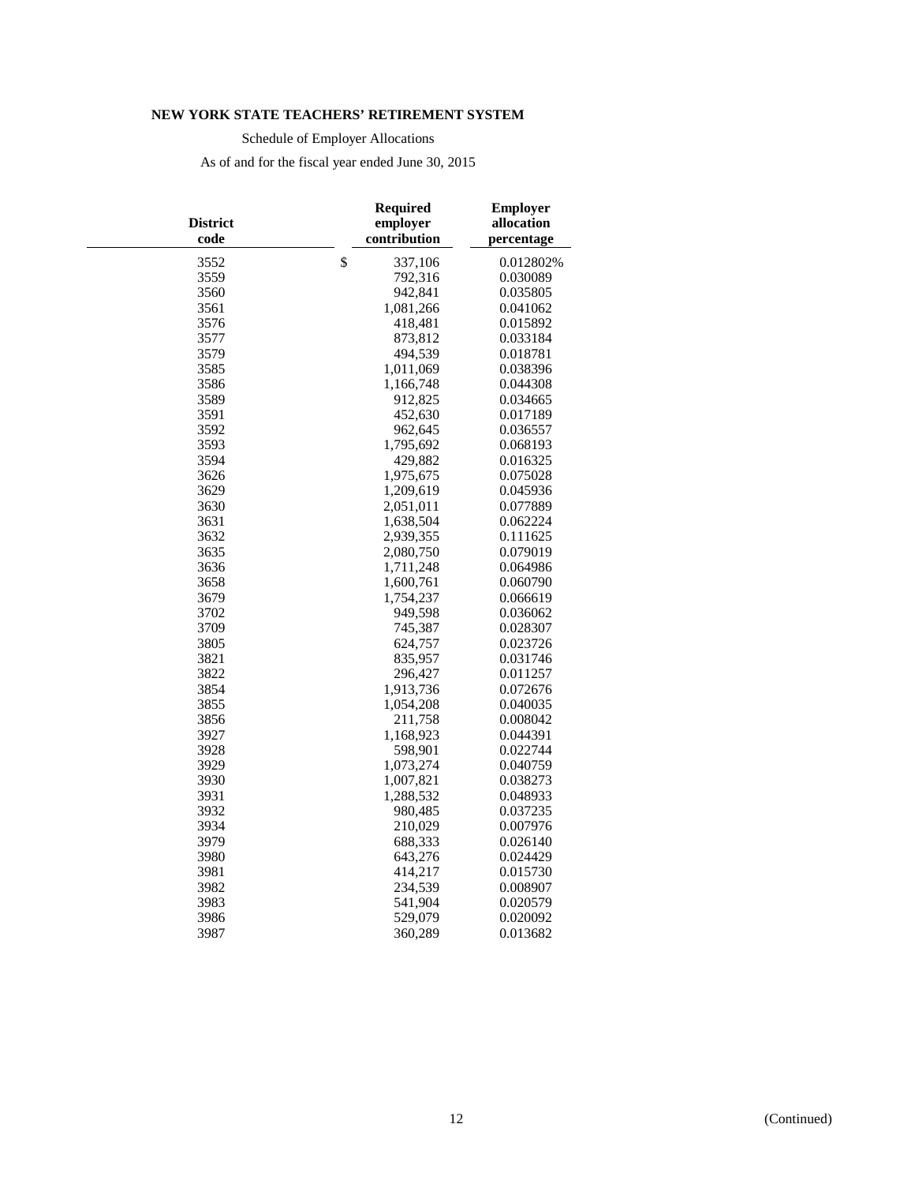**NEW YORK STATE TEACHERS' RETIREMENT SYSTEM**

Schedule of Employer Allocations

As of and for the fiscal year ended June 30, 2015

| District code | Required employer contribution | Employer allocation percentage |
|---|---|---|
| 3552 | $ 337,106 | 0.012802% |
| 3559 | 792,316 | 0.030089 |
| 3560 | 942,841 | 0.035805 |
| 3561 | 1,081,266 | 0.041062 |
| 3576 | 418,481 | 0.015892 |
| 3577 | 873,812 | 0.033184 |
| 3579 | 494,539 | 0.018781 |
| 3585 | 1,011,069 | 0.038396 |
| 3586 | 1,166,748 | 0.044308 |
| 3589 | 912,825 | 0.034665 |
| 3591 | 452,630 | 0.017189 |
| 3592 | 962,645 | 0.036557 |
| 3593 | 1,795,692 | 0.068193 |
| 3594 | 429,882 | 0.016325 |
| 3626 | 1,975,675 | 0.075028 |
| 3629 | 1,209,619 | 0.045936 |
| 3630 | 2,051,011 | 0.077889 |
| 3631 | 1,638,504 | 0.062224 |
| 3632 | 2,939,355 | 0.111625 |
| 3635 | 2,080,750 | 0.079019 |
| 3636 | 1,711,248 | 0.064986 |
| 3658 | 1,600,761 | 0.060790 |
| 3679 | 1,754,237 | 0.066619 |
| 3702 | 949,598 | 0.036062 |
| 3709 | 745,387 | 0.028307 |
| 3805 | 624,757 | 0.023726 |
| 3821 | 835,957 | 0.031746 |
| 3822 | 296,427 | 0.011257 |
| 3854 | 1,913,736 | 0.072676 |
| 3855 | 1,054,208 | 0.040035 |
| 3856 | 211,758 | 0.008042 |
| 3927 | 1,168,923 | 0.044391 |
| 3928 | 598,901 | 0.022744 |
| 3929 | 1,073,274 | 0.040759 |
| 3930 | 1,007,821 | 0.038273 |
| 3931 | 1,288,532 | 0.048933 |
| 3932 | 980,485 | 0.037235 |
| 3934 | 210,029 | 0.007976 |
| 3979 | 688,333 | 0.026140 |
| 3980 | 643,276 | 0.024429 |
| 3981 | 414,217 | 0.015730 |
| 3982 | 234,539 | 0.008907 |
| 3983 | 541,904 | 0.020579 |
| 3986 | 529,079 | 0.020092 |
| 3987 | 360,289 | 0.013682 |

(Continued)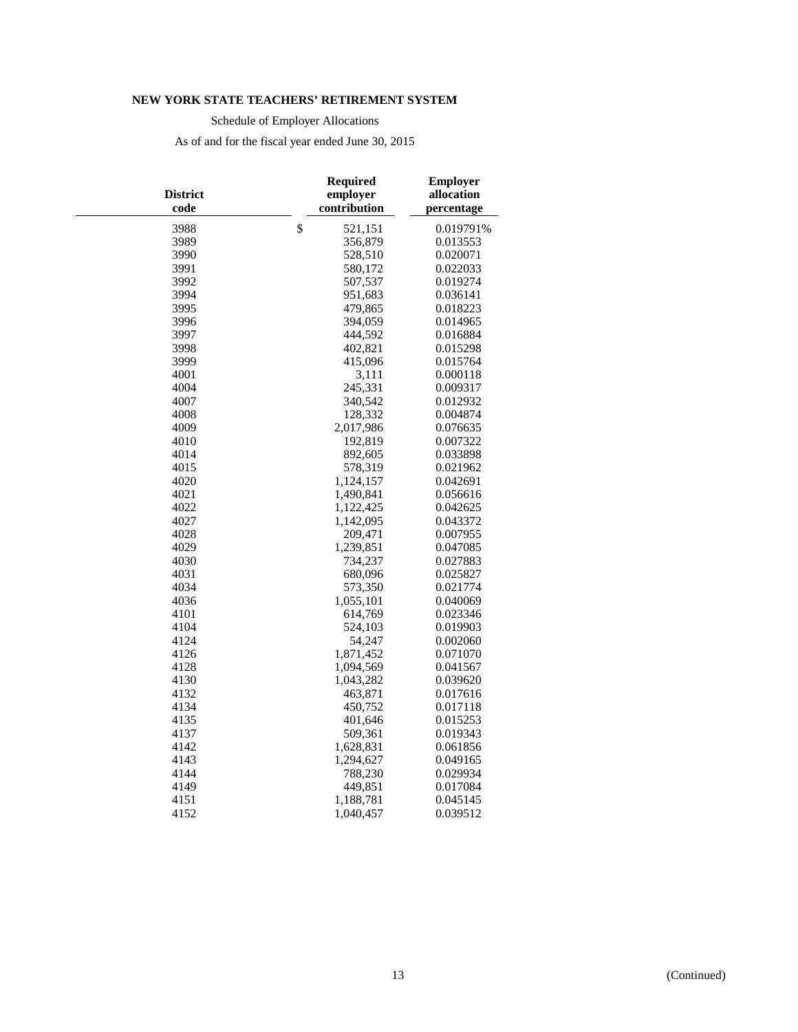**NEW YORK STATE TEACHERS' RETIREMENT SYSTEM**

Schedule of Employer Allocations

As of and for the fiscal year ended June 30, 2015

| District code | Required employer contribution | Employer allocation percentage |
|---|---|---|
| 3988 | $ 521,151 | 0.019791% |
| 3989 | 356,879 | 0.013553 |
| 3990 | 528,510 | 0.020071 |
| 3991 | 580,172 | 0.022033 |
| 3992 | 507,537 | 0.019274 |
| 3994 | 951,683 | 0.036141 |
| 3995 | 479,865 | 0.018223 |
| 3996 | 394,059 | 0.014965 |
| 3997 | 444,592 | 0.016884 |
| 3998 | 402,821 | 0.015298 |
| 3999 | 415,096 | 0.015764 |
| 4001 | 3,111 | 0.000118 |
| 4004 | 245,331 | 0.009317 |
| 4007 | 340,542 | 0.012932 |
| 4008 | 128,332 | 0.004874 |
| 4009 | 2,017,986 | 0.076635 |
| 4010 | 192,819 | 0.007322 |
| 4014 | 892,605 | 0.033898 |
| 4015 | 578,319 | 0.021962 |
| 4020 | 1,124,157 | 0.042691 |
| 4021 | 1,490,841 | 0.056616 |
| 4022 | 1,122,425 | 0.042625 |
| 4027 | 1,142,095 | 0.043372 |
| 4028 | 209,471 | 0.007955 |
| 4029 | 1,239,851 | 0.047085 |
| 4030 | 734,237 | 0.027883 |
| 4031 | 680,096 | 0.025827 |
| 4034 | 573,350 | 0.021774 |
| 4036 | 1,055,101 | 0.040069 |
| 4101 | 614,769 | 0.023346 |
| 4104 | 524,103 | 0.019903 |
| 4124 | 54,247 | 0.002060 |
| 4126 | 1,871,452 | 0.071070 |
| 4128 | 1,094,569 | 0.041567 |
| 4130 | 1,043,282 | 0.039620 |
| 4132 | 463,871 | 0.017616 |
| 4134 | 450,752 | 0.017118 |
| 4135 | 401,646 | 0.015253 |
| 4137 | 509,361 | 0.019343 |
| 4142 | 1,628,831 | 0.061856 |
| 4143 | 1,294,627 | 0.049165 |
| 4144 | 788,230 | 0.029934 |
| 4149 | 449,851 | 0.017084 |
| 4151 | 1,188,781 | 0.045145 |
| 4152 | 1,040,457 | 0.039512 |

(Continued)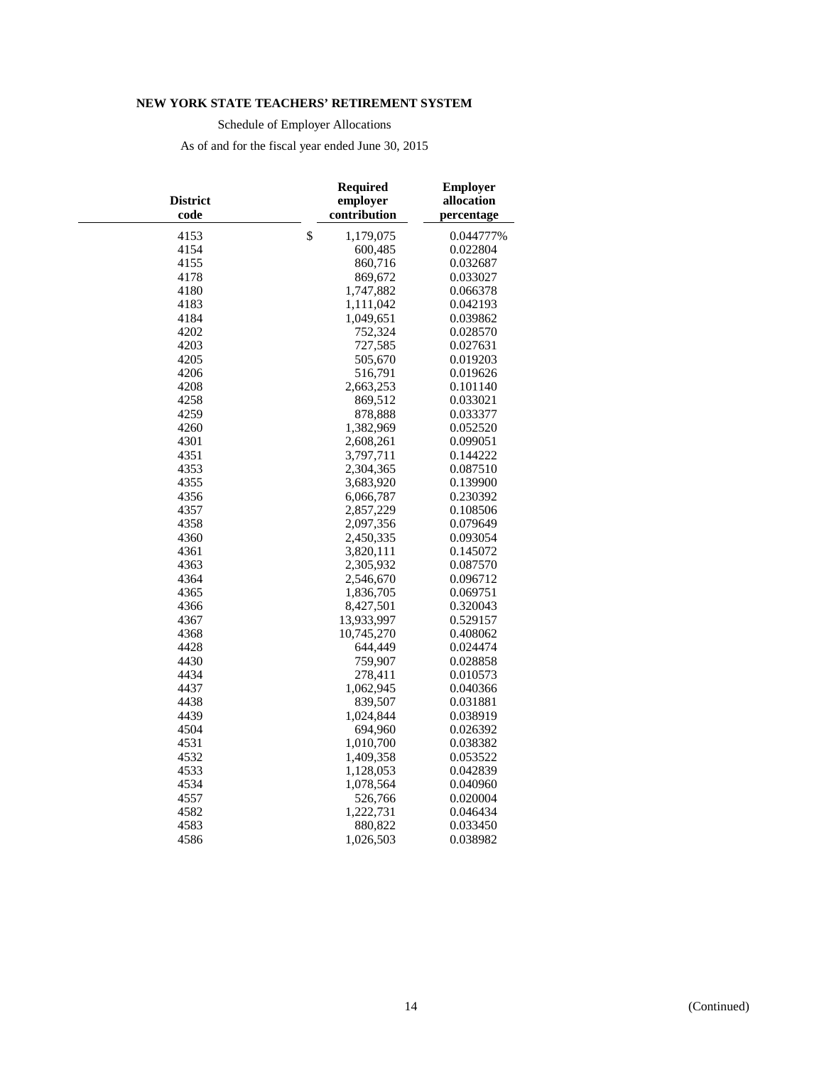**NEW YORK STATE TEACHERS' RETIREMENT SYSTEM**

Schedule of Employer Allocations

As of and for the fiscal year ended June 30, 2015

| District code | Required employer contribution | Employer allocation percentage |
|---|---|---|
| 4153 | $ 1,179,075 | 0.044777% |
| 4154 | 600,485 | 0.022804 |
| 4155 | 860,716 | 0.032687 |
| 4178 | 869,672 | 0.033027 |
| 4180 | 1,747,882 | 0.066378 |
| 4183 | 1,111,042 | 0.042193 |
| 4184 | 1,049,651 | 0.039862 |
| 4202 | 752,324 | 0.028570 |
| 4203 | 727,585 | 0.027631 |
| 4205 | 505,670 | 0.019203 |
| 4206 | 516,791 | 0.019626 |
| 4208 | 2,663,253 | 0.101140 |
| 4258 | 869,512 | 0.033021 |
| 4259 | 878,888 | 0.033377 |
| 4260 | 1,382,969 | 0.052520 |
| 4301 | 2,608,261 | 0.099051 |
| 4351 | 3,797,711 | 0.144222 |
| 4353 | 2,304,365 | 0.087510 |
| 4355 | 3,683,920 | 0.139900 |
| 4356 | 6,066,787 | 0.230392 |
| 4357 | 2,857,229 | 0.108506 |
| 4358 | 2,097,356 | 0.079649 |
| 4360 | 2,450,335 | 0.093054 |
| 4361 | 3,820,111 | 0.145072 |
| 4363 | 2,305,932 | 0.087570 |
| 4364 | 2,546,670 | 0.096712 |
| 4365 | 1,836,705 | 0.069751 |
| 4366 | 8,427,501 | 0.320043 |
| 4367 | 13,933,997 | 0.529157 |
| 4368 | 10,745,270 | 0.408062 |
| 4428 | 644,449 | 0.024474 |
| 4430 | 759,907 | 0.028858 |
| 4434 | 278,411 | 0.010573 |
| 4437 | 1,062,945 | 0.040366 |
| 4438 | 839,507 | 0.031881 |
| 4439 | 1,024,844 | 0.038919 |
| 4504 | 694,960 | 0.026392 |
| 4531 | 1,010,700 | 0.038382 |
| 4532 | 1,409,358 | 0.053522 |
| 4533 | 1,128,053 | 0.042839 |
| 4534 | 1,078,564 | 0.040960 |
| 4557 | 526,766 | 0.020004 |
| 4582 | 1,222,731 | 0.046434 |
| 4583 | 880,822 | 0.033450 |
| 4586 | 1,026,503 | 0.038982 |

(Continued)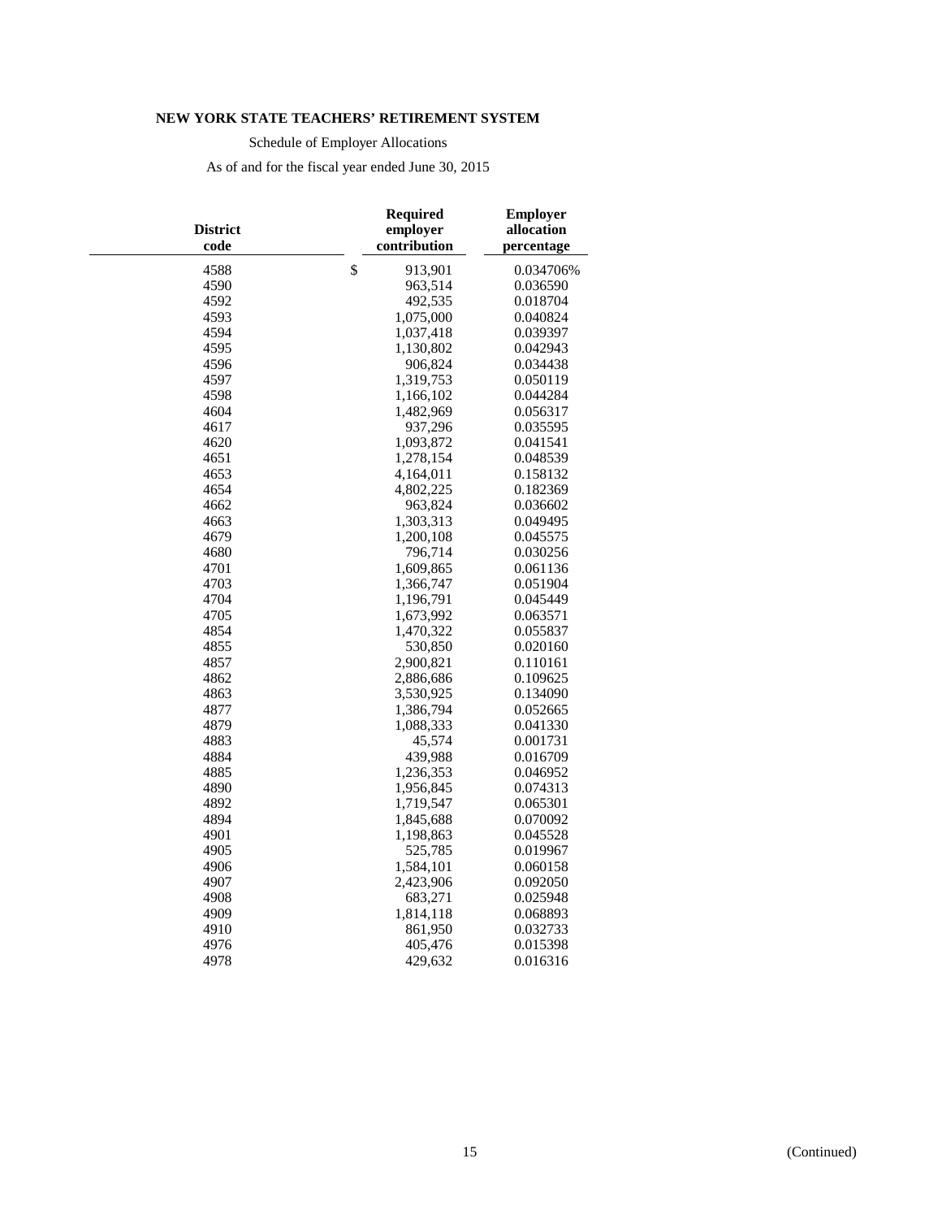**NEW YORK STATE TEACHERS' RETIREMENT SYSTEM**

Schedule of Employer Allocations

As of and for the fiscal year ended June 30, 2015

| District code | Required employer contribution | Employer allocation percentage |
|---|---|---|
| 4588 | $ 913,901 | 0.034706% |
| 4590 | 963,514 | 0.036590 |
| 4592 | 492,535 | 0.018704 |
| 4593 | 1,075,000 | 0.040824 |
| 4594 | 1,037,418 | 0.039397 |
| 4595 | 1,130,802 | 0.042943 |
| 4596 | 906,824 | 0.034438 |
| 4597 | 1,319,753 | 0.050119 |
| 4598 | 1,166,102 | 0.044284 |
| 4604 | 1,482,969 | 0.056317 |
| 4617 | 937,296 | 0.035595 |
| 4620 | 1,093,872 | 0.041541 |
| 4651 | 1,278,154 | 0.048539 |
| 4653 | 4,164,011 | 0.158132 |
| 4654 | 4,802,225 | 0.182369 |
| 4662 | 963,824 | 0.036602 |
| 4663 | 1,303,313 | 0.049495 |
| 4679 | 1,200,108 | 0.045575 |
| 4680 | 796,714 | 0.030256 |
| 4701 | 1,609,865 | 0.061136 |
| 4703 | 1,366,747 | 0.051904 |
| 4704 | 1,196,791 | 0.045449 |
| 4705 | 1,673,992 | 0.063571 |
| 4854 | 1,470,322 | 0.055837 |
| 4855 | 530,850 | 0.020160 |
| 4857 | 2,900,821 | 0.110161 |
| 4862 | 2,886,686 | 0.109625 |
| 4863 | 3,530,925 | 0.134090 |
| 4877 | 1,386,794 | 0.052665 |
| 4879 | 1,088,333 | 0.041330 |
| 4883 | 45,574 | 0.001731 |
| 4884 | 439,988 | 0.016709 |
| 4885 | 1,236,353 | 0.046952 |
| 4890 | 1,956,845 | 0.074313 |
| 4892 | 1,719,547 | 0.065301 |
| 4894 | 1,845,688 | 0.070092 |
| 4901 | 1,198,863 | 0.045528 |
| 4905 | 525,785 | 0.019967 |
| 4906 | 1,584,101 | 0.060158 |
| 4907 | 2,423,906 | 0.092050 |
| 4908 | 683,271 | 0.025948 |
| 4909 | 1,814,118 | 0.068893 |
| 4910 | 861,950 | 0.032733 |
| 4976 | 405,476 | 0.015398 |
| 4978 | 429,632 | 0.016316 |

(Continued)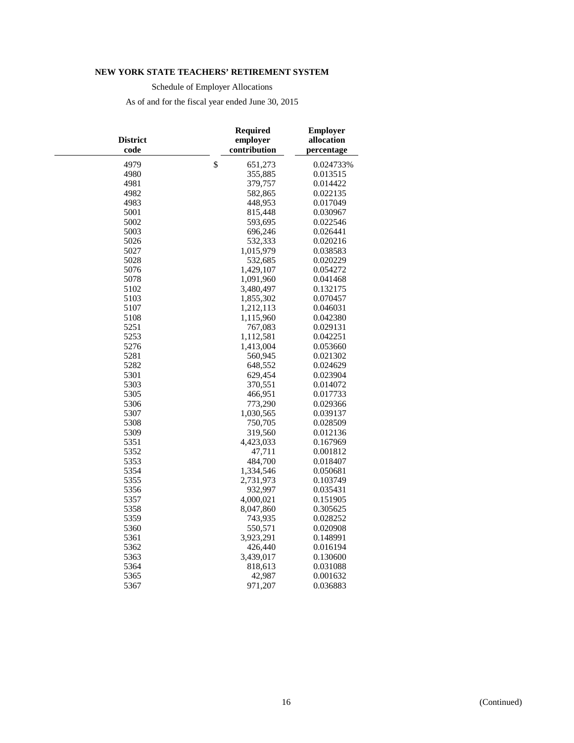**NEW YORK STATE TEACHERS' RETIREMENT SYSTEM**

Schedule of Employer Allocations

As of and for the fiscal year ended June 30, 2015

| District code | Required employer contribution | Employer allocation percentage |
|---|---|---|
| 4979 | $ 651,273 | 0.024733% |
| 4980 | 355,885 | 0.013515 |
| 4981 | 379,757 | 0.014422 |
| 4982 | 582,865 | 0.022135 |
| 4983 | 448,953 | 0.017049 |
| 5001 | 815,448 | 0.030967 |
| 5002 | 593,695 | 0.022546 |
| 5003 | 696,246 | 0.026441 |
| 5026 | 532,333 | 0.020216 |
| 5027 | 1,015,979 | 0.038583 |
| 5028 | 532,685 | 0.020229 |
| 5076 | 1,429,107 | 0.054272 |
| 5078 | 1,091,960 | 0.041468 |
| 5102 | 3,480,497 | 0.132175 |
| 5103 | 1,855,302 | 0.070457 |
| 5107 | 1,212,113 | 0.046031 |
| 5108 | 1,115,960 | 0.042380 |
| 5251 | 767,083 | 0.029131 |
| 5253 | 1,112,581 | 0.042251 |
| 5276 | 1,413,004 | 0.053660 |
| 5281 | 560,945 | 0.021302 |
| 5282 | 648,552 | 0.024629 |
| 5301 | 629,454 | 0.023904 |
| 5303 | 370,551 | 0.014072 |
| 5305 | 466,951 | 0.017733 |
| 5306 | 773,290 | 0.029366 |
| 5307 | 1,030,565 | 0.039137 |
| 5308 | 750,705 | 0.028509 |
| 5309 | 319,560 | 0.012136 |
| 5351 | 4,423,033 | 0.167969 |
| 5352 | 47,711 | 0.001812 |
| 5353 | 484,700 | 0.018407 |
| 5354 | 1,334,546 | 0.050681 |
| 5355 | 2,731,973 | 0.103749 |
| 5356 | 932,997 | 0.035431 |
| 5357 | 4,000,021 | 0.151905 |
| 5358 | 8,047,860 | 0.305625 |
| 5359 | 743,935 | 0.028252 |
| 5360 | 550,571 | 0.020908 |
| 5361 | 3,923,291 | 0.148991 |
| 5362 | 426,440 | 0.016194 |
| 5363 | 3,439,017 | 0.130600 |
| 5364 | 818,613 | 0.031088 |
| 5365 | 42,987 | 0.001632 |
| 5367 | 971,207 | 0.036883 |

(Continued)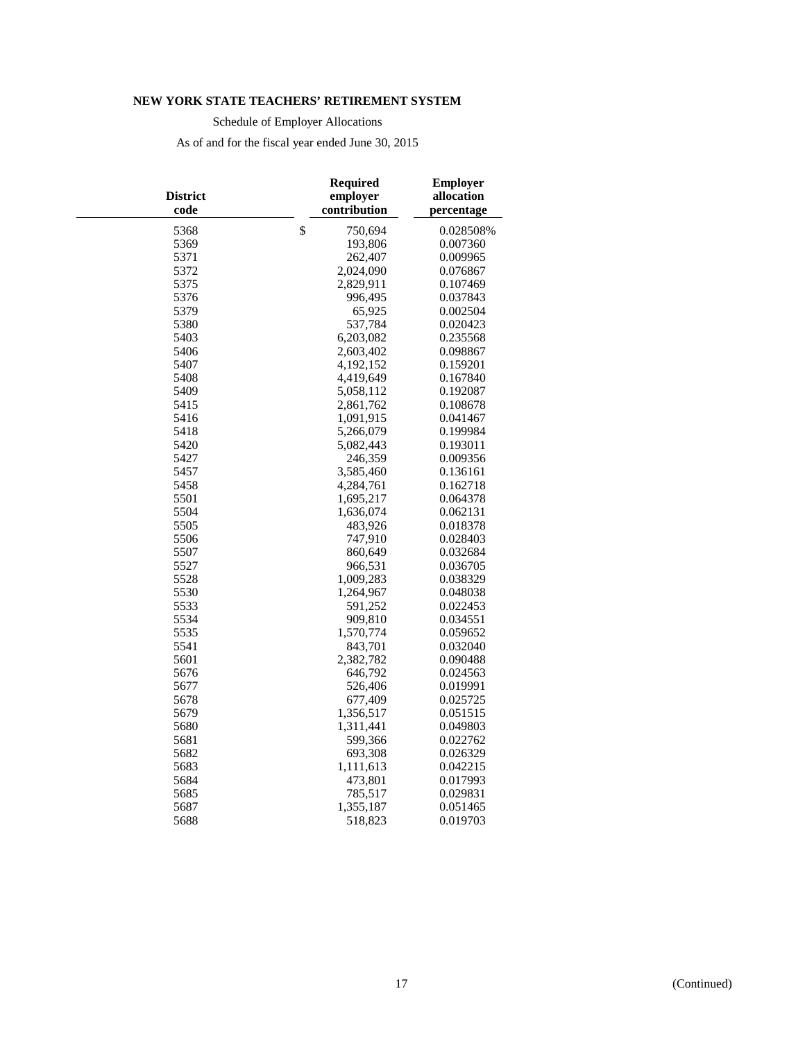**NEW YORK STATE TEACHERS' RETIREMENT SYSTEM**

Schedule of Employer Allocations

As of and for the fiscal year ended June 30, 2015

| District code | Required employer contribution | Employer allocation percentage |
|---|---|---|
| 5368 | $ 750,694 | 0.028508% |
| 5369 | 193,806 | 0.007360 |
| 5371 | 262,407 | 0.009965 |
| 5372 | 2,024,090 | 0.076867 |
| 5375 | 2,829,911 | 0.107469 |
| 5376 | 996,495 | 0.037843 |
| 5379 | 65,925 | 0.002504 |
| 5380 | 537,784 | 0.020423 |
| 5403 | 6,203,082 | 0.235568 |
| 5406 | 2,603,402 | 0.098867 |
| 5407 | 4,192,152 | 0.159201 |
| 5408 | 4,419,649 | 0.167840 |
| 5409 | 5,058,112 | 0.192087 |
| 5415 | 2,861,762 | 0.108678 |
| 5416 | 1,091,915 | 0.041467 |
| 5418 | 5,266,079 | 0.199984 |
| 5420 | 5,082,443 | 0.193011 |
| 5427 | 246,359 | 0.009356 |
| 5457 | 3,585,460 | 0.136161 |
| 5458 | 4,284,761 | 0.162718 |
| 5501 | 1,695,217 | 0.064378 |
| 5504 | 1,636,074 | 0.062131 |
| 5505 | 483,926 | 0.018378 |
| 5506 | 747,910 | 0.028403 |
| 5507 | 860,649 | 0.032684 |
| 5527 | 966,531 | 0.036705 |
| 5528 | 1,009,283 | 0.038329 |
| 5530 | 1,264,967 | 0.048038 |
| 5533 | 591,252 | 0.022453 |
| 5534 | 909,810 | 0.034551 |
| 5535 | 1,570,774 | 0.059652 |
| 5541 | 843,701 | 0.032040 |
| 5601 | 2,382,782 | 0.090488 |
| 5676 | 646,792 | 0.024563 |
| 5677 | 526,406 | 0.019991 |
| 5678 | 677,409 | 0.025725 |
| 5679 | 1,356,517 | 0.051515 |
| 5680 | 1,311,441 | 0.049803 |
| 5681 | 599,366 | 0.022762 |
| 5682 | 693,308 | 0.026329 |
| 5683 | 1,111,613 | 0.042215 |
| 5684 | 473,801 | 0.017993 |
| 5685 | 785,517 | 0.029831 |
| 5687 | 1,355,187 | 0.051465 |
| 5688 | 518,823 | 0.019703 |

(Continued)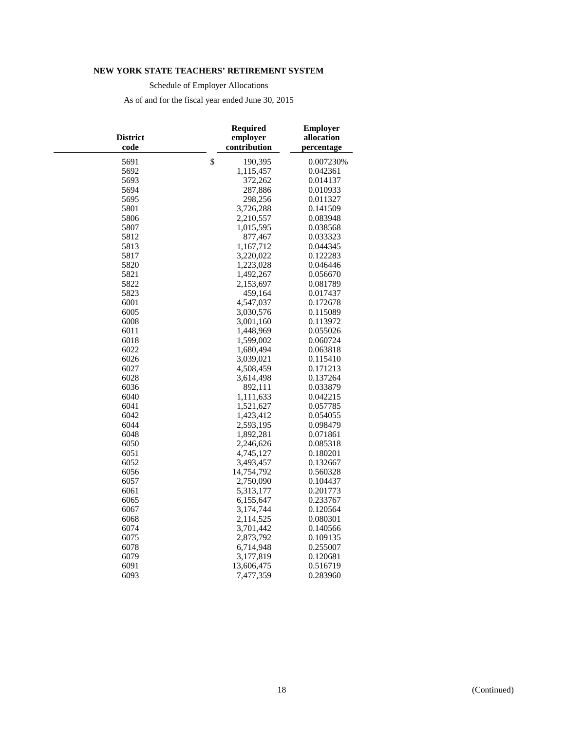**NEW YORK STATE TEACHERS' RETIREMENT SYSTEM**

Schedule of Employer Allocations

As of and for the fiscal year ended June 30, 2015

| District code | Required employer contribution | Employer allocation percentage |
|---|---|---|
| 5691 | $ 190,395 | 0.007230% |
| 5692 | 1,115,457 | 0.042361 |
| 5693 | 372,262 | 0.014137 |
| 5694 | 287,886 | 0.010933 |
| 5695 | 298,256 | 0.011327 |
| 5801 | 3,726,288 | 0.141509 |
| 5806 | 2,210,557 | 0.083948 |
| 5807 | 1,015,595 | 0.038568 |
| 5812 | 877,467 | 0.033323 |
| 5813 | 1,167,712 | 0.044345 |
| 5817 | 3,220,022 | 0.122283 |
| 5820 | 1,223,028 | 0.046446 |
| 5821 | 1,492,267 | 0.056670 |
| 5822 | 2,153,697 | 0.081789 |
| 5823 | 459,164 | 0.017437 |
| 6001 | 4,547,037 | 0.172678 |
| 6005 | 3,030,576 | 0.115089 |
| 6008 | 3,001,160 | 0.113972 |
| 6011 | 1,448,969 | 0.055026 |
| 6018 | 1,599,002 | 0.060724 |
| 6022 | 1,680,494 | 0.063818 |
| 6026 | 3,039,021 | 0.115410 |
| 6027 | 4,508,459 | 0.171213 |
| 6028 | 3,614,498 | 0.137264 |
| 6036 | 892,111 | 0.033879 |
| 6040 | 1,111,633 | 0.042215 |
| 6041 | 1,521,627 | 0.057785 |
| 6042 | 1,423,412 | 0.054055 |
| 6044 | 2,593,195 | 0.098479 |
| 6048 | 1,892,281 | 0.071861 |
| 6050 | 2,246,626 | 0.085318 |
| 6051 | 4,745,127 | 0.180201 |
| 6052 | 3,493,457 | 0.132667 |
| 6056 | 14,754,792 | 0.560328 |
| 6057 | 2,750,090 | 0.104437 |
| 6061 | 5,313,177 | 0.201773 |
| 6065 | 6,155,647 | 0.233767 |
| 6067 | 3,174,744 | 0.120564 |
| 6068 | 2,114,525 | 0.080301 |
| 6074 | 3,701,442 | 0.140566 |
| 6075 | 2,873,792 | 0.109135 |
| 6078 | 6,714,948 | 0.255007 |
| 6079 | 3,177,819 | 0.120681 |
| 6091 | 13,606,475 | 0.516719 |
| 6093 | 7,477,359 | 0.283960 |

(Continued)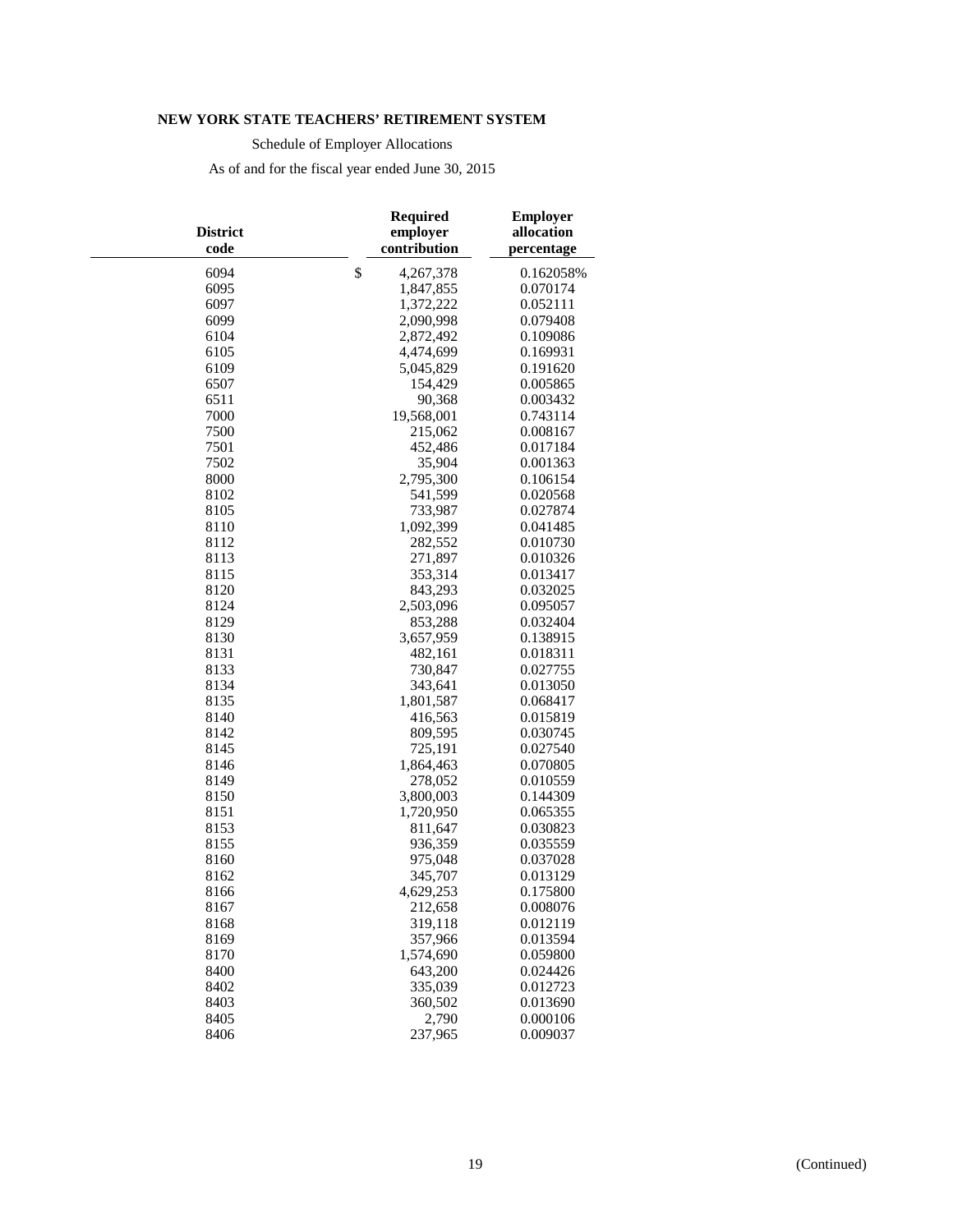**NEW YORK STATE TEACHERS' RETIREMENT SYSTEM**

Schedule of Employer Allocations

As of and for the fiscal year ended June 30, 2015

| District code | Required employer contribution | Employer allocation percentage |
|---|---|---|
| 6094 | $ 4,267,378 | 0.162058% |
| 6095 | 1,847,855 | 0.070174 |
| 6097 | 1,372,222 | 0.052111 |
| 6099 | 2,090,998 | 0.079408 |
| 6104 | 2,872,492 | 0.109086 |
| 6105 | 4,474,699 | 0.169931 |
| 6109 | 5,045,829 | 0.191620 |
| 6507 | 154,429 | 0.005865 |
| 6511 | 90,368 | 0.003432 |
| 7000 | 19,568,001 | 0.743114 |
| 7500 | 215,062 | 0.008167 |
| 7501 | 452,486 | 0.017184 |
| 7502 | 35,904 | 0.001363 |
| 8000 | 2,795,300 | 0.106154 |
| 8102 | 541,599 | 0.020568 |
| 8105 | 733,987 | 0.027874 |
| 8110 | 1,092,399 | 0.041485 |
| 8112 | 282,552 | 0.010730 |
| 8113 | 271,897 | 0.010326 |
| 8115 | 353,314 | 0.013417 |
| 8120 | 843,293 | 0.032025 |
| 8124 | 2,503,096 | 0.095057 |
| 8129 | 853,288 | 0.032404 |
| 8130 | 3,657,959 | 0.138915 |
| 8131 | 482,161 | 0.018311 |
| 8133 | 730,847 | 0.027755 |
| 8134 | 343,641 | 0.013050 |
| 8135 | 1,801,587 | 0.068417 |
| 8140 | 416,563 | 0.015819 |
| 8142 | 809,595 | 0.030745 |
| 8145 | 725,191 | 0.027540 |
| 8146 | 1,864,463 | 0.070805 |
| 8149 | 278,052 | 0.010559 |
| 8150 | 3,800,003 | 0.144309 |
| 8151 | 1,720,950 | 0.065355 |
| 8153 | 811,647 | 0.030823 |
| 8155 | 936,359 | 0.035559 |
| 8160 | 975,048 | 0.037028 |
| 8162 | 345,707 | 0.013129 |
| 8166 | 4,629,253 | 0.175800 |
| 8167 | 212,658 | 0.008076 |
| 8168 | 319,118 | 0.012119 |
| 8169 | 357,966 | 0.013594 |
| 8170 | 1,574,690 | 0.059800 |
| 8400 | 643,200 | 0.024426 |
| 8402 | 335,039 | 0.012723 |
| 8403 | 360,502 | 0.013690 |
| 8405 | 2,790 | 0.000106 |
| 8406 | 237,965 | 0.009037 |

(Continued)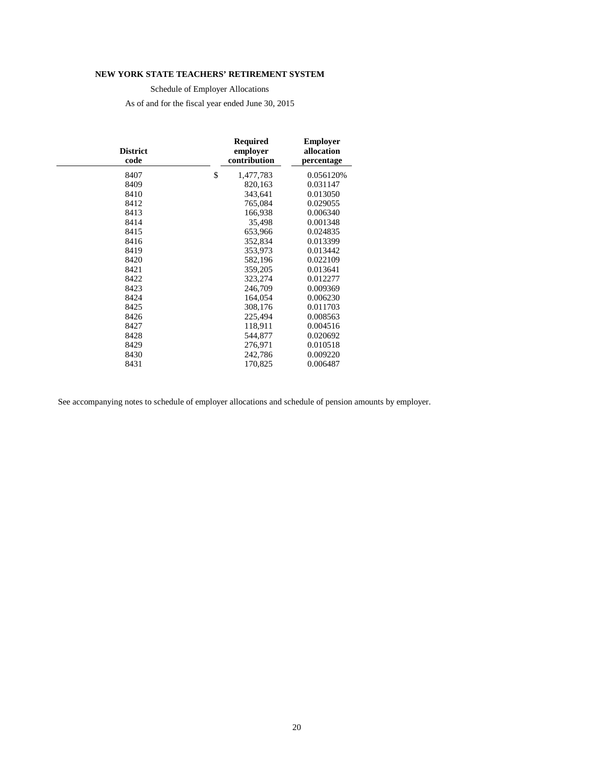**NEW YORK STATE TEACHERS' RETIREMENT SYSTEM**

Schedule of Employer Allocations

As of and for the fiscal year ended June 30, 2015

| District code | Required employer contribution | Employer allocation percentage |
|---|---|---|
| 8407 | $ 1,477,783 | 0.056120% |
| 8409 | 820,163 | 0.031147 |
| 8410 | 343,641 | 0.013050 |
| 8412 | 765,084 | 0.029055 |
| 8413 | 166,938 | 0.006340 |
| 8414 | 35,498 | 0.001348 |
| 8415 | 653,966 | 0.024835 |
| 8416 | 352,834 | 0.013399 |
| 8419 | 353,973 | 0.013442 |
| 8420 | 582,196 | 0.022109 |
| 8421 | 359,205 | 0.013641 |
| 8422 | 323,274 | 0.012277 |
| 8423 | 246,709 | 0.009369 |
| 8424 | 164,054 | 0.006230 |
| 8425 | 308,176 | 0.011703 |
| 8426 | 225,494 | 0.008563 |
| 8427 | 118,911 | 0.004516 |
| 8428 | 544,877 | 0.020692 |
| 8429 | 276,971 | 0.010518 |
| 8430 | 242,786 | 0.009220 |
| 8431 | 170,825 | 0.006487 |

See accompanying notes to schedule of employer allocations and schedule of pension amounts by employer.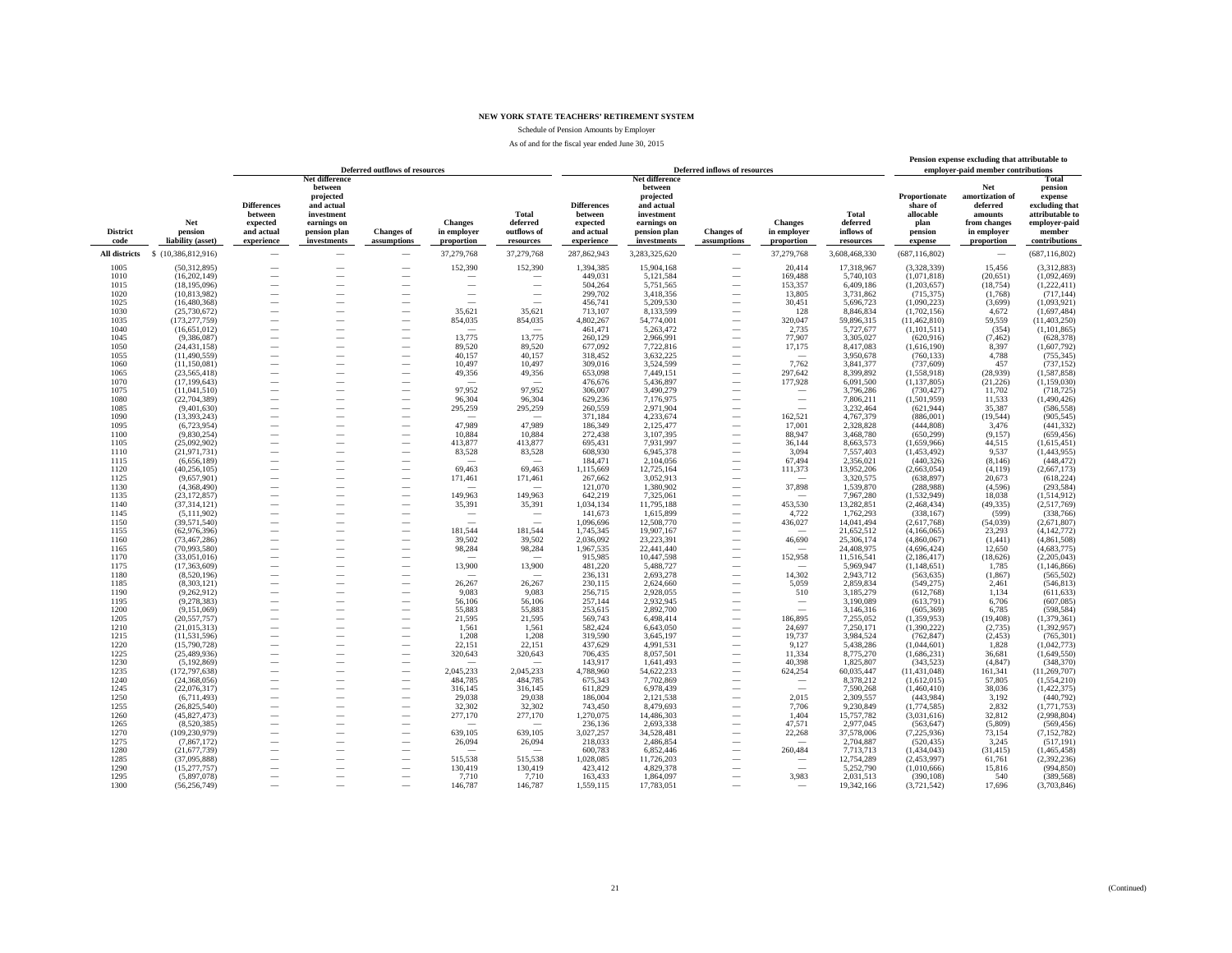# NEW YORK STATE TEACHERS' RETIREMENT SYSTEM

Schedule of Pension Amounts by Employer

As of and for the fiscal year ended June 30, 2015

| | | Deferred outflows of resources | | | | | Deferred inflows of resources | | | | | Pension expense excluding that attributable to employer-paid member contributions | | |
|---|---|---|---|---|---|---|---|---|---|---|---|---|---|---|
| District code | Net pension liability (asset) | Differences between expected and actual experience | Net difference between projected and actual investment earnings on pension plan investments | Changes of assumptions | Changes in employer proportion | Total deferred outflows of resources | Differences between expected and actual experience | Net difference between projected and actual investment earnings on pension plan investments | Changes of assumptions | Changes in employer proportion | Total deferred inflows of resources | Proportionate share of allocable plan pension expense | Net amortization of deferred amounts from changes in employer proportion | Total pension expense excluding that attributable to employer-paid member contributions |
| All districts | $ (10,386,812,916) | — | — | — | 37,279,768 | 37,279,768 | 287,862,943 | 3,283,325,620 | — | 37,279,768 | 3,608,468,330 | (687,116,802) | — | (687,116,802) |
| 1005 | (50,312,895) | — | — | — | 152,390 | 152,390 | 1,394,385 | 15,904,168 | — | 20,414 | 17,318,967 | (3,328,339) | 15,456 | (3,312,883) |
| 1010 | (16,202,149) | — | — | — | — | — | 449,031 | 5,121,584 | — | 169,488 | 5,740,103 | (1,071,818) | (20,651) | (1,092,469) |
| 1015 | (18,195,096) | — | — | — | — | — | 504,264 | 5,751,565 | — | 153,357 | 6,409,186 | (1,203,657) | (18,754) | (1,222,411) |
| 1020 | (10,813,982) | — | — | — | — | — | 299,702 | 3,418,356 | — | 13,805 | 3,731,862 | (715,375) | (1,768) | (717,144) |
| 1025 | (16,480,368) | — | — | — | — | — | 456,741 | 5,209,530 | — | 30,451 | 5,696,723 | (1,090,223) | (3,699) | (1,093,921) |
| 1030 | (25,730,672) | — | — | — | 35,621 | 35,621 | 713,107 | 8,133,599 | — | 128 | 8,846,834 | (1,702,156) | 4,672 | (1,697,484) |
| 1035 | (173,277,759) | — | — | — | 854,035 | 854,035 | 4,802,267 | 54,774,001 | — | 320,047 | 59,896,315 | (11,462,810) | 59,559 | (11,403,250) |
| 1040 | (16,651,012) | — | — | — | — | — | 461,471 | 5,263,472 | — | 2,735 | 5,727,677 | (1,101,511) | (354) | (1,101,865) |
| 1045 | (9,386,087) | — | — | — | 13,775 | 13,775 | 260,129 | 2,966,991 | — | 77,907 | 3,305,027 | (620,916) | (7,462) | (628,378) |
| 1050 | (24,431,158) | — | — | — | 89,520 | 89,520 | 677,092 | 7,722,816 | — | 17,175 | 8,417,083 | (1,616,190) | 8,397 | (1,607,792) |
| 1055 | (11,490,559) | — | — | — | 40,157 | 40,157 | 318,452 | 3,632,225 | — | — | 3,950,678 | (760,133) | 4,788 | (755,345) |
| 1060 | (11,150,081) | — | — | — | 10,497 | 10,497 | 309,016 | 3,524,599 | — | 7,762 | 3,841,377 | (737,609) | 457 | (737,152) |
| 1065 | (23,565,418) | — | — | — | 49,356 | 49,356 | 653,098 | 7,449,151 | — | 297,642 | 8,399,892 | (1,558,918) | (28,939) | (1,587,858) |
| 1070 | (17,199,643) | — | — | — | — | — | 476,676 | 5,436,897 | — | 177,928 | 6,091,500 | (1,137,805) | (21,226) | (1,159,030) |
| 1075 | (11,041,510) | — | — | — | 97,952 | 97,952 | 306,007 | 3,490,279 | — | — | 3,796,286 | (730,427) | 11,702 | (718,725) |
| 1080 | (22,704,389) | — | — | — | 96,304 | 96,304 | 629,236 | 7,176,975 | — | — | 7,806,211 | (1,501,959) | 11,533 | (1,490,426) |
| 1085 | (9,401,630) | — | — | — | 295,259 | 295,259 | 260,559 | 2,971,904 | — | — | 3,232,464 | (621,944) | 35,387 | (586,558) |
| 1090 | (13,393,243) | — | — | — | — | — | 371,184 | 4,233,674 | — | 162,521 | 4,767,379 | (886,001) | (19,544) | (905,545) |
| 1095 | (6,723,954) | — | — | — | 47,989 | 47,989 | 186,349 | 2,125,477 | — | 17,001 | 2,328,828 | (444,808) | 3,476 | (441,332) |
| 1100 | (9,830,254) | — | — | — | 10,884 | 10,884 | 272,438 | 3,107,395 | — | 88,947 | 3,468,780 | (650,299) | (9,157) | (659,456) |
| 1105 | (25,092,902) | — | — | — | 413,877 | 413,877 | 695,431 | 7,931,997 | — | 36,144 | 8,663,573 | (1,659,966) | 44,515 | (1,615,451) |
| 1110 | (21,971,731) | — | — | — | 83,528 | 83,528 | 608,930 | 6,945,378 | — | 3,094 | 7,557,403 | (1,453,492) | 9,537 | (1,443,955) |
| 1115 | (6,656,189) | — | — | — | — | — | 184,471 | 2,104,056 | — | 67,494 | 2,356,021 | (440,326) | (8,146) | (448,472) |
| 1120 | (40,256,105) | — | — | — | 69,463 | 69,463 | 1,115,669 | 12,725,164 | — | 111,373 | 13,952,206 | (2,663,054) | (4,119) | (2,667,173) |
| 1125 | (9,657,901) | — | — | — | 171,461 | 171,461 | 267,662 | 3,052,913 | — | — | 3,320,575 | (638,897) | 20,673 | (618,224) |
| 1130 | (4,368,490) | — | — | — | — | — | 121,070 | 1,380,902 | — | 37,898 | 1,539,870 | (288,988) | (4,596) | (293,584) |
| 1135 | (23,172,857) | — | — | — | 149,963 | 149,963 | 642,219 | 7,325,061 | — | — | 7,967,280 | (1,532,949) | 18,038 | (1,514,912) |
| 1140 | (37,314,121) | — | — | — | 35,391 | 35,391 | 1,034,134 | 11,795,188 | — | 453,530 | 13,282,851 | (2,468,434) | (49,335) | (2,517,769) |
| 1145 | (5,111,902) | — | — | — | — | — | 141,673 | 1,615,899 | — | 4,722 | 1,762,293 | (338,167) | (599) | (338,766) |
| 1150 | (39,571,540) | — | — | — | — | — | 1,096,696 | 12,508,770 | — | 436,027 | 14,041,494 | (2,617,768) | (54,039) | (2,671,807) |
| 1155 | (62,976,396) | — | — | — | 181,544 | 181,544 | 1,745,345 | 19,907,167 | — | — | 21,652,512 | (4,166,065) | 23,293 | (4,142,772) |
| 1160 | (73,467,286) | — | — | — | 39,502 | 39,502 | 2,036,092 | 23,223,391 | — | 46,690 | 25,306,174 | (4,860,067) | (1,441) | (4,861,508) |
| 1165 | (70,993,580) | — | — | — | 98,284 | 98,284 | 1,967,535 | 22,441,440 | — | — | 24,408,975 | (4,696,424) | 12,650 | (4,683,775) |
| 1170 | (33,051,016) | — | — | — | — | — | 915,985 | 10,447,598 | — | 152,958 | 11,516,541 | (2,186,417) | (18,626) | (2,205,043) |
| 1175 | (17,363,609) | — | — | — | 13,900 | 13,900 | 481,220 | 5,488,727 | — | — | 5,969,947 | (1,148,651) | 1,785 | (1,146,866) |
| 1180 | (8,520,196) | — | — | — | — | — | 236,131 | 2,693,278 | — | 14,302 | 2,943,712 | (563,635) | (1,867) | (565,502) |
| 1185 | (8,303,121) | — | — | — | 26,267 | 26,267 | 230,115 | 2,624,660 | — | 5,059 | 2,859,834 | (549,275) | 2,461 | (546,813) |
| 1190 | (9,262,912) | — | — | — | 9,083 | 9,083 | 256,715 | 2,928,055 | — | 510 | 3,185,279 | (612,768) | 1,134 | (611,633) |
| 1195 | (9,278,383) | — | — | — | 56,106 | 56,106 | 257,144 | 2,932,945 | — | — | 3,190,089 | (613,791) | 6,706 | (607,085) |
| 1200 | (9,151,069) | — | — | — | 55,883 | 55,883 | 253,615 | 2,892,700 | — | — | 3,146,316 | (605,369) | 6,785 | (598,584) |
| 1205 | (20,557,757) | — | — | — | 21,595 | 21,595 | 569,743 | 6,498,414 | — | 186,895 | 7,255,052 | (1,359,953) | (19,408) | (1,379,361) |
| 1210 | (21,015,313) | — | — | — | 1,561 | 1,561 | 582,424 | 6,643,050 | — | 24,697 | 7,250,171 | (1,390,222) | (2,735) | (1,392,957) |
| 1215 | (11,531,596) | — | — | — | 1,208 | 1,208 | 319,590 | 3,645,197 | — | 19,737 | 3,984,524 | (762,847) | (2,453) | (765,301) |
| 1220 | (15,790,728) | — | — | — | 22,151 | 22,151 | 437,629 | 4,991,531 | — | 9,127 | 5,438,286 | (1,044,601) | 1,828 | (1,042,773) |
| 1225 | (25,489,936) | — | — | — | 320,643 | 320,643 | 706,435 | 8,057,501 | — | 11,334 | 8,775,270 | (1,686,231) | 36,681 | (1,649,550) |
| 1230 | (5,192,869) | — | — | — | — | — | 143,917 | 1,641,493 | — | 40,398 | 1,825,807 | (343,523) | (4,847) | (348,370) |
| 1235 | (172,797,638) | — | — | — | 2,045,233 | 2,045,233 | 4,788,960 | 54,622,233 | — | 624,254 | 60,035,447 | (11,431,048) | 161,341 | (11,269,707) |
| 1240 | (24,368,056) | — | — | — | 484,785 | 484,785 | 675,343 | 7,702,869 | — | — | 8,378,212 | (1,612,015) | 57,805 | (1,554,210) |
| 1245 | (22,076,317) | — | — | — | 316,145 | 316,145 | 611,829 | 6,978,439 | — | — | 7,590,268 | (1,460,410) | 38,036 | (1,422,375) |
| 1250 | (6,711,493) | — | — | — | 29,038 | 29,038 | 186,004 | 2,121,538 | — | 2,015 | 2,309,557 | (443,984) | 3,192 | (440,792) |
| 1255 | (26,825,540) | — | — | — | 32,302 | 32,302 | 743,450 | 8,479,693 | — | 7,706 | 9,230,849 | (1,774,585) | 2,832 | (1,771,753) |
| 1260 | (45,827,473) | — | — | — | 277,170 | 277,170 | 1,270,075 | 14,486,303 | — | 1,404 | 15,757,782 | (3,031,616) | 32,812 | (2,998,804) |
| 1265 | (8,520,385) | — | — | — | — | — | 236,136 | 2,693,338 | — | 47,571 | 2,977,045 | (563,647) | (5,809) | (569,456) |
| 1270 | (109,230,979) | — | — | — | 639,105 | 639,105 | 3,027,257 | 34,528,481 | — | 22,268 | 37,578,006 | (7,225,936) | 73,154 | (7,152,782) |
| 1275 | (7,867,172) | — | — | — | 26,094 | 26,094 | 218,033 | 2,486,854 | — | — | 2,704,887 | (520,435) | 3,245 | (517,191) |
| 1280 | (21,677,739) | — | — | — | — | — | 600,783 | 6,852,446 | — | 260,484 | 7,713,713 | (1,434,043) | (31,415) | (1,465,458) |
| 1285 | (37,095,888) | — | — | — | 515,538 | 515,538 | 1,028,085 | 11,726,203 | — | — | 12,754,289 | (2,453,997) | 61,761 | (2,392,236) |
| 1290 | (15,277,757) | — | — | — | 130,419 | 130,419 | 423,412 | 4,829,378 | — | — | 5,252,790 | (1,010,666) | 15,816 | (994,850) |
| 1295 | (5,897,078) | — | — | — | 7,710 | 7,710 | 163,433 | 1,864,097 | — | 3,983 | 2,031,513 | (390,108) | 540 | (389,568) |
| 1300 | (56,256,749) | — | — | — | 146,787 | 146,787 | 1,559,115 | 17,783,051 | — | — | 19,342,166 | (3,721,542) | 17,696 | (3,703,846) |

(Continued)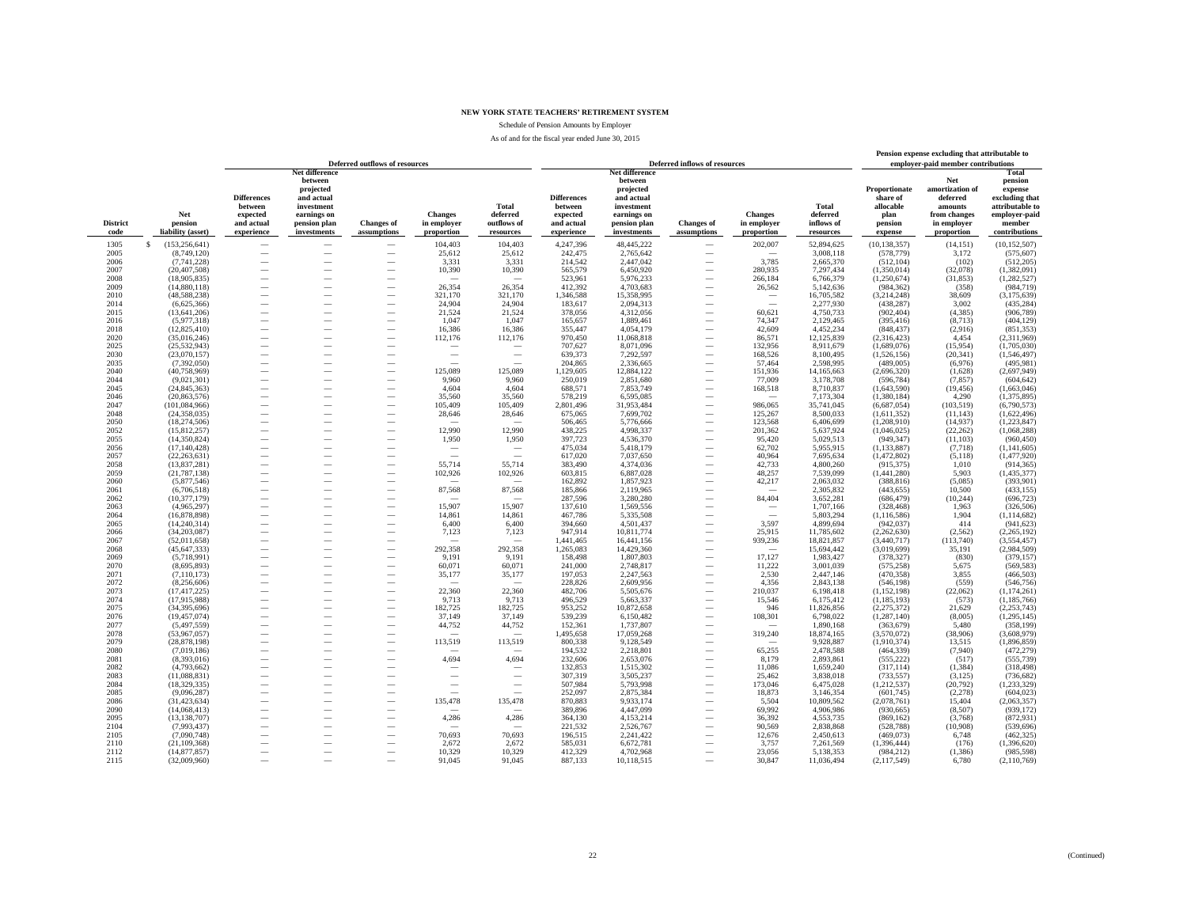**NEW YORK STATE TEACHERS' RETIREMENT SYSTEM**

Schedule of Pension Amounts by Employer

As of and for the fiscal year ended June 30, 2015

| | | Deferred outflows of resources | | | | Deferred inflows of resources | | | | | Pension expense excluding that attributable to employer-paid member contributions | | |
|---|---|---|---|---|---|---|---|---|---|---|---|---|---|
| District code | Net pension liability (asset) | Differences between expected and actual experience | Net difference between projected and actual investment earnings on pension plan investments | Changes of assumptions | Changes in employer proportion | Total deferred outflows of resources | Differences between expected and actual experience | Net difference between projected and actual investment earnings on pension plan investments | Changes of assumptions | Changes in employer proportion | Total deferred inflows of resources | Proportionate share of allocable plan pension expense | Net amortization of deferred amounts from changes in employer proportion | Total pension expense excluding that attributable to employer-paid member contributions |
| 1305 | $ (153,256,641) | — | — | — | 104,403 | 104,403 | 4,247,396 | 48,445,222 | — | 202,007 | 52,894,625 | (10,138,357) | (14,151) | (10,152,507) |
| 2005 | (8,749,120) | — | — | — | 25,612 | 25,612 | 242,475 | 2,765,642 | — | — | 3,008,118 | (578,779) | 3,172 | (575,607) |
| 2006 | (7,741,228) | — | — | — | 3,331 | 3,331 | 214,542 | 2,447,042 | — | 3,785 | 2,665,370 | (512,104) | (102) | (512,205) |
| 2007 | (20,407,508) | — | — | — | 10,390 | 10,390 | 565,579 | 6,450,920 | — | 280,935 | 7,297,434 | (1,350,014) | (32,078) | (1,382,091) |
| 2008 | (18,905,835) | — | — | — | — | — | 523,961 | 5,976,233 | — | 266,184 | 6,766,379 | (1,250,674) | (31,853) | (1,282,527) |
| 2009 | (14,880,118) | — | — | — | 26,354 | 26,354 | 412,392 | 4,703,683 | — | 26,562 | 5,142,636 | (984,362) | (358) | (984,719) |
| 2010 | (48,588,238) | — | — | — | 321,170 | 321,170 | 1,346,588 | 15,358,995 | — | — | 16,705,582 | (3,214,248) | 38,609 | (3,175,639) |
| 2014 | (6,625,366) | — | — | — | 24,904 | 24,904 | 183,617 | 2,094,313 | — | — | 2,277,930 | (438,287) | 3,002 | (435,284) |
| 2015 | (13,641,206) | — | — | — | 21,524 | 21,524 | 378,056 | 4,312,056 | — | 60,621 | 4,750,733 | (902,404) | (4,385) | (906,789) |
| 2016 | (5,977,318) | — | — | — | 1,047 | 1,047 | 165,657 | 1,889,461 | — | 74,347 | 2,129,465 | (395,416) | (8,713) | (404,129) |
| 2018 | (12,825,410) | — | — | — | 16,386 | 16,386 | 355,447 | 4,054,179 | — | 42,609 | 4,452,234 | (848,437) | (2,916) | (851,353) |
| 2020 | (35,016,246) | — | — | — | 112,176 | 112,176 | 970,450 | 11,068,818 | — | 86,571 | 12,125,839 | (2,316,423) | 4,454 | (2,311,969) |
| 2025 | (25,532,943) | — | — | — | — | — | 707,627 | 8,071,096 | — | 132,956 | 8,911,679 | (1,689,076) | (15,954) | (1,705,030) |
| 2030 | (23,070,157) | — | — | — | — | — | 639,373 | 7,292,597 | — | 168,526 | 8,100,495 | (1,526,156) | (20,341) | (1,546,497) |
| 2035 | (7,392,050) | — | — | — | — | — | 204,865 | 2,336,665 | — | 57,464 | 2,598,995 | (489,005) | (6,976) | (495,981) |
| 2040 | (40,758,969) | — | — | — | 125,089 | 125,089 | 1,129,605 | 12,884,122 | — | 151,936 | 14,165,663 | (2,696,320) | (1,628) | (2,697,949) |
| 2044 | (9,021,301) | — | — | — | 9,960 | 9,960 | 250,019 | 2,851,680 | — | 77,009 | 3,178,708 | (596,784) | (7,857) | (604,642) |
| 2045 | (24,845,363) | — | — | — | 4,604 | 4,604 | 688,571 | 7,853,749 | — | 168,518 | 8,710,837 | (1,643,590) | (19,456) | (1,663,046) |
| 2046 | (20,863,576) | — | — | — | 35,560 | 35,560 | 578,219 | 6,595,085 | — | — | 7,173,304 | (1,380,184) | 4,290 | (1,375,895) |
| 2047 | (101,084,966) | — | — | — | 105,409 | 105,409 | 2,801,496 | 31,953,484 | — | 986,065 | 35,741,045 | (6,687,054) | (103,519) | (6,790,573) |
| 2048 | (24,358,035) | — | — | — | 28,646 | 28,646 | 675,065 | 7,699,702 | — | 125,267 | 8,500,033 | (1,611,352) | (11,143) | (1,622,496) |
| 2050 | (18,274,506) | — | — | — | — | — | 506,465 | 5,776,666 | — | 123,568 | 6,406,699 | (1,208,910) | (14,937) | (1,223,847) |
| 2052 | (15,812,257) | — | — | — | 12,990 | 12,990 | 438,225 | 4,998,337 | — | 201,362 | 5,637,924 | (1,046,025) | (22,262) | (1,068,288) |
| 2055 | (14,350,824) | — | — | — | 1,950 | 1,950 | 397,723 | 4,536,370 | — | 95,420 | 5,029,513 | (949,347) | (11,103) | (960,450) |
| 2056 | (17,140,428) | — | — | — | — | — | 475,034 | 5,418,179 | — | 62,702 | 5,955,915 | (1,133,887) | (7,718) | (1,141,605) |
| 2057 | (22,263,631) | — | — | — | — | — | 617,020 | 7,037,650 | — | 40,964 | 7,695,634 | (1,472,802) | (5,118) | (1,477,920) |
| 2058 | (13,837,281) | — | — | — | 55,714 | 55,714 | 383,490 | 4,374,036 | — | 42,733 | 4,800,260 | (915,375) | 1,010 | (914,365) |
| 2059 | (21,787,138) | — | — | — | 102,926 | 102,926 | 603,815 | 6,887,028 | — | 48,257 | 7,539,099 | (1,441,280) | 5,903 | (1,435,377) |
| 2060 | (5,877,546) | — | — | — | — | — | 162,892 | 1,857,923 | — | 42,217 | 2,063,032 | (388,816) | (5,085) | (393,901) |
| 2061 | (6,706,518) | — | — | — | 87,568 | 87,568 | 185,866 | 2,119,965 | — | — | 2,305,832 | (443,655) | 10,500 | (433,155) |
| 2062 | (10,377,179) | — | — | — | — | — | 287,596 | 3,280,280 | — | 84,404 | 3,652,281 | (686,479) | (10,244) | (696,723) |
| 2063 | (4,965,297) | — | — | — | 15,907 | 15,907 | 137,610 | 1,569,556 | — | — | 1,707,166 | (328,468) | 1,963 | (326,506) |
| 2064 | (16,878,898) | — | — | — | 14,861 | 14,861 | 467,786 | 5,335,508 | — | — | 5,803,294 | (1,116,586) | 1,904 | (1,114,682) |
| 2065 | (14,240,314) | — | — | — | 6,400 | 6,400 | 394,660 | 4,501,437 | — | 3,597 | 4,899,694 | (942,037) | 414 | (941,623) |
| 2066 | (34,203,087) | — | — | — | 7,123 | 7,123 | 947,914 | 10,811,774 | — | 25,915 | 11,785,602 | (2,262,630) | (2,562) | (2,265,192) |
| 2067 | (52,011,658) | — | — | — | — | — | 1,441,465 | 16,441,156 | — | 939,236 | 18,821,857 | (3,440,717) | (113,740) | (3,554,457) |
| 2068 | (45,647,333) | — | — | — | 292,358 | 292,358 | 1,265,083 | 14,429,360 | — | — | 15,694,442 | (3,019,699) | 35,191 | (2,984,509) |
| 2069 | (5,718,991) | — | — | — | 9,191 | 9,191 | 158,498 | 1,807,803 | — | 17,127 | 1,983,427 | (378,327) | (830) | (379,157) |
| 2070 | (8,695,893) | — | — | — | 60,071 | 60,071 | 241,000 | 2,748,817 | — | 11,222 | 3,001,039 | (575,258) | 5,675 | (569,583) |
| 2071 | (7,110,173) | — | — | — | 35,177 | 35,177 | 197,053 | 2,247,563 | — | 2,530 | 2,447,146 | (470,358) | 3,855 | (466,503) |
| 2072 | (8,256,606) | — | — | — | — | — | 228,826 | 2,609,956 | — | 4,356 | 2,843,138 | (546,198) | (559) | (546,756) |
| 2073 | (17,417,225) | — | — | — | 22,360 | 22,360 | 482,706 | 5,505,676 | — | 210,037 | 6,198,418 | (1,152,198) | (22,062) | (1,174,261) |
| 2074 | (17,915,988) | — | — | — | 9,713 | 9,713 | 496,529 | 5,663,337 | — | 15,546 | 6,175,412 | (1,185,193) | (573) | (1,185,766) |
| 2075 | (34,395,696) | — | — | — | 182,725 | 182,725 | 953,252 | 10,872,658 | — | 946 | 11,826,856 | (2,275,372) | 21,629 | (2,253,743) |
| 2076 | (19,457,074) | — | — | — | 37,149 | 37,149 | 539,239 | 6,150,482 | — | 108,301 | 6,798,022 | (1,287,140) | (8,005) | (1,295,145) |
| 2077 | (5,497,559) | — | — | — | 44,752 | 44,752 | 152,361 | 1,737,807 | — | — | 1,890,168 | (363,679) | 5,480 | (358,199) |
| 2078 | (53,967,057) | — | — | — | — | — | 1,495,658 | 17,059,268 | — | 319,240 | 18,874,165 | (3,570,072) | (38,906) | (3,608,979) |
| 2079 | (28,878,198) | — | — | — | 113,519 | 113,519 | 800,338 | 9,128,549 | — | — | 9,928,887 | (1,910,374) | 13,515 | (1,896,859) |
| 2080 | (7,019,186) | — | — | — | — | — | 194,532 | 2,218,801 | — | 65,255 | 2,478,588 | (464,339) | (7,940) | (472,279) |
| 2081 | (8,393,016) | — | — | — | 4,694 | 4,694 | 232,606 | 2,653,076 | — | 8,179 | 2,893,861 | (555,222) | (517) | (555,739) |
| 2082 | (4,793,662) | — | — | — | — | — | 132,853 | 1,515,302 | — | 11,086 | 1,659,240 | (317,114) | (1,384) | (318,498) |
| 2083 | (11,088,831) | — | — | — | — | — | 307,319 | 3,505,237 | — | 25,462 | 3,838,018 | (733,557) | (3,125) | (736,682) |
| 2084 | (18,329,335) | — | — | — | — | — | 507,984 | 5,793,998 | — | 173,046 | 6,475,028 | (1,212,537) | (20,792) | (1,233,329) |
| 2085 | (9,096,287) | — | — | — | — | — | 252,097 | 2,875,384 | — | 18,873 | 3,146,354 | (601,745) | (2,278) | (604,023) |
| 2086 | (31,423,634) | — | — | — | 135,478 | 135,478 | 870,883 | 9,933,174 | — | 5,504 | 10,809,562 | (2,078,761) | 15,404 | (2,063,357) |
| 2090 | (14,068,413) | — | — | — | — | — | 389,896 | 4,447,099 | — | 69,992 | 4,906,986 | (930,665) | (8,507) | (939,172) |
| 2095 | (13,138,707) | — | — | — | 4,286 | 4,286 | 364,130 | 4,153,214 | — | 36,392 | 4,553,735 | (869,162) | (3,768) | (872,931) |
| 2104 | (7,993,437) | — | — | — | — | — | 221,532 | 2,526,767 | — | 90,569 | 2,838,868 | (528,788) | (10,908) | (539,696) |
| 2105 | (7,090,748) | — | — | — | 70,693 | 70,693 | 196,515 | 2,241,422 | — | 12,676 | 2,450,613 | (469,073) | 6,748 | (462,325) |
| 2110 | (21,109,368) | — | — | — | 2,672 | 2,672 | 585,031 | 6,672,781 | — | 3,757 | 7,261,569 | (1,396,444) | (176) | (1,396,620) |
| 2112 | (14,877,857) | — | — | — | 10,329 | 10,329 | 412,329 | 4,702,968 | — | 23,056 | 5,138,353 | (984,212) | (1,386) | (985,598) |
| 2115 | (32,009,960) | — | — | — | 91,045 | 91,045 | 887,133 | 10,118,515 | — | 30,847 | 11,036,494 | (2,117,549) | 6,780 | (2,110,769) |

(Continued)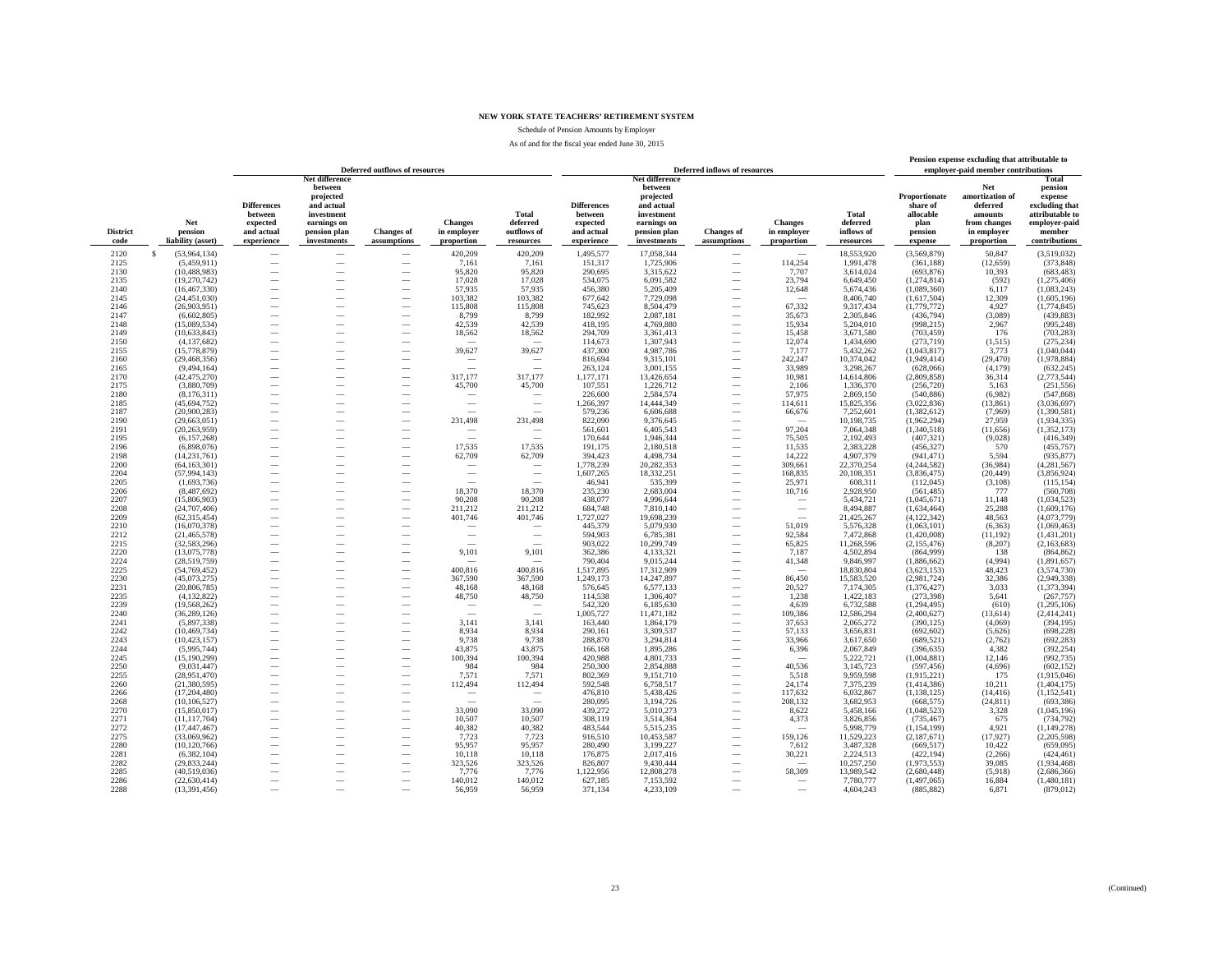# NEW YORK STATE TEACHERS' RETIREMENT SYSTEM

Schedule of Pension Amounts by Employer

As of and for the fiscal year ended June 30, 2015

| District code | Net pension liability (asset) | Deferred outflows of resources: Differences between expected and actual experience | Deferred outflows of resources: Net difference between projected and actual investment earnings on pension plan investments | Deferred outflows of resources: Changes of assumptions | Deferred outflows of resources: Changes in employer proportion | Deferred outflows of resources: Total deferred outflows of resources | Deferred inflows of resources: Differences between expected and actual experience | Deferred inflows of resources: Net difference between projected and actual investment earnings on pension plan investments | Deferred inflows of resources: Changes of assumptions | Deferred inflows of resources: Changes in employer proportion | Deferred inflows of resources: Total deferred inflows of resources | Pension expense excluding that attributable to employer-paid member contributions: Proportionate share of allocable plan pension expense | Pension expense excluding that attributable to employer-paid member contributions: Net amortization of deferred amounts from changes in employer proportion | Pension expense excluding that attributable to employer-paid member contributions: Total pension expense excluding that attributable to employer-paid member contributions |
|---|---|---|---|---|---|---|---|---|---|---|---|---|---|---|
| 2120 | $ (53,964,134) | — | — | — | 420,209 | 420,209 | 1,495,577 | 17,058,344 | — | — | 18,553,920 | (3,569,879) | 50,847 | (3,519,032) |
| 2125 | (5,459,911) | — | — | — | 7,161 | 7,161 | 151,317 | 1,725,906 | — | 114,254 | 1,991,478 | (361,188) | (12,659) | (373,848) |
| 2130 | (10,488,983) | — | — | — | 95,820 | 95,820 | 290,695 | 3,315,622 | — | 7,707 | 3,614,024 | (693,876) | 10,393 | (683,483) |
| 2135 | (19,270,742) | — | — | — | 17,028 | 17,028 | 534,075 | 6,091,582 | — | 23,794 | 6,649,450 | (1,274,814) | (592) | (1,275,406) |
| 2140 | (16,467,330) | — | — | — | 57,935 | 57,935 | 456,380 | 5,205,409 | — | 12,648 | 5,674,436 | (1,089,360) | 6,117 | (1,083,243) |
| 2145 | (24,451,030) | — | — | — | 103,382 | 103,382 | 677,642 | 7,729,098 | — | — | 8,406,740 | (1,617,504) | 12,309 | (1,605,196) |
| 2146 | (26,903,951) | — | — | — | 115,808 | 115,808 | 745,623 | 8,504,479 | — | 67,332 | 9,317,434 | (1,779,772) | 4,927 | (1,774,845) |
| 2147 | (6,602,805) | — | — | — | 8,799 | 8,799 | 182,992 | 2,087,181 | — | 35,673 | 2,305,846 | (436,794) | (3,089) | (439,883) |
| 2148 | (15,089,534) | — | — | — | 42,539 | 42,539 | 418,195 | 4,769,880 | — | 15,934 | 5,204,010 | (998,215) | 2,967 | (995,248) |
| 2149 | (10,633,843) | — | — | — | 18,562 | 18,562 | 294,709 | 3,361,413 | — | 15,458 | 3,671,580 | (703,459) | 176 | (703,283) |
| 2150 | (4,137,682) | — | — | — | — | — | 114,673 | 1,307,943 | — | 12,074 | 1,434,690 | (273,719) | (1,515) | (275,234) |
| 2155 | (15,778,879) | — | — | — | 39,627 | 39,627 | 437,300 | 4,987,786 | — | 7,177 | 5,432,262 | (1,043,817) | 3,773 | (1,040,044) |
| 2160 | (29,468,356) | — | — | — | — | — | 816,694 | 9,315,101 | — | 242,247 | 10,374,042 | (1,949,414) | (29,470) | (1,978,884) |
| 2165 | (9,494,164) | — | — | — | — | — | 263,124 | 3,001,155 | — | 33,989 | 3,298,267 | (628,066) | (4,179) | (632,245) |
| 2170 | (42,475,270) | — | — | — | 317,177 | 317,177 | 1,177,171 | 13,426,654 | — | 10,981 | 14,614,806 | (2,809,858) | 36,314 | (2,773,544) |
| 2175 | (3,880,709) | — | — | — | 45,700 | 45,700 | 107,551 | 1,226,712 | — | 2,106 | 1,336,370 | (256,720) | 5,163 | (251,556) |
| 2180 | (8,176,311) | — | — | — | — | — | 226,600 | 2,584,574 | — | 57,975 | 2,869,150 | (540,886) | (6,982) | (547,868) |
| 2185 | (45,694,752) | — | — | — | — | — | 1,266,397 | 14,444,349 | — | 114,611 | 15,825,356 | (3,022,836) | (13,861) | (3,036,697) |
| 2187 | (20,900,283) | — | — | — | — | — | 579,236 | 6,606,688 | — | 66,676 | 7,252,601 | (1,382,612) | (7,969) | (1,390,581) |
| 2190 | (29,663,051) | — | — | — | 231,498 | 231,498 | 822,090 | 9,376,645 | — | — | 10,198,735 | (1,962,294) | 27,959 | (1,934,335) |
| 2191 | (20,263,959) | — | — | — | — | — | 561,601 | 6,405,543 | — | 97,204 | 7,064,348 | (1,340,518) | (11,656) | (1,352,173) |
| 2195 | (6,157,268) | — | — | — | — | — | 170,644 | 1,946,344 | — | 75,505 | 2,192,493 | (407,321) | (9,028) | (416,349) |
| 2196 | (6,898,076) | — | — | — | 17,535 | 17,535 | 191,175 | 2,180,518 | — | 11,535 | 2,383,228 | (456,327) | 570 | (455,757) |
| 2198 | (14,231,761) | — | — | — | 62,709 | 62,709 | 394,423 | 4,498,734 | — | 14,222 | 4,907,379 | (941,471) | 5,594 | (935,877) |
| 2200 | (64,163,301) | — | — | — | — | — | 1,778,239 | 20,282,353 | — | 309,661 | 22,370,254 | (4,244,582) | (36,984) | (4,281,567) |
| 2204 | (57,994,143) | — | — | — | — | — | 1,607,265 | 18,332,251 | — | 168,835 | 20,108,351 | (3,836,475) | (20,449) | (3,856,924) |
| 2205 | (1,693,736) | — | — | — | — | — | 46,941 | 535,399 | — | 25,971 | 608,311 | (112,045) | (3,108) | (115,154) |
| 2206 | (8,487,692) | — | — | — | 18,370 | 18,370 | 235,230 | 2,683,004 | — | 10,716 | 2,928,950 | (561,485) | 777 | (560,708) |
| 2207 | (15,806,903) | — | — | — | 90,208 | 90,208 | 438,077 | 4,996,644 | — | — | 5,434,721 | (1,045,671) | 11,148 | (1,034,523) |
| 2208 | (24,707,406) | — | — | — | 211,212 | 211,212 | 684,748 | 7,810,140 | — | — | 8,494,887 | (1,634,464) | 25,288 | (1,609,176) |
| 2209 | (62,315,454) | — | — | — | 401,746 | 401,746 | 1,727,027 | 19,698,239 | — | — | 21,425,267 | (4,122,342) | 48,563 | (4,073,779) |
| 2210 | (16,070,378) | — | — | — | — | — | 445,379 | 5,079,930 | — | 51,019 | 5,576,328 | (1,063,101) | (6,363) | (1,069,463) |
| 2212 | (21,465,578) | — | — | — | — | — | 594,903 | 6,785,381 | — | 92,584 | 7,472,868 | (1,420,008) | (11,192) | (1,431,201) |
| 2215 | (32,583,296) | — | — | — | — | — | 903,022 | 10,299,749 | — | 65,825 | 11,268,596 | (2,155,476) | (8,207) | (2,163,683) |
| 2220 | (13,075,778) | — | — | — | 9,101 | 9,101 | 362,386 | 4,133,321 | — | 7,187 | 4,502,894 | (864,999) | 138 | (864,862) |
| 2224 | (28,519,759) | — | — | — | — | — | 790,404 | 9,015,244 | — | 41,348 | 9,846,997 | (1,886,662) | (4,994) | (1,891,657) |
| 2225 | (54,769,452) | — | — | — | 400,816 | 400,816 | 1,517,895 | 17,312,909 | — | — | 18,830,804 | (3,623,153) | 48,423 | (3,574,730) |
| 2230 | (45,073,275) | — | — | — | 367,590 | 367,590 | 1,249,173 | 14,247,897 | — | 86,450 | 15,583,520 | (2,981,724) | 32,386 | (2,949,338) |
| 2231 | (20,806,785) | — | — | — | 48,168 | 48,168 | 576,645 | 6,577,133 | — | 20,527 | 7,174,305 | (1,376,427) | 3,033 | (1,373,394) |
| 2235 | (4,132,822) | — | — | — | 48,750 | 48,750 | 114,538 | 1,306,407 | — | 1,238 | 1,422,183 | (273,398) | 5,641 | (267,757) |
| 2239 | (19,568,262) | — | — | — | — | — | 542,320 | 6,185,630 | — | 4,639 | 6,732,588 | (1,294,495) | (610) | (1,295,106) |
| 2240 | (36,289,126) | — | — | — | — | — | 1,005,727 | 11,471,182 | — | 109,386 | 12,586,294 | (2,400,627) | (13,614) | (2,414,241) |
| 2241 | (5,897,338) | — | — | — | 3,141 | 3,141 | 163,440 | 1,864,179 | — | 37,653 | 2,065,272 | (390,125) | (4,069) | (394,195) |
| 2242 | (10,469,734) | — | — | — | 8,934 | 8,934 | 290,161 | 3,309,537 | — | 57,133 | 3,656,831 | (692,602) | (5,626) | (698,228) |
| 2243 | (10,423,157) | — | — | — | 9,738 | 9,738 | 288,870 | 3,294,814 | — | 33,966 | 3,617,650 | (689,521) | (2,762) | (692,283) |
| 2244 | (5,995,744) | — | — | — | 43,875 | 43,875 | 166,168 | 1,895,286 | — | 6,396 | 2,067,849 | (396,635) | 4,382 | (392,254) |
| 2245 | (15,190,299) | — | — | — | 100,394 | 100,394 | 420,988 | 4,801,733 | — | — | 5,222,721 | (1,004,881) | 12,146 | (992,735) |
| 2250 | (9,031,447) | — | — | — | 984 | 984 | 250,300 | 2,854,888 | — | 40,536 | 3,145,723 | (597,456) | (4,696) | (602,152) |
| 2255 | (28,951,470) | — | — | — | 7,571 | 7,571 | 802,369 | 9,151,710 | — | 5,518 | 9,959,598 | (1,915,221) | 175 | (1,915,046) |
| 2260 | (21,380,595) | — | — | — | 112,494 | 112,494 | 592,548 | 6,758,517 | — | 24,174 | 7,375,239 | (1,414,386) | 10,211 | (1,404,175) |
| 2266 | (17,204,480) | — | — | — | — | — | 476,810 | 5,438,426 | — | 117,632 | 6,032,867 | (1,138,125) | (14,416) | (1,152,541) |
| 2268 | (10,106,527) | — | — | — | — | — | 280,095 | 3,194,726 | — | 208,132 | 3,682,953 | (668,575) | (24,811) | (693,386) |
| 2270 | (15,850,017) | — | — | — | 33,090 | 33,090 | 439,272 | 5,010,273 | — | 8,622 | 5,458,166 | (1,048,523) | 3,328 | (1,045,196) |
| 2271 | (11,117,704) | — | — | — | 10,507 | 10,507 | 308,119 | 3,514,364 | — | 4,373 | 3,826,856 | (735,467) | 675 | (734,792) |
| 2272 | (17,447,467) | — | — | — | 40,382 | 40,382 | 483,544 | 5,515,235 | — | — | 5,998,779 | (1,154,199) | 4,921 | (1,149,278) |
| 2275 | (33,069,962) | — | — | — | 7,723 | 7,723 | 916,510 | 10,453,587 | — | 159,126 | 11,529,223 | (2,187,671) | (17,927) | (2,205,598) |
| 2280 | (10,120,766) | — | — | — | 95,957 | 95,957 | 280,490 | 3,199,227 | — | 7,612 | 3,487,328 | (669,517) | 10,422 | (659,095) |
| 2281 | (6,382,104) | — | — | — | 10,118 | 10,118 | 176,875 | 2,017,416 | — | 30,221 | 2,224,513 | (422,194) | (2,266) | (424,461) |
| 2282 | (29,833,244) | — | — | — | 323,526 | 323,526 | 826,807 | 9,430,444 | — | — | 10,257,250 | (1,973,553) | 39,085 | (1,934,468) |
| 2285 | (40,519,036) | — | — | — | 7,776 | 7,776 | 1,122,956 | 12,808,278 | — | 58,309 | 13,989,542 | (2,680,448) | (5,918) | (2,686,366) |
| 2286 | (22,630,414) | — | — | — | 140,012 | 140,012 | 627,185 | 7,153,592 | — | — | 7,780,777 | (1,497,065) | 16,884 | (1,480,181) |
| 2288 | (13,391,456) | — | — | — | 56,959 | 56,959 | 371,134 | 4,233,109 | — | — | 4,604,243 | (885,882) | 6,871 | (879,012) |

(Continued)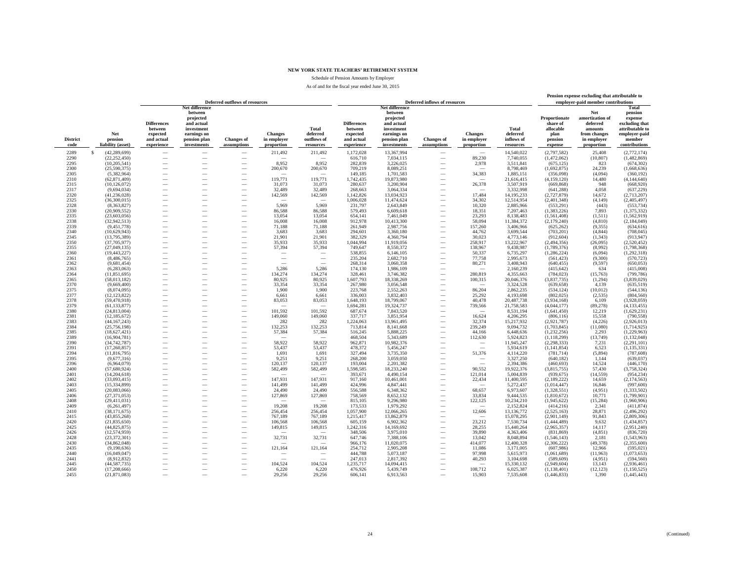# NEW YORK STATE TEACHERS' RETIREMENT SYSTEM

Schedule of Pension Amounts by Employer

As of and for the fiscal year ended June 30, 2015

| | | Deferred outflows of resources | | | | | Deferred inflows of resources | | | | | Pension expense excluding that attributable to employer-paid member contributions | | |
|---|---|---|---|---|---|---|---|---|---|---|---|---|---|---|
| District code | Net pension liability (asset) | Differences between expected and actual experience | Net difference between projected and actual investment earnings on pension plan investments | Changes of assumptions | Changes in employer proportion | Total deferred outflows of resources | Differences between expected and actual experience | Net difference between projected and actual investment earnings on pension plan investments | Changes of assumptions | Changes in employer proportion | Total deferred inflows of resources | Proportionate share of allocable plan pension expense | Net amortization of deferred amounts from changes in employer proportion | Total pension expense excluding that attributable to employer-paid member contributions |
| 2289 | $ (42,289,699) | — | — | — | 211,492 | 211,492 | 1,172,028 | 13,367,994 | — | — | 14,540,022 | (2,797,582) | 25,408 | (2,772,174) |
| 2290 | (22,252,450) | — | — | — | — | — | 616,710 | 7,034,115 | — | 89,230 | 7,740,055 | (1,472,062) | (10,807) | (1,482,869) |
| 2295 | (10,205,541) | — | — | — | 8,952 | 8,952 | 282,839 | 3,226,025 | — | 2,978 | 3,511,841 | (675,125) | 823 | (674,302) |
| 2300 | (25,590,375) | — | — | — | 200,670 | 200,670 | 709,219 | 8,089,251 | — | — | 8,798,469 | (1,692,875) | 24,239 | (1,668,636) |
| 2305 | (5,382,964) | — | — | — | — | — | 149,185 | 1,701,583 | — | 34,383 | 1,885,151 | (356,098) | (4,094) | (360,192) |
| 2310 | (62,871,409) | — | — | — | 119,771 | 119,771 | 1,742,435 | 19,873,980 | — | — | 21,616,415 | (4,159,120) | 14,480 | (4,144,640) |
| 2315 | (10,126,072) | — | — | — | 31,073 | 31,073 | 280,637 | 3,200,904 | — | 26,378 | 3,507,919 | (669,868) | 948 | (668,920) |
| 2317 | (9,694,034) | — | — | — | 32,489 | 32,489 | 268,663 | 3,064,334 | — | — | 3,332,998 | (641,288) | 4,058 | (637,229) |
| 2320 | (41,236,028) | — | — | — | 142,569 | 142,569 | 1,142,826 | 13,034,923 | — | 17,484 | 14,195,233 | (2,727,879) | 14,672 | (2,713,207) |
| 2325 | (36,300,015) | — | — | — | — | — | 1,006,028 | 11,474,624 | — | 34,302 | 12,514,954 | (2,401,348) | (4,149) | (2,405,497) |
| 2328 | (8,363,827) | — | — | — | 5,969 | 5,969 | 231,797 | 2,643,849 | — | 10,320 | 2,885,966 | (553,291) | (443) | (553,734) |
| 2330 | (20,909,552) | — | — | — | 86,588 | 86,588 | 579,493 | 6,609,618 | — | 18,351 | 7,207,463 | (1,383,226) | 7,893 | (1,375,332) |
| 2335 | (23,603,056) | — | — | — | 13,054 | 13,054 | 654,141 | 7,461,049 | — | 23,293 | 8,138,483 | (1,561,408) | (1,511) | (1,562,919) |
| 2338 | (32,942,513) | — | — | — | 16,008 | 16,008 | 912,978 | 10,413,300 | — | 58,094 | 11,384,372 | (2,179,240) | (4,810) | (2,184,049) |
| 2339 | (9,451,778) | — | — | — | 71,188 | 71,188 | 261,949 | 2,987,756 | — | 157,260 | 3,406,966 | (625,262) | (9,355) | (634,616) |
| 2340 | (10,629,943) | — | — | — | 3,683 | 3,683 | 294,601 | 3,360,180 | — | 44,762 | 3,699,544 | (703,201) | (4,844) | (708,045) |
| 2345 | (13,795,389) | — | — | — | 21,901 | 21,901 | 382,329 | 4,360,794 | — | 30,023 | 4,773,146 | (912,604) | (1,343) | (913,947) |
| 2350 | (37,705,977) | — | — | — | 35,933 | 35,933 | 1,044,994 | 11,919,056 | — | 258,917 | 13,222,967 | (2,494,356) | (26,095) | (2,520,452) |
| 2355 | (27,049,135) | — | — | — | 57,394 | 57,394 | 749,647 | 8,550,372 | — | 138,967 | 9,438,987 | (1,789,376) | (8,992) | (1,798,368) |
| 2360 | (19,443,227) | — | — | — | — | — | 538,855 | 6,146,105 | — | 50,337 | 6,735,297 | (1,286,224) | (6,094) | (1,292,318) |
| 2361 | (8,486,765) | — | — | — | — | — | 235,204 | 2,682,710 | — | 77,758 | 2,995,673 | (561,423) | (9,300) | (570,723) |
| 2362 | (9,681,454) | — | — | — | — | — | 268,314 | 3,060,358 | — | 80,271 | 3,408,943 | (640,455) | (9,597) | (650,053) |
| 2363 | (6,283,063) | — | — | — | 5,286 | 5,286 | 174,130 | 1,986,109 | — | — | 2,160,239 | (415,642) | 634 | (415,008) |
| 2364 | (11,851,695) | — | — | — | 134,274 | 134,274 | 328,461 | 3,746,382 | — | 280,819 | 4,355,663 | (784,023) | (15,763) | (799,786) |
| 2365 | (58,013,182) | — | — | — | 80,925 | 80,925 | 1,607,793 | 18,338,269 | — | 100,315 | 20,046,376 | (3,837,735) | (1,294) | (3,839,029) |
| 2370 | (9,669,400) | — | — | — | 33,354 | 33,354 | 267,980 | 3,056,548 | — | — | 3,324,528 | (639,658) | 4,139 | (635,519) |
| 2375 | (8,074,095) | — | — | — | 1,900 | 1,900 | 223,768 | 2,552,263 | — | 86,204 | 2,862,235 | (534,124) | (10,012) | (544,136) |
| 2377 | (12,123,822) | — | — | — | 6,661 | 6,661 | 336,003 | 3,832,403 | — | 25,292 | 4,193,698 | (802,025) | (2,535) | (804,560) |
| 2378 | (59,470,918) | — | — | — | 83,053 | 83,053 | 1,648,193 | 18,799,067 | — | 40,478 | 20,487,738 | (3,934,168) | 6,109 | (3,928,059) |
| 2379 | (61,133,877) | — | — | — | — | — | 1,694,281 | 19,324,737 | — | 739,566 | 21,758,583 | (4,044,177) | (89,278) | (4,133,455) |
| 2380 | (24,813,004) | — | — | — | 101,592 | 101,592 | 687,674 | 7,843,520 | — | — | 8,531,194 | (1,641,450) | 12,219 | (1,629,231) |
| 2381 | (12,185,672) | — | — | — | 149,060 | 149,060 | 337,717 | 3,851,954 | — | 16,624 | 4,206,295 | (806,116) | 15,558 | (790,558) |
| 2383 | (44,167,243) | — | — | — | 282 | 282 | 1,224,063 | 13,961,495 | — | 32,374 | 15,217,932 | (2,921,787) | (4,226) | (2,926,013) |
| 2384 | (25,756,198) | — | — | — | 132,253 | 132,253 | 713,814 | 8,141,668 | — | 239,249 | 9,094,732 | (1,703,845) | (11,080) | (1,714,925) |
| 2385 | (18,627,421) | — | — | — | 57,384 | 57,384 | 516,245 | 5,888,225 | — | 44,166 | 6,448,636 | (1,232,256) | 2,293 | (1,229,963) |
| 2389 | (16,904,781) | — | — | — | — | — | 468,504 | 5,343,689 | — | 112,630 | 5,924,823 | (1,118,299) | (13,749) | (1,132,048) |
| 2390 | (34,742,787) | — | — | — | 58,922 | 58,922 | 962,871 | 10,982,376 | — | — | 11,945,247 | (2,298,333) | 7,231 | (2,291,101) |
| 2391 | (17,260,857) | — | — | — | 53,437 | 53,437 | 478,372 | 5,456,247 | — | — | 5,934,619 | (1,141,854) | 6,523 | (1,135,331) |
| 2394 | (11,816,795) | — | — | — | 1,691 | 1,691 | 327,494 | 3,735,350 | — | 51,376 | 4,114,220 | (781,714) | (5,894) | (787,608) |
| 2395 | (9,677,316) | — | — | — | 9,251 | 9,251 | 268,200 | 3,059,050 | — | — | 3,327,250 | (640,182) | 1,144 | (639,037) |
| 2396 | (6,964,079) | — | — | — | 120,137 | 120,137 | 193,004 | 2,201,382 | — | — | 2,394,386 | (460,693) | 14,524 | (446,170) |
| 2400 | (57,680,924) | — | — | — | 582,499 | 582,499 | 1,598,585 | 18,233,240 | — | 90,552 | 19,922,376 | (3,815,755) | 57,430 | (3,758,324) |
| 2401 | (14,204,618) | — | — | — | — | — | 393,671 | 4,490,154 | — | 121,014 | 5,004,839 | (939,675) | (14,559) | (954,234) |
| 2402 | (33,093,415) | — | — | — | 147,931 | 147,931 | 917,160 | 10,461,001 | — | 22,434 | 11,400,595 | (2,189,222) | 14,659 | (2,174,563) |
| 2403 | (15,334,899) | — | — | — | 141,499 | 141,499 | 424,996 | 4,847,441 | — | — | 5,272,437 | (1,014,447) | 16,846 | (997,600) |
| 2405 | (20,083,066) | — | — | — | 24,490 | 24,490 | 556,588 | 6,348,362 | — | 68,657 | 6,973,607 | (1,328,551) | (4,951) | (1,333,502) |
| 2406 | (27,371,053) | — | — | — | 127,869 | 127,869 | 758,569 | 8,652,132 | — | 33,834 | 9,444,535 | (1,810,672) | 10,771 | (1,799,901) |
| 2408 | (29,411,031) | — | — | — | — | — | 815,105 | 9,296,980 | — | 122,125 | 10,234,210 | (1,945,622) | (15,284) | (1,960,906) |
| 2409 | (6,261,497) | — | — | — | 19,208 | 19,208 | 173,533 | 1,979,292 | — | — | 2,152,824 | (414,216) | 2,341 | (411,874) |
| 2410 | (38,171,675) | — | — | — | 256,454 | 256,454 | 1,057,900 | 12,066,265 | — | 12,606 | 13,136,772 | (2,525,163) | 28,871 | (2,496,292) |
| 2415 | (43,855,268) | — | — | — | 767,189 | 767,189 | 1,215,417 | 13,862,879 | — | — | 15,078,295 | (2,901,149) | 91,843 | (2,809,306) |
| 2420 | (21,835,650) | — | — | — | 106,568 | 106,568 | 605,159 | 6,902,362 | — | 23,212 | 7,530,734 | (1,444,489) | 9,632 | (1,434,857) |
| 2425 | (44,825,875) | — | — | — | 149,815 | 149,815 | 1,242,316 | 14,169,692 | — | 28,255 | 15,440,264 | (2,965,357) | 14,117 | (2,951,240) |
| 2426 | (12,574,959) | — | — | — | — | — | 348,506 | 3,975,010 | — | 39,890 | 4,363,406 | (831,869) | (4,851) | (836,720) |
| 2428 | (23,372,301) | — | — | — | 32,731 | 32,731 | 647,746 | 7,388,106 | — | 13,042 | 8,048,894 | (1,546,143) | 2,181 | (1,543,963) |
| 2430 | (34,862,048) | — | — | — | — | — | 966,176 | 11,020,075 | — | 414,077 | 12,400,328 | (2,306,222) | (49,378) | (2,355,600) |
| 2435 | (9,190,636) | — | — | — | 121,164 | 121,164 | 254,712 | 2,905,208 | — | 11,086 | 3,171,005 | (607,986) | 12,966 | (595,021) |
| 2440 | (16,049,047) | — | — | — | — | — | 444,788 | 5,073,187 | — | 97,998 | 5,615,973 | (1,061,689) | (11,963) | (1,073,653) |
| 2441 | (8,912,832) | — | — | — | — | — | 247,013 | 2,817,392 | — | 40,293 | 3,104,698 | (589,609) | (4,951) | (594,560) |
| 2445 | (44,587,735) | — | — | — | 104,524 | 104,524 | 1,235,717 | 14,094,415 | — | — | 15,330,132 | (2,949,604) | 13,143 | (2,936,461) |
| 2450 | (17,208,666) | — | — | — | 6,220 | 6,220 | 476,926 | 5,439,749 | — | 108,712 | 6,025,387 | (1,138,401) | (12,123) | (1,150,525) |
| 2455 | (21,871,083) | — | — | — | 29,256 | 29,256 | 606,141 | 6,913,563 | — | 15,903 | 7,535,608 | (1,446,833) | 1,390 | (1,445,443) |

(Continued)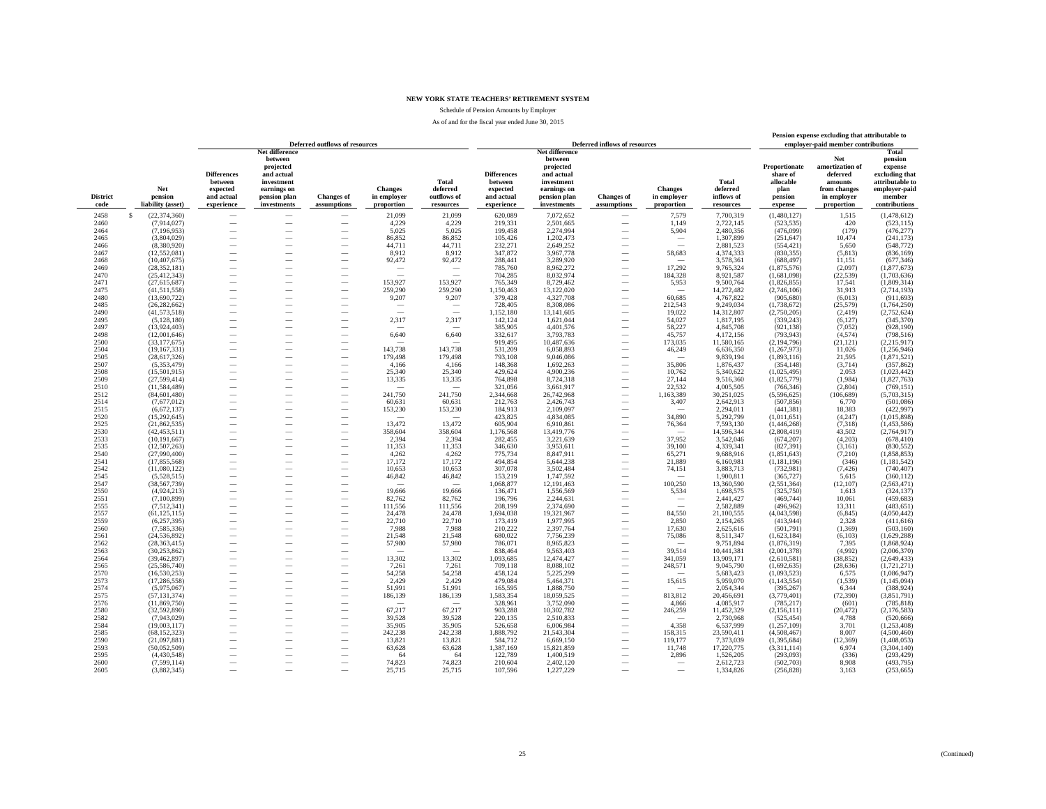# NEW YORK STATE TEACHERS' RETIREMENT SYSTEM

Schedule of Pension Amounts by Employer

As of and for the fiscal year ended June 30, 2015

| | | Deferred outflows of resources | | | | | Deferred inflows of resources | | | | | Pension expense excluding that attributable to employer-paid member contributions | | |
|---|---|---|---|---|---|---|---|---|---|---|---|---|---|---|
| District code | Net pension liability (asset) | Differences between expected and actual experience | Net difference between projected and actual investment earnings on pension plan investments | Changes of assumptions | Changes in employer proportion | Total deferred outflows of resources | Differences between expected and actual experience | Net difference between projected and actual investment earnings on pension plan investments | Changes of assumptions | Changes in employer proportion | Total deferred inflows of resources | Proportionate share of allocable plan pension expense | Net amortization of deferred amounts from changes in employer proportion | Total pension expense excluding that attributable to employer-paid member contributions |
| 2458 | $ (22,374,360) | — | — | — | 21,099 | 21,099 | 620,089 | 7,072,652 | — | 7,579 | 7,700,319 | (1,480,127) | 1,515 | (1,478,612) |
| 2460 | (7,914,027) | — | — | — | 4,229 | 4,229 | 219,331 | 2,501,665 | — | 1,149 | 2,722,145 | (523,535) | 420 | (523,115) |
| 2464 | (7,196,953) | — | — | — | 5,025 | 5,025 | 199,458 | 2,274,994 | — | 5,904 | 2,480,356 | (476,099) | (179) | (476,277) |
| 2465 | (3,804,029) | — | — | — | 86,852 | 86,852 | 105,426 | 1,202,473 | — | — | 1,307,899 | (251,647) | 10,474 | (241,173) |
| 2466 | (8,380,920) | — | — | — | 44,711 | 44,711 | 232,271 | 2,649,252 | — | — | 2,881,523 | (554,421) | 5,650 | (548,772) |
| 2467 | (12,552,081) | — | — | — | 8,912 | 8,912 | 347,872 | 3,967,778 | — | 58,683 | 4,374,333 | (830,355) | (5,813) | (836,169) |
| 2468 | (10,407,675) | — | — | — | 92,472 | 92,472 | 288,441 | 3,289,920 | — | — | 3,578,361 | (688,497) | 11,151 | (677,346) |
| 2469 | (28,352,181) | — | — | — | — | — | 785,760 | 8,962,272 | — | 17,292 | 9,765,324 | (1,875,576) | (2,097) | (1,877,673) |
| 2470 | (25,412,343) | — | — | — | — | — | 704,285 | 8,032,974 | — | 184,328 | 8,921,587 | (1,681,098) | (22,539) | (1,703,636) |
| 2471 | (27,615,687) | — | — | — | 153,927 | 153,927 | 765,349 | 8,729,462 | — | 5,953 | 9,500,764 | (1,826,855) | 17,541 | (1,809,314) |
| 2475 | (41,511,558) | — | — | — | 259,290 | 259,290 | 1,150,463 | 13,122,020 | — | — | 14,272,482 | (2,746,106) | 31,913 | (2,714,193) |
| 2480 | (13,690,722) | — | — | — | 9,207 | 9,207 | 379,428 | 4,327,708 | — | 60,685 | 4,767,822 | (905,680) | (6,013) | (911,693) |
| 2485 | (26,282,662) | — | — | — | — | — | 728,405 | 8,308,086 | — | 212,543 | 9,249,034 | (1,738,672) | (25,579) | (1,764,250) |
| 2490 | (41,573,518) | — | — | — | — | — | 1,152,180 | 13,141,605 | — | 19,022 | 14,312,807 | (2,750,205) | (2,419) | (2,752,624) |
| 2495 | (5,128,180) | — | — | — | 2,317 | 2,317 | 142,124 | 1,621,044 | — | 54,027 | 1,817,195 | (339,243) | (6,127) | (345,370) |
| 2497 | (13,924,403) | — | — | — | — | — | 385,905 | 4,401,576 | — | 58,227 | 4,845,708 | (921,138) | (7,052) | (928,190) |
| 2498 | (12,001,646) | — | — | — | 6,640 | 6,640 | 332,617 | 3,793,783 | — | 45,757 | 4,172,156 | (793,943) | (4,574) | (798,516) |
| 2500 | (33,177,675) | — | — | — | — | — | 919,495 | 10,487,636 | — | 173,035 | 11,580,165 | (2,194,796) | (21,121) | (2,215,917) |
| 2504 | (19,167,331) | — | — | — | 143,738 | 143,738 | 531,209 | 6,058,893 | — | 46,249 | 6,636,350 | (1,267,973) | 11,026 | (1,256,946) |
| 2505 | (28,617,326) | — | — | — | 179,498 | 179,498 | 793,108 | 9,046,086 | — | — | 9,839,194 | (1,893,116) | 21,595 | (1,871,521) |
| 2507 | (5,353,479) | — | — | — | 4,166 | 4,166 | 148,368 | 1,692,263 | — | 35,806 | 1,876,437 | (354,148) | (3,714) | (357,862) |
| 2508 | (15,501,915) | — | — | — | 25,340 | 25,340 | 429,624 | 4,900,236 | — | 10,762 | 5,340,622 | (1,025,495) | 2,053 | (1,023,442) |
| 2509 | (27,599,414) | — | — | — | 13,335 | 13,335 | 764,898 | 8,724,318 | — | 27,144 | 9,516,360 | (1,825,779) | (1,984) | (1,827,763) |
| 2510 | (11,584,489) | — | — | — | — | — | 321,056 | 3,661,917 | — | 22,532 | 4,005,505 | (766,346) | (2,804) | (769,151) |
| 2512 | (84,601,480) | — | — | — | 241,750 | 241,750 | 2,344,668 | 26,742,968 | — | 1,163,389 | 30,251,025 | (5,596,625) | (106,689) | (5,703,315) |
| 2514 | (7,677,012) | — | — | — | 60,631 | 60,631 | 212,763 | 2,426,743 | — | 3,407 | 2,642,913 | (507,856) | 6,770 | (501,086) |
| 2515 | (6,672,137) | — | — | — | 153,230 | 153,230 | 184,913 | 2,109,097 | — | — | 2,294,011 | (441,381) | 18,383 | (422,997) |
| 2520 | (15,292,645) | — | — | — | — | — | 423,825 | 4,834,085 | — | 34,890 | 5,292,799 | (1,011,651) | (4,247) | (1,015,898) |
| 2525 | (21,862,535) | — | — | — | 13,472 | 13,472 | 605,904 | 6,910,861 | — | 76,364 | 7,593,130 | (1,446,268) | (7,318) | (1,453,586) |
| 2530 | (42,453,511) | — | — | — | 358,604 | 358,604 | 1,176,568 | 13,419,776 | — | — | 14,596,344 | (2,808,419) | 43,502 | (2,764,917) |
| 2533 | (10,191,667) | — | — | — | 2,394 | 2,394 | 282,455 | 3,221,639 | — | 37,952 | 3,542,046 | (674,207) | (4,203) | (678,410) |
| 2535 | (12,507,263) | — | — | — | 11,353 | 11,353 | 346,630 | 3,953,611 | — | 39,100 | 4,339,341 | (827,391) | (3,161) | (830,552) |
| 2540 | (27,990,400) | — | — | — | 4,262 | 4,262 | 775,734 | 8,847,911 | — | 65,271 | 9,688,916 | (1,851,643) | (7,210) | (1,858,853) |
| 2541 | (17,855,568) | — | — | — | 17,172 | 17,172 | 494,854 | 5,644,238 | — | 21,889 | 6,160,981 | (1,181,196) | (346) | (1,181,542) |
| 2542 | (11,080,122) | — | — | — | 10,653 | 10,653 | 307,078 | 3,502,484 | — | 74,151 | 3,883,713 | (732,981) | (7,426) | (740,407) |
| 2545 | (5,528,515) | — | — | — | 46,842 | 46,842 | 153,219 | 1,747,592 | — | — | 1,900,811 | (365,727) | 5,615 | (360,112) |
| 2547 | (38,567,739) | — | — | — | — | — | 1,068,877 | 12,191,463 | — | 100,250 | 13,360,590 | (2,551,364) | (12,107) | (2,563,471) |
| 2550 | (4,924,213) | — | — | — | 19,666 | 19,666 | 136,471 | 1,556,569 | — | 5,534 | 1,698,575 | (325,750) | 1,613 | (324,137) |
| 2551 | (7,100,899) | — | — | — | 82,762 | 82,762 | 196,796 | 2,244,631 | — | — | 2,441,427 | (469,744) | 10,061 | (459,683) |
| 2555 | (7,512,341) | — | — | — | 111,556 | 111,556 | 208,199 | 2,374,690 | — | — | 2,582,889 | (496,962) | 13,311 | (483,651) |
| 2557 | (61,125,115) | — | — | — | 24,478 | 24,478 | 1,694,038 | 19,321,967 | — | 84,550 | 21,100,555 | (4,043,598) | (6,845) | (4,050,442) |
| 2559 | (6,257,395) | — | — | — | 22,710 | 22,710 | 173,419 | 1,977,995 | — | 2,850 | 2,154,265 | (413,944) | 2,328 | (411,616) |
| 2560 | (7,585,336) | — | — | — | 7,988 | 7,988 | 210,222 | 2,397,764 | — | 17,630 | 2,625,616 | (501,791) | (1,369) | (503,160) |
| 2561 | (24,536,892) | — | — | — | 21,548 | 21,548 | 680,022 | 7,756,239 | — | 75,086 | 8,511,347 | (1,623,184) | (6,103) | (1,629,288) |
| 2562 | (28,363,415) | — | — | — | 57,980 | 57,980 | 786,071 | 8,965,823 | — | — | 9,751,894 | (1,876,319) | 7,395 | (1,868,924) |
| 2563 | (30,253,862) | — | — | — | — | — | 838,464 | 9,563,403 | — | 39,514 | 10,441,381 | (2,001,378) | (4,992) | (2,006,370) |
| 2564 | (39,462,897) | — | — | — | 13,302 | 13,302 | 1,093,685 | 12,474,427 | — | 341,059 | 13,909,171 | (2,610,581) | (38,852) | (2,649,433) |
| 2565 | (25,586,740) | — | — | — | 7,261 | 7,261 | 709,118 | 8,088,102 | — | 248,571 | 9,045,790 | (1,692,635) | (28,636) | (1,721,271) |
| 2570 | (16,530,253) | — | — | — | 54,258 | 54,258 | 458,124 | 5,225,299 | — | — | 5,683,423 | (1,093,523) | 6,575 | (1,086,947) |
| 2573 | (17,286,558) | — | — | — | 2,429 | 2,429 | 479,084 | 5,464,371 | — | 15,615 | 5,959,070 | (1,143,554) | (1,539) | (1,145,094) |
| 2574 | (5,975,067) | — | — | — | 51,991 | 51,991 | 165,595 | 1,888,750 | — | — | 2,054,344 | (395,267) | 6,344 | (388,924) |
| 2575 | (57,131,374) | — | — | — | 186,139 | 186,139 | 1,583,354 | 18,059,525 | — | 813,812 | 20,456,691 | (3,779,401) | (72,390) | (3,851,791) |
| 2576 | (11,869,750) | — | — | — | — | — | 328,961 | 3,752,090 | — | 4,866 | 4,085,917 | (785,217) | (601) | (785,818) |
| 2580 | (32,592,890) | — | — | — | 67,217 | 67,217 | 903,288 | 10,302,782 | — | 246,259 | 11,452,329 | (2,156,111) | (20,472) | (2,176,583) |
| 2582 | (7,943,029) | — | — | — | 39,528 | 39,528 | 220,135 | 2,510,833 | — | — | 2,730,968 | (525,454) | 4,788 | (520,666) |
| 2584 | (19,003,117) | — | — | — | 35,905 | 35,905 | 526,658 | 6,006,984 | — | 4,358 | 6,537,999 | (1,257,109) | 3,701 | (1,253,408) |
| 2585 | (68,152,323) | — | — | — | 242,238 | 242,238 | 1,888,792 | 21,543,304 | — | 158,315 | 23,590,411 | (4,508,467) | 8,007 | (4,500,460) |
| 2590 | (21,097,881) | — | — | — | 13,821 | 13,821 | 584,712 | 6,669,150 | — | 119,177 | 7,373,039 | (1,395,684) | (12,369) | (1,408,053) |
| 2593 | (50,052,509) | — | — | — | 63,628 | 63,628 | 1,387,169 | 15,821,859 | — | 11,748 | 17,220,775 | (3,311,114) | 6,974 | (3,304,140) |
| 2595 | (4,430,548) | — | — | — | 64 | 64 | 122,789 | 1,400,519 | — | 2,896 | 1,526,205 | (293,093) | (336) | (293,429) |
| 2600 | (7,599,114) | — | — | — | 74,823 | 74,823 | 210,604 | 2,402,120 | — | — | 2,612,723 | (502,703) | 8,908 | (493,795) |
| 2605 | (3,882,345) | — | — | — | 25,715 | 25,715 | 107,596 | 1,227,229 | — | — | 1,334,826 | (256,828) | 3,163 | (253,665) |

(Continued)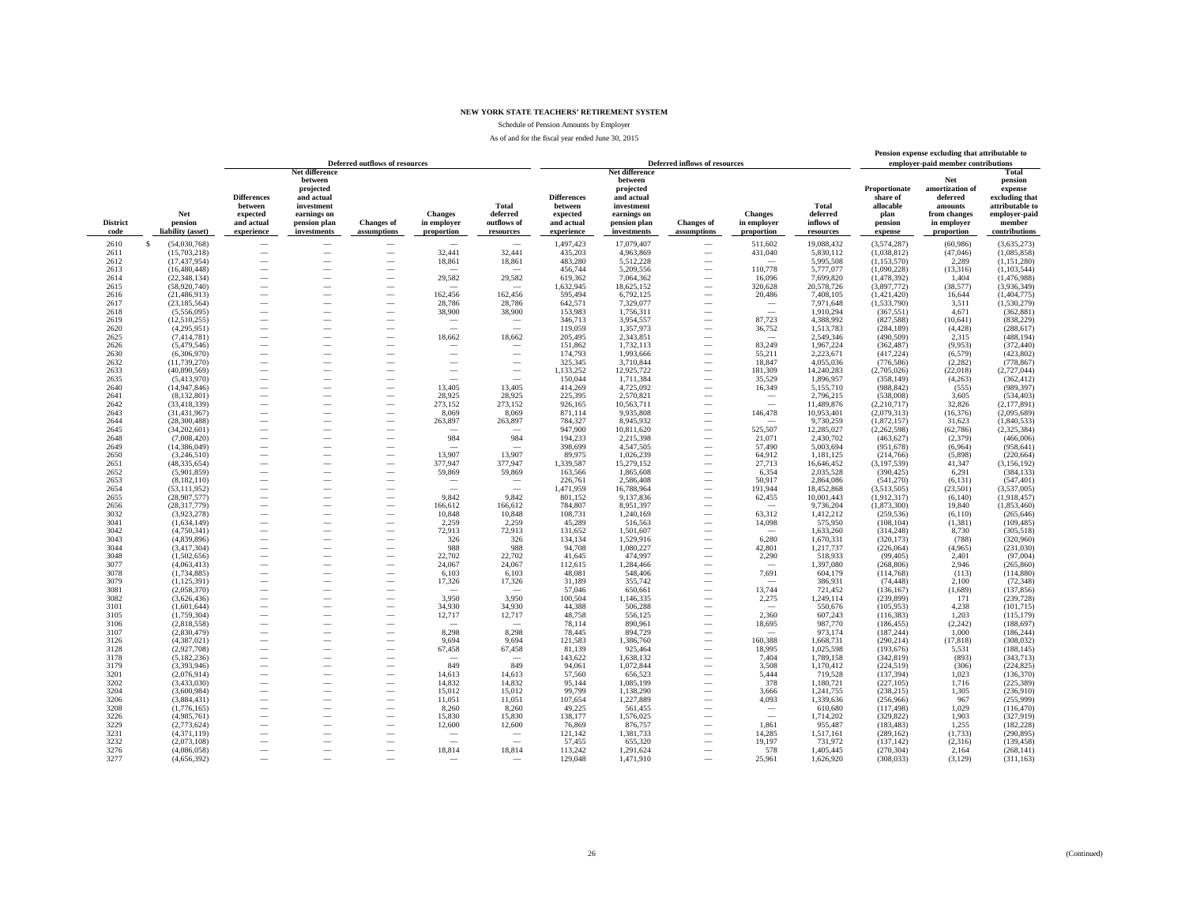**NEW YORK STATE TEACHERS' RETIREMENT SYSTEM**

Schedule of Pension Amounts by Employer

As of and for the fiscal year ended June 30, 2015

| | | Deferred outflows of resources | | | | | Deferred inflows of resources | | | | | Pension expense excluding that attributable to employer-paid member contributions | | |
|---|---|---|---|---|---|---|---|---|---|---|---|---|---|---|
| District code | Net pension liability (asset) | Differences between expected and actual experience | Net difference between projected and actual investment earnings on pension plan investments | Changes of assumptions | Changes in employer proportion | Total deferred outflows of resources | Differences between expected and actual experience | Net difference between projected and actual investment earnings on pension plan investments | Changes of assumptions | Changes in employer proportion | Total deferred inflows of resources | Proportionate share of allocable plan pension expense | Net amortization of deferred amounts from changes in employer proportion | Total pension expense excluding that attributable to employer-paid member contributions |
| 2610 | $ (54,030,768) | — | — | — | — | — | 1,497,423 | 17,079,407 | — | 511,602 | 19,088,432 | (3,574,287) | (60,986) | (3,635,273) |
| 2611 | (15,703,218) | — | — | — | 32,441 | 32,441 | 435,203 | 4,963,869 | — | 431,040 | 5,830,112 | (1,038,812) | (47,046) | (1,085,858) |
| 2612 | (17,437,954) | — | — | — | 18,861 | 18,861 | 483,280 | 5,512,228 | — | — | 5,995,508 | (1,153,570) | 2,289 | (1,151,280) |
| 2613 | (16,480,448) | — | — | — | — | — | 456,744 | 5,209,556 | — | 110,778 | 5,777,077 | (1,090,228) | (13,316) | (1,103,544) |
| 2614 | (22,348,134) | — | — | — | 29,582 | 29,582 | 619,362 | 7,064,362 | — | 16,096 | 7,699,820 | (1,478,392) | 1,404 | (1,476,988) |
| 2615 | (58,920,740) | — | — | — | — | — | 1,632,945 | 18,625,152 | — | 320,628 | 20,578,726 | (3,897,772) | (38,577) | (3,936,349) |
| 2616 | (21,486,913) | — | — | — | 162,456 | 162,456 | 595,494 | 6,792,125 | — | 20,486 | 7,408,105 | (1,421,420) | 16,644 | (1,404,775) |
| 2617 | (23,185,564) | — | — | — | 28,786 | 28,786 | 642,571 | 7,329,077 | — | — | 7,971,648 | (1,533,790) | 3,511 | (1,530,279) |
| 2618 | (5,556,095) | — | — | — | 38,900 | 38,900 | 153,983 | 1,756,311 | — | — | 1,910,294 | (367,551) | 4,671 | (362,881) |
| 2619 | (12,510,255) | — | — | — | — | — | 346,713 | 3,954,557 | — | 87,723 | 4,388,992 | (827,588) | (10,641) | (838,229) |
| 2620 | (4,295,951) | — | — | — | — | — | 119,059 | 1,357,973 | — | 36,752 | 1,513,783 | (284,189) | (4,428) | (288,617) |
| 2625 | (7,414,781) | — | — | — | 18,662 | 18,662 | 205,495 | 2,343,851 | — | — | 2,549,346 | (490,509) | 2,315 | (488,194) |
| 2626 | (5,479,546) | — | — | — | — | — | 151,862 | 1,732,113 | — | 83,249 | 1,967,224 | (362,487) | (9,953) | (372,440) |
| 2630 | (6,306,970) | — | — | — | — | — | 174,793 | 1,993,666 | — | 55,211 | 2,223,671 | (417,224) | (6,579) | (423,802) |
| 2632 | (11,739,270) | — | — | — | — | — | 325,345 | 3,710,844 | — | 18,847 | 4,055,036 | (776,586) | (2,282) | (778,867) |
| 2633 | (40,890,569) | — | — | — | — | — | 1,133,252 | 12,925,722 | — | 181,309 | 14,240,283 | (2,705,026) | (22,018) | (2,727,044) |
| 2635 | (5,413,970) | — | — | — | — | — | 150,044 | 1,711,384 | — | 35,529 | 1,896,957 | (358,149) | (4,263) | (362,412) |
| 2640 | (14,947,846) | — | — | — | 13,405 | 13,405 | 414,269 | 4,725,092 | — | 16,349 | 5,155,710 | (988,842) | (555) | (989,397) |
| 2641 | (8,132,801) | — | — | — | 28,925 | 28,925 | 225,395 | 2,570,821 | — | — | 2,796,215 | (538,008) | 3,605 | (534,403) |
| 2642 | (33,418,339) | — | — | — | 273,152 | 273,152 | 926,165 | 10,563,711 | — | — | 11,489,876 | (2,210,717) | 32,826 | (2,177,891) |
| 2643 | (31,431,967) | — | — | — | 8,069 | 8,069 | 871,114 | 9,935,808 | — | 146,478 | 10,953,401 | (2,079,313) | (16,376) | (2,095,689) |
| 2644 | (28,300,488) | — | — | — | 263,897 | 263,897 | 784,327 | 8,945,932 | — | — | 9,730,259 | (1,872,157) | 31,623 | (1,840,533) |
| 2645 | (34,202,601) | — | — | — | — | — | 947,900 | 10,811,620 | — | 525,507 | 12,285,027 | (2,262,598) | (62,786) | (2,325,384) |
| 2648 | (7,008,420) | — | — | — | 984 | 984 | 194,233 | 2,215,398 | — | 21,071 | 2,430,702 | (463,627) | (2,379) | (466,006) |
| 2649 | (14,386,049) | — | — | — | — | — | 398,699 | 4,547,505 | — | 57,490 | 5,003,694 | (951,678) | (6,964) | (958,641) |
| 2650 | (3,246,510) | — | — | — | 13,907 | 13,907 | 89,975 | 1,026,239 | — | 64,912 | 1,181,125 | (214,766) | (5,898) | (220,664) |
| 2651 | (48,335,654) | — | — | — | 377,947 | 377,947 | 1,339,587 | 15,279,152 | — | 27,713 | 16,646,452 | (3,197,539) | 41,347 | (3,156,192) |
| 2652 | (5,901,859) | — | — | — | 59,869 | 59,869 | 163,566 | 1,865,608 | — | 6,354 | 2,035,528 | (390,425) | 6,291 | (384,133) |
| 2653 | (8,182,110) | — | — | — | — | — | 226,761 | 2,586,408 | — | 50,917 | 2,864,086 | (541,270) | (6,131) | (547,401) |
| 2654 | (53,111,952) | — | — | — | — | — | 1,471,959 | 16,788,964 | — | 191,944 | 18,452,868 | (3,513,505) | (23,501) | (3,537,005) |
| 2655 | (28,907,577) | — | — | — | 9,842 | 9,842 | 801,152 | 9,137,836 | — | 62,455 | 10,001,443 | (1,912,317) | (6,140) | (1,918,457) |
| 2656 | (28,317,779) | — | — | — | 166,612 | 166,612 | 784,807 | 8,951,397 | — | — | 9,736,204 | (1,873,300) | 19,840 | (1,853,460) |
| 3032 | (3,923,278) | — | — | — | 10,848 | 10,848 | 108,731 | 1,240,169 | — | 63,312 | 1,412,212 | (259,536) | (6,110) | (265,646) |
| 3041 | (1,634,149) | — | — | — | 2,259 | 2,259 | 45,289 | 516,563 | — | 14,098 | 575,950 | (108,104) | (1,381) | (109,485) |
| 3042 | (4,750,341) | — | — | — | 72,913 | 72,913 | 131,652 | 1,501,607 | — | — | 1,633,260 | (314,248) | 8,730 | (305,518) |
| 3043 | (4,839,896) | — | — | — | 326 | 326 | 134,134 | 1,529,916 | — | 6,280 | 1,670,331 | (320,173) | (788) | (320,960) |
| 3044 | (3,417,304) | — | — | — | 988 | 988 | 94,708 | 1,080,227 | — | 42,801 | 1,217,737 | (226,064) | (4,965) | (231,030) |
| 3048 | (1,502,656) | — | — | — | 22,702 | 22,702 | 41,645 | 474,997 | — | 2,290 | 518,933 | (99,405) | 2,401 | (97,004) |
| 3077 | (4,063,413) | — | — | — | 24,067 | 24,067 | 112,615 | 1,284,466 | — | — | 1,397,080 | (268,806) | 2,946 | (265,860) |
| 3078 | (1,734,885) | — | — | — | 6,103 | 6,103 | 48,081 | 548,406 | — | 7,691 | 604,179 | (114,768) | (113) | (114,880) |
| 3079 | (1,125,391) | — | — | — | 17,326 | 17,326 | 31,189 | 355,742 | — | — | 386,931 | (74,448) | 2,100 | (72,348) |
| 3081 | (2,058,370) | — | — | — | — | — | 57,046 | 650,661 | — | 13,744 | 721,452 | (136,167) | (1,689) | (137,856) |
| 3082 | (3,626,436) | — | — | — | 3,950 | 3,950 | 100,504 | 1,146,335 | — | 2,275 | 1,249,114 | (239,899) | 171 | (239,728) |
| 3101 | (1,601,644) | — | — | — | 34,930 | 34,930 | 44,388 | 506,288 | — | — | 550,676 | (105,953) | 4,238 | (101,715) |
| 3105 | (1,759,304) | — | — | — | 12,717 | 12,717 | 48,758 | 556,125 | — | 2,360 | 607,243 | (116,383) | 1,203 | (115,179) |
| 3106 | (2,818,558) | — | — | — | — | — | 78,114 | 890,961 | — | 18,695 | 987,770 | (186,455) | (2,242) | (188,697) |
| 3107 | (2,830,479) | — | — | — | 8,298 | 8,298 | 78,445 | 894,729 | — | — | 973,174 | (187,244) | 1,000 | (186,244) |
| 3126 | (4,387,021) | — | — | — | 9,694 | 9,694 | 121,583 | 1,386,760 | — | 160,388 | 1,668,731 | (290,214) | (17,818) | (308,032) |
| 3128 | (2,927,708) | — | — | — | 67,458 | 67,458 | 81,139 | 925,464 | — | 18,995 | 1,025,598 | (193,676) | 5,531 | (188,145) |
| 3178 | (5,182,236) | — | — | — | — | — | 143,622 | 1,638,132 | — | 7,404 | 1,789,158 | (342,819) | (893) | (343,713) |
| 3179 | (3,393,946) | — | — | — | 849 | 849 | 94,061 | 1,072,844 | — | 3,508 | 1,170,412 | (224,519) | (306) | (224,825) |
| 3201 | (2,076,914) | — | — | — | 14,613 | 14,613 | 57,560 | 656,523 | — | 5,444 | 719,528 | (137,394) | 1,023 | (136,370) |
| 3202 | (3,433,030) | — | — | — | 14,832 | 14,832 | 95,144 | 1,085,199 | — | 378 | 1,180,721 | (227,105) | 1,716 | (225,389) |
| 3204 | (3,600,984) | — | — | — | 15,012 | 15,012 | 99,799 | 1,138,290 | — | 3,666 | 1,241,755 | (238,215) | 1,305 | (236,910) |
| 3206 | (3,884,431) | — | — | — | 11,051 | 11,051 | 107,654 | 1,227,889 | — | 4,093 | 1,339,636 | (256,966) | 967 | (255,999) |
| 3208 | (1,776,165) | — | — | — | 8,260 | 8,260 | 49,225 | 561,455 | — | — | 610,680 | (117,498) | 1,029 | (116,470) |
| 3226 | (4,985,761) | — | — | — | 15,830 | 15,830 | 138,177 | 1,576,025 | — | — | 1,714,202 | (329,822) | 1,903 | (327,919) |
| 3229 | (2,773,624) | — | — | — | 12,600 | 12,600 | 76,869 | 876,757 | — | 1,861 | 955,487 | (183,483) | 1,255 | (182,228) |
| 3231 | (4,371,119) | — | — | — | — | — | 121,142 | 1,381,733 | — | 14,285 | 1,517,161 | (289,162) | (1,733) | (290,895) |
| 3232 | (2,073,108) | — | — | — | — | — | 57,455 | 655,320 | — | 19,197 | 731,972 | (137,142) | (2,316) | (139,458) |
| 3276 | (4,086,058) | — | — | — | 18,814 | 18,814 | 113,242 | 1,291,624 | — | 578 | 1,405,445 | (270,304) | 2,164 | (268,141) |
| 3277 | (4,656,392) | — | — | — | — | — | 129,048 | 1,471,910 | — | 25,961 | 1,626,920 | (308,033) | (3,129) | (311,163) |

(Continued)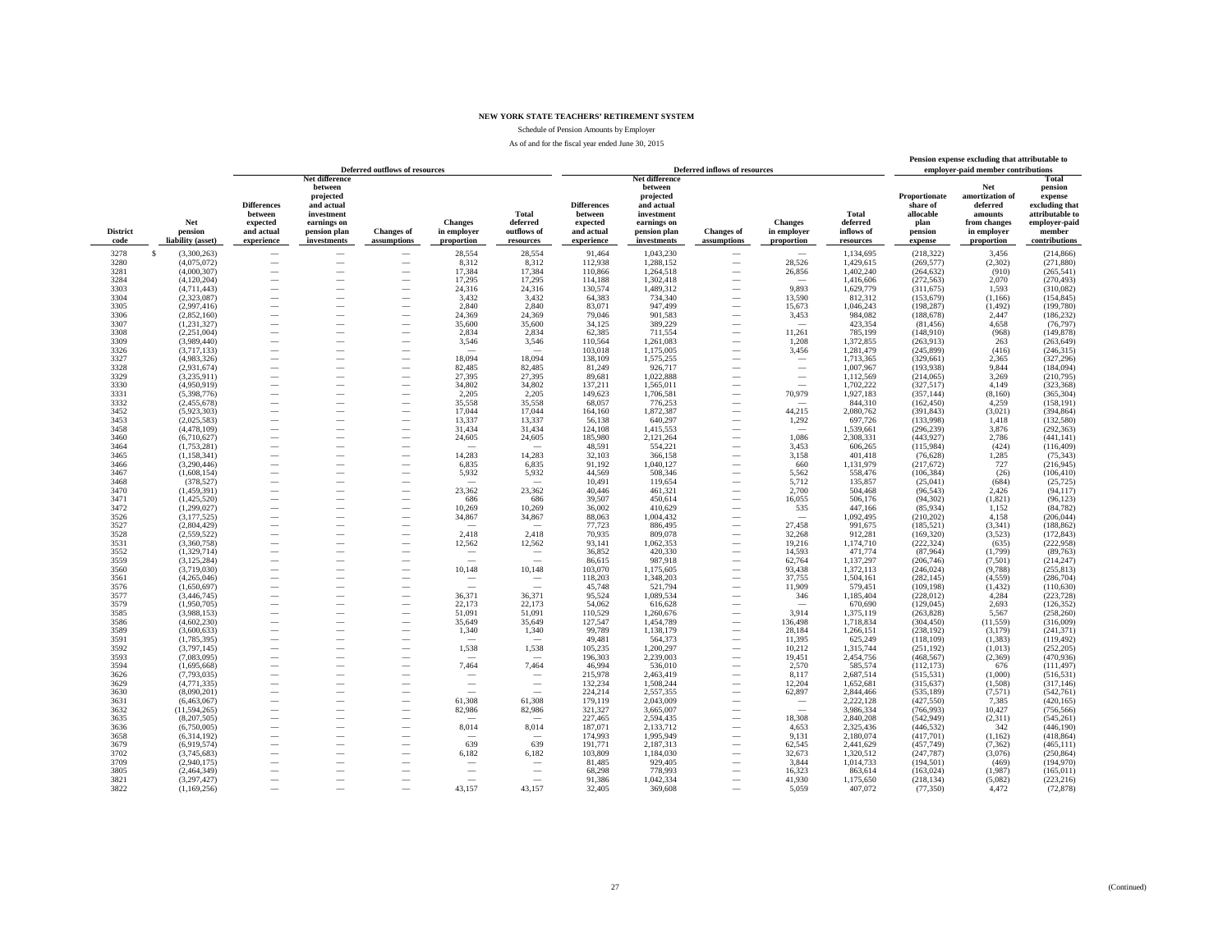**NEW YORK STATE TEACHERS' RETIREMENT SYSTEM**

Schedule of Pension Amounts by Employer

As of and for the fiscal year ended June 30, 2015

| | | Deferred outflows of resources | | | | | Deferred inflows of resources | | | | | Pension expense excluding that attributable to employer-paid member contributions | | |
|---|---|---|---|---|---|---|---|---|---|---|---|---|---|---|
| District code | Net pension liability (asset) | Differences between expected and actual experience | Net difference between projected and actual investment earnings on pension plan investments | Changes of assumptions | Changes in employer proportion | Total deferred outflows of resources | Differences between expected and actual experience | Net difference between projected and actual investment earnings on pension plan investments | Changes of assumptions | Changes in employer proportion | Total deferred inflows of resources | Proportionate share of allocable plan pension expense | Net amortization of deferred amounts from changes in employer proportion | Total pension expense excluding that attributable to employer-paid member contributions |
| 3278 | $ (3,300,263) | — | — | — | 28,554 | 28,554 | 91,464 | 1,043,230 | — | — | 1,134,695 | (218,322) | 3,456 | (214,866) |
| 3280 | (4,075,072) | — | — | — | 8,312 | 8,312 | 112,938 | 1,288,152 | — | 28,526 | 1,429,615 | (269,577) | (2,302) | (271,880) |
| 3281 | (4,000,307) | — | — | — | 17,384 | 17,384 | 110,866 | 1,264,518 | — | 26,856 | 1,402,240 | (264,632) | (910) | (265,541) |
| 3284 | (4,120,204) | — | — | — | 17,295 | 17,295 | 114,188 | 1,302,418 | — | — | 1,416,606 | (272,563) | 2,070 | (270,493) |
| 3303 | (4,711,443) | — | — | — | 24,316 | 24,316 | 130,574 | 1,489,312 | — | 9,893 | 1,629,779 | (311,675) | 1,593 | (310,082) |
| 3304 | (2,323,087) | — | — | — | 3,432 | 3,432 | 64,383 | 734,340 | — | 13,590 | 812,312 | (153,679) | (1,166) | (154,845) |
| 3305 | (2,997,416) | — | — | — | 2,840 | 2,840 | 83,071 | 947,499 | — | 15,673 | 1,046,243 | (198,287) | (1,492) | (199,780) |
| 3306 | (2,852,160) | — | — | — | 24,369 | 24,369 | 79,046 | 901,583 | — | 3,453 | 984,082 | (188,678) | 2,447 | (186,232) |
| 3307 | (1,231,327) | — | — | — | 35,600 | 35,600 | 34,125 | 389,229 | — | — | 423,354 | (81,456) | 4,658 | (76,797) |
| 3308 | (2,251,004) | — | — | — | 2,834 | 2,834 | 62,385 | 711,554 | — | 11,261 | 785,199 | (148,910) | (968) | (149,878) |
| 3309 | (3,989,440) | — | — | — | 3,546 | 3,546 | 110,564 | 1,261,083 | — | 1,208 | 1,372,855 | (263,913) | 263 | (263,649) |
| 3326 | (3,717,133) | — | — | — | — | — | 103,018 | 1,175,005 | — | 3,456 | 1,281,479 | (245,899) | (416) | (246,315) |
| 3327 | (4,983,326) | — | — | — | 18,094 | 18,094 | 138,109 | 1,575,255 | — | — | 1,713,365 | (329,661) | 2,365 | (327,296) |
| 3328 | (2,931,674) | — | — | — | 82,485 | 82,485 | 81,249 | 926,717 | — | — | 1,007,967 | (193,938) | 9,844 | (184,094) |
| 3329 | (3,235,911) | — | — | — | 27,395 | 27,395 | 89,681 | 1,022,888 | — | — | 1,112,569 | (214,065) | 3,269 | (210,795) |
| 3330 | (4,950,919) | — | — | — | 34,802 | 34,802 | 137,211 | 1,565,011 | — | — | 1,702,222 | (327,517) | 4,149 | (323,368) |
| 3331 | (5,398,776) | — | — | — | 2,205 | 2,205 | 149,623 | 1,706,581 | — | 70,979 | 1,927,183 | (357,144) | (8,160) | (365,304) |
| 3332 | (2,455,678) | — | — | — | 35,558 | 35,558 | 68,057 | 776,253 | — | — | 844,310 | (162,450) | 4,259 | (158,191) |
| 3452 | (5,923,303) | — | — | — | 17,044 | 17,044 | 164,160 | 1,872,387 | — | 44,215 | 2,080,762 | (391,843) | (3,021) | (394,864) |
| 3453 | (2,025,583) | — | — | — | 13,337 | 13,337 | 56,138 | 640,297 | — | 1,292 | 697,726 | (133,998) | 1,418 | (132,580) |
| 3458 | (4,478,109) | — | — | — | 31,434 | 31,434 | 124,108 | 1,415,553 | — | — | 1,539,661 | (296,239) | 3,876 | (292,363) |
| 3460 | (6,710,627) | — | — | — | 24,605 | 24,605 | 185,980 | 2,121,264 | — | 1,086 | 2,308,331 | (443,927) | 2,786 | (441,141) |
| 3464 | (1,753,281) | — | — | — | — | — | 48,591 | 554,221 | — | 3,453 | 606,265 | (115,984) | (424) | (116,409) |
| 3465 | (1,158,341) | — | — | — | 14,283 | 14,283 | 32,103 | 366,158 | — | 3,158 | 401,418 | (76,628) | 1,285 | (75,343) |
| 3466 | (3,290,446) | — | — | — | 6,835 | 6,835 | 91,192 | 1,040,127 | — | 660 | 1,131,979 | (217,672) | 727 | (216,945) |
| 3467 | (1,608,154) | — | — | — | 5,932 | 5,932 | 44,569 | 508,346 | — | 5,562 | 558,476 | (106,384) | (26) | (106,410) |
| 3468 | (378,527) | — | — | — | — | — | 10,491 | 119,654 | — | 5,712 | 135,857 | (25,041) | (684) | (25,725) |
| 3470 | (1,459,391) | — | — | — | 23,362 | 23,362 | 40,446 | 461,321 | — | 2,700 | 504,468 | (96,543) | 2,426 | (94,117) |
| 3471 | (1,425,520) | — | — | — | 686 | 686 | 39,507 | 450,614 | — | 16,055 | 506,176 | (94,302) | (1,821) | (96,123) |
| 3472 | (1,299,027) | — | — | — | 10,269 | 10,269 | 36,002 | 410,629 | — | 535 | 447,166 | (85,934) | 1,152 | (84,782) |
| 3526 | (3,177,525) | — | — | — | 34,867 | 34,867 | 88,063 | 1,004,432 | — | — | 1,092,495 | (210,202) | 4,158 | (206,044) |
| 3527 | (2,804,429) | — | — | — | — | — | 77,723 | 886,495 | — | 27,458 | 991,675 | (185,521) | (3,341) | (188,862) |
| 3528 | (2,559,522) | — | — | — | 2,418 | 2,418 | 70,935 | 809,078 | — | 32,268 | 912,281 | (169,320) | (3,523) | (172,843) |
| 3531 | (3,360,758) | — | — | — | 12,562 | 12,562 | 93,141 | 1,062,353 | — | 19,216 | 1,174,710 | (222,324) | (635) | (222,958) |
| 3552 | (1,329,714) | — | — | — | — | — | 36,852 | 420,330 | — | 14,593 | 471,774 | (87,964) | (1,799) | (89,763) |
| 3559 | (3,125,284) | — | — | — | — | — | 86,615 | 987,918 | — | 62,764 | 1,137,297 | (206,746) | (7,501) | (214,247) |
| 3560 | (3,719,030) | — | — | — | 10,148 | 10,148 | 103,070 | 1,175,605 | — | 93,438 | 1,372,113 | (246,024) | (9,788) | (255,813) |
| 3561 | (4,265,046) | — | — | — | — | — | 118,203 | 1,348,203 | — | 37,755 | 1,504,161 | (282,145) | (4,559) | (286,704) |
| 3576 | (1,650,697) | — | — | — | — | — | 45,748 | 521,794 | — | 11,909 | 579,451 | (109,198) | (1,432) | (110,630) |
| 3577 | (3,446,745) | — | — | — | 36,371 | 36,371 | 95,524 | 1,089,534 | — | 346 | 1,185,404 | (228,012) | 4,284 | (223,728) |
| 3579 | (1,950,705) | — | — | — | 22,173 | 22,173 | 54,062 | 616,628 | — | — | 670,690 | (129,045) | 2,693 | (126,352) |
| 3585 | (3,988,153) | — | — | — | 51,091 | 51,091 | 110,529 | 1,260,676 | — | 3,914 | 1,375,119 | (263,828) | 5,567 | (258,260) |
| 3586 | (4,602,230) | — | — | — | 35,649 | 35,649 | 127,547 | 1,454,789 | — | 136,498 | 1,718,834 | (304,450) | (11,559) | (316,009) |
| 3589 | (3,600,633) | — | — | — | 1,340 | 1,340 | 99,789 | 1,138,179 | — | 28,184 | 1,266,151 | (238,192) | (3,179) | (241,371) |
| 3591 | (1,785,395) | — | — | — | — | — | 49,481 | 564,373 | — | 11,395 | 625,249 | (118,109) | (1,383) | (119,492) |
| 3592 | (3,797,145) | — | — | — | 1,538 | 1,538 | 105,235 | 1,200,297 | — | 10,212 | 1,315,744 | (251,192) | (1,013) | (252,205) |
| 3593 | (7,083,095) | — | — | — | — | — | 196,303 | 2,239,003 | — | 19,451 | 2,454,756 | (468,567) | (2,369) | (470,936) |
| 3594 | (1,695,668) | — | — | — | 7,464 | 7,464 | 46,994 | 536,010 | — | 2,570 | 585,574 | (112,173) | 676 | (111,497) |
| 3626 | (7,793,035) | — | — | — | — | — | 215,978 | 2,463,419 | — | 8,117 | 2,687,514 | (515,531) | (1,000) | (516,531) |
| 3629 | (4,771,335) | — | — | — | — | — | 132,234 | 1,508,244 | — | 12,204 | 1,652,681 | (315,637) | (1,508) | (317,146) |
| 3630 | (8,090,201) | — | — | — | — | — | 224,214 | 2,557,355 | — | 62,897 | 2,844,466 | (535,189) | (7,571) | (542,761) |
| 3631 | (6,463,067) | — | — | — | 61,308 | 61,308 | 179,119 | 2,043,009 | — | — | 2,222,128 | (427,550) | 7,385 | (420,165) |
| 3632 | (11,594,265) | — | — | — | 82,986 | 82,986 | 321,327 | 3,665,007 | — | — | 3,986,334 | (766,993) | 10,427 | (756,566) |
| 3635 | (8,207,505) | — | — | — | — | — | 227,465 | 2,594,435 | — | 18,308 | 2,840,208 | (542,949) | (2,311) | (545,261) |
| 3636 | (6,750,005) | — | — | — | 8,014 | 8,014 | 187,071 | 2,133,712 | — | 4,653 | 2,325,436 | (446,532) | 342 | (446,190) |
| 3658 | (6,314,192) | — | — | — | — | — | 174,993 | 1,995,949 | — | 9,131 | 2,180,074 | (417,701) | (1,162) | (418,864) |
| 3679 | (6,919,574) | — | — | — | 639 | 639 | 191,771 | 2,187,313 | — | 62,545 | 2,441,629 | (457,749) | (7,362) | (465,111) |
| 3702 | (3,745,683) | — | — | — | 6,182 | 6,182 | 103,809 | 1,184,030 | — | 32,673 | 1,320,512 | (247,787) | (3,076) | (250,864) |
| 3709 | (2,940,175) | — | — | — | — | — | 81,485 | 929,405 | — | 3,844 | 1,014,733 | (194,501) | (469) | (194,970) |
| 3805 | (2,464,349) | — | — | — | — | — | 68,298 | 778,993 | — | 16,323 | 863,614 | (163,024) | (1,987) | (165,011) |
| 3821 | (3,297,427) | — | — | — | — | — | 91,386 | 1,042,334 | — | 41,930 | 1,175,650 | (218,134) | (5,082) | (223,216) |
| 3822 | (1,169,256) | — | — | — | 43,157 | 43,157 | 32,405 | 369,608 | — | 5,059 | 407,072 | (77,350) | 4,472 | (72,878) |

(Continued)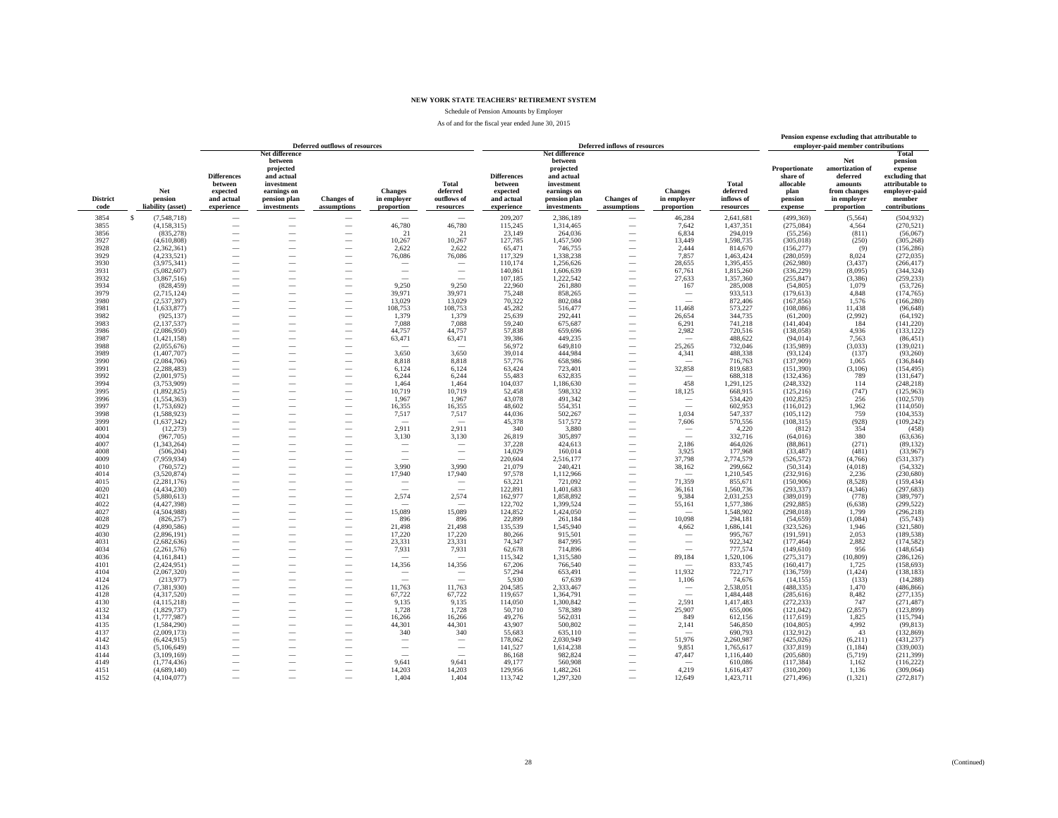# NEW YORK STATE TEACHERS' RETIREMENT SYSTEM

Schedule of Pension Amounts by Employer

As of and for the fiscal year ended June 30, 2015

| | | Deferred outflows of resources | | | | | Deferred inflows of resources | | | | | Pension expense excluding that attributable to employer-paid member contributions | | |
|---|---|---|---|---|---|---|---|---|---|---|---|---|---|---|
| District code | Net pension liability (asset) | Differences between expected and actual experience | Net difference between projected and actual investment earnings on pension plan investments | Changes of assumptions | Changes in employer proportion | Total deferred outflows of resources | Differences between expected and actual experience | Net difference between projected and actual investment earnings on pension plan investments | Changes of assumptions | Changes in employer proportion | Total deferred inflows of resources | Proportionate share of allocable plan pension expense | Net amortization of deferred amounts from changes in employer proportion | Total pension expense excluding that attributable to employer-paid member contributions |
| 3854 | $ (7,548,718) | — | — | — | — | — | 209,207 | 2,386,189 | — | 46,284 | 2,641,681 | (499,369) | (5,564) | (504,932) |
| 3855 | (4,158,315) | — | — | — | 46,780 | 46,780 | 115,245 | 1,314,465 | — | 7,642 | 1,437,351 | (275,084) | 4,564 | (270,521) |
| 3856 | (835,278) | — | — | — | 21 | 21 | 23,149 | 264,036 | — | 6,834 | 294,019 | (55,256) | (811) | (56,067) |
| 3927 | (4,610,808) | — | — | — | 10,267 | 10,267 | 127,785 | 1,457,500 | — | 13,449 | 1,598,735 | (305,018) | (250) | (305,268) |
| 3928 | (2,362,361) | — | — | — | 2,622 | 2,622 | 65,471 | 746,755 | — | 2,444 | 814,670 | (156,277) | (9) | (156,286) |
| 3929 | (4,233,521) | — | — | — | 76,086 | 76,086 | 117,329 | 1,338,238 | — | 7,857 | 1,463,424 | (280,059) | 8,024 | (272,035) |
| 3930 | (3,975,341) | — | — | — | — | — | 110,174 | 1,256,626 | — | 28,655 | 1,395,455 | (262,980) | (3,437) | (266,417) |
| 3931 | (5,082,607) | — | — | — | — | — | 140,861 | 1,606,639 | — | 67,761 | 1,815,260 | (336,229) | (8,095) | (344,324) |
| 3932 | (3,867,516) | — | — | — | — | — | 107,185 | 1,222,542 | — | 27,633 | 1,357,360 | (255,847) | (3,386) | (259,233) |
| 3934 | (828,459) | — | — | — | 9,250 | 9,250 | 22,960 | 261,880 | — | 167 | 285,008 | (54,805) | 1,079 | (53,726) |
| 3979 | (2,715,124) | — | — | — | 39,971 | 39,971 | 75,248 | 858,265 | — | — | 933,513 | (179,613) | 4,848 | (174,765) |
| 3980 | (2,537,397) | — | — | — | 13,029 | 13,029 | 70,322 | 802,084 | — | — | 872,406 | (167,856) | 1,576 | (166,280) |
| 3981 | (1,633,877) | — | — | — | 108,753 | 108,753 | 45,282 | 516,477 | — | 11,468 | 573,227 | (108,086) | 11,438 | (96,648) |
| 3982 | (925,137) | — | — | — | 1,379 | 1,379 | 25,639 | 292,441 | — | 26,654 | 344,735 | (61,200) | (2,992) | (64,192) |
| 3983 | (2,137,537) | — | — | — | 7,088 | 7,088 | 59,240 | 675,687 | — | 6,291 | 741,218 | (141,404) | 184 | (141,220) |
| 3986 | (2,086,950) | — | — | — | 44,757 | 44,757 | 57,838 | 659,696 | — | 2,982 | 720,516 | (138,058) | 4,936 | (133,122) |
| 3987 | (1,421,158) | — | — | — | 63,471 | 63,471 | 39,386 | 449,235 | — | — | 488,622 | (94,014) | 7,563 | (86,451) |
| 3988 | (2,055,676) | — | — | — | — | — | 56,972 | 649,810 | — | 25,265 | 732,046 | (135,989) | (3,033) | (139,021) |
| 3989 | (1,407,707) | — | — | — | 3,650 | 3,650 | 39,014 | 444,984 | — | 4,341 | 488,338 | (93,124) | (137) | (93,260) |
| 3990 | (2,084,706) | — | — | — | 8,818 | 8,818 | 57,776 | 658,986 | — | — | 716,763 | (137,909) | 1,065 | (136,844) |
| 3991 | (2,288,483) | — | — | — | 6,124 | 6,124 | 63,424 | 723,401 | — | 32,858 | 819,683 | (151,390) | (3,106) | (154,495) |
| 3992 | (2,001,975) | — | — | — | 6,244 | 6,244 | 55,483 | 632,835 | — | — | 688,318 | (132,436) | 789 | (131,647) |
| 3994 | (3,753,909) | — | — | — | 1,464 | 1,464 | 104,037 | 1,186,630 | — | 458 | 1,291,125 | (248,332) | 114 | (248,218) |
| 3995 | (1,892,825) | — | — | — | 10,719 | 10,719 | 52,458 | 598,332 | — | 18,125 | 668,915 | (125,216) | (747) | (125,963) |
| 3996 | (1,554,363) | — | — | — | 1,967 | 1,967 | 43,078 | 491,342 | — | — | 534,420 | (102,825) | 256 | (102,570) |
| 3997 | (1,753,692) | — | — | — | 16,355 | 16,355 | 48,602 | 554,351 | — | — | 602,953 | (116,012) | 1,962 | (114,050) |
| 3998 | (1,588,923) | — | — | — | 7,517 | 7,517 | 44,036 | 502,267 | — | 1,034 | 547,337 | (105,112) | 759 | (104,353) |
| 3999 | (1,637,342) | — | — | — | — | — | 45,378 | 517,572 | — | 7,606 | 570,556 | (108,315) | (928) | (109,242) |
| 4001 | (12,273) | — | — | — | 2,911 | 2,911 | 340 | 3,880 | — | — | 4,220 | (812) | 354 | (458) |
| 4004 | (967,705) | — | — | — | 3,130 | 3,130 | 26,819 | 305,897 | — | — | 332,716 | (64,016) | 380 | (63,636) |
| 4007 | (1,343,264) | — | — | — | — | — | 37,228 | 424,613 | — | 2,186 | 464,026 | (88,861) | (271) | (89,132) |
| 4008 | (506,204) | — | — | — | — | — | 14,029 | 160,014 | — | 3,925 | 177,968 | (33,487) | (481) | (33,967) |
| 4009 | (7,959,934) | — | — | — | — | — | 220,604 | 2,516,177 | — | 37,798 | 2,774,579 | (526,572) | (4,766) | (531,337) |
| 4010 | (760,572) | — | — | — | 3,990 | 3,990 | 21,079 | 240,421 | — | 38,162 | 299,662 | (50,314) | (4,018) | (54,332) |
| 4014 | (3,520,874) | — | — | — | 17,940 | 17,940 | 97,578 | 1,112,966 | — | — | 1,210,545 | (232,916) | 2,236 | (230,680) |
| 4015 | (2,281,176) | — | — | — | — | — | 63,221 | 721,092 | — | 71,359 | 855,671 | (150,906) | (8,528) | (159,434) |
| 4020 | (4,434,230) | — | — | — | — | — | 122,891 | 1,401,683 | — | 36,161 | 1,560,736 | (293,337) | (4,346) | (297,683) |
| 4021 | (5,880,613) | — | — | — | 2,574 | 2,574 | 162,977 | 1,858,892 | — | 9,384 | 2,031,253 | (389,019) | (778) | (389,797) |
| 4022 | (4,427,398) | — | — | — | — | — | 122,702 | 1,399,524 | — | 55,161 | 1,577,386 | (292,885) | (6,638) | (299,522) |
| 4027 | (4,504,988) | — | — | — | 15,089 | 15,089 | 124,852 | 1,424,050 | — | — | 1,548,902 | (298,018) | 1,799 | (296,218) |
| 4028 | (826,257) | — | — | — | 896 | 896 | 22,899 | 261,184 | — | 10,098 | 294,181 | (54,659) | (1,084) | (55,743) |
| 4029 | (4,890,586) | — | — | — | 21,498 | 21,498 | 135,539 | 1,545,940 | — | 4,662 | 1,686,141 | (323,526) | 1,946 | (321,580) |
| 4030 | (2,896,191) | — | — | — | 17,220 | 17,220 | 80,266 | 915,501 | — | — | 995,767 | (191,591) | 2,053 | (189,538) |
| 4031 | (2,682,636) | — | — | — | 23,331 | 23,331 | 74,347 | 847,995 | — | — | 922,342 | (177,464) | 2,882 | (174,582) |
| 4034 | (2,261,576) | — | — | — | 7,931 | 7,931 | 62,678 | 714,896 | — | — | 777,574 | (149,610) | 956 | (148,654) |
| 4036 | (4,161,841) | — | — | — | — | — | 115,342 | 1,315,580 | — | 89,184 | 1,520,106 | (275,317) | (10,809) | (286,126) |
| 4101 | (2,424,951) | — | — | — | 14,356 | 14,356 | 67,206 | 766,540 | — | — | 833,745 | (160,417) | 1,725 | (158,693) |
| 4104 | (2,067,320) | — | — | — | — | — | 57,294 | 653,491 | — | 11,932 | 722,717 | (136,759) | (1,424) | (138,183) |
| 4124 | (213,977) | — | — | — | — | — | 5,930 | 67,639 | — | 1,106 | 74,676 | (14,155) | (133) | (14,288) |
| 4126 | (7,381,930) | — | — | — | 11,763 | 11,763 | 204,585 | 2,333,467 | — | — | 2,538,051 | (488,335) | 1,470 | (486,866) |
| 4128 | (4,317,520) | — | — | — | 67,722 | 67,722 | 119,657 | 1,364,791 | — | — | 1,484,448 | (285,616) | 8,482 | (277,135) |
| 4130 | (4,115,218) | — | — | — | 9,135 | 9,135 | 114,050 | 1,300,842 | — | 2,591 | 1,417,483 | (272,233) | 747 | (271,487) |
| 4132 | (1,829,737) | — | — | — | 1,728 | 1,728 | 50,710 | 578,389 | — | 25,907 | 655,006 | (121,042) | (2,857) | (123,899) |
| 4134 | (1,777,987) | — | — | — | 16,266 | 16,266 | 49,276 | 562,031 | — | 849 | 612,156 | (117,619) | 1,825 | (115,794) |
| 4135 | (1,584,290) | — | — | — | 44,301 | 44,301 | 43,907 | 500,802 | — | 2,141 | 546,850 | (104,805) | 4,992 | (99,813) |
| 4137 | (2,009,173) | — | — | — | 340 | 340 | 55,683 | 635,110 | — | — | 690,793 | (132,912) | 43 | (132,869) |
| 4142 | (6,424,915) | — | — | — | — | — | 178,062 | 2,030,949 | — | 51,976 | 2,260,987 | (425,026) | (6,211) | (431,237) |
| 4143 | (5,106,649) | — | — | — | — | — | 141,527 | 1,614,238 | — | 9,851 | 1,765,617 | (337,819) | (1,184) | (339,003) |
| 4144 | (3,109,169) | — | — | — | — | — | 86,168 | 982,824 | — | 47,447 | 1,116,440 | (205,680) | (5,719) | (211,399) |
| 4149 | (1,774,436) | — | — | — | 9,641 | 9,641 | 49,177 | 560,908 | — | — | 610,086 | (117,384) | 1,162 | (116,222) |
| 4151 | (4,689,140) | — | — | — | 14,203 | 14,203 | 129,956 | 1,482,261 | — | 4,219 | 1,616,437 | (310,200) | 1,136 | (309,064) |
| 4152 | (4,104,077) | — | — | — | 1,404 | 1,404 | 113,742 | 1,297,320 | — | 12,649 | 1,423,711 | (271,496) | (1,321) | (272,817) |

(Continued)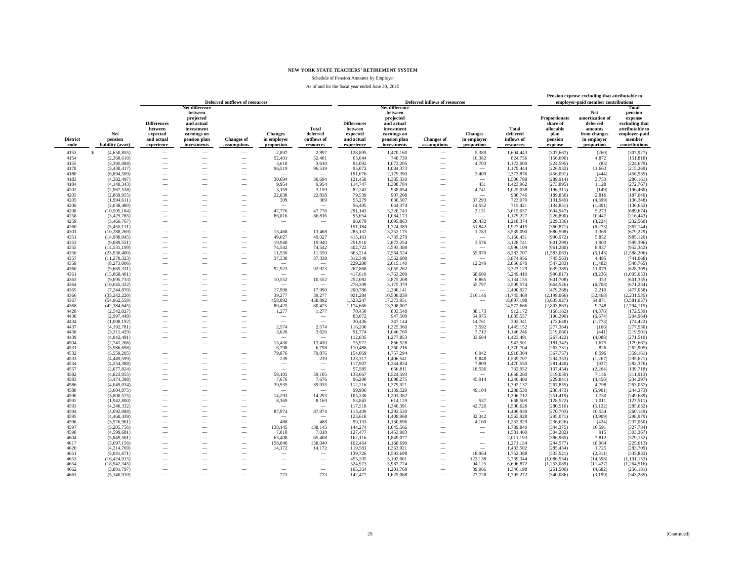# NEW YORK STATE TEACHERS' RETIREMENT SYSTEM

Schedule of Pension Amounts by Employer

As of and for the fiscal year ended June 30, 2015

| District code | Net pension liability (asset) | Deferred outflows of resources: Differences between expected and actual experience | Deferred outflows of resources: Net difference between projected and actual investment earnings on pension plan investments | Deferred outflows of resources: Changes of assumptions | Deferred outflows of resources: Changes in employer proportion | Deferred outflows of resources: Total deferred outflows of resources | Deferred inflows of resources: Differences between expected and actual experience | Deferred inflows of resources: Net difference between projected and actual investment earnings on pension plan investments | Deferred inflows of resources: Changes of assumptions | Deferred inflows of resources: Changes in employer proportion | Deferred inflows of resources: Total deferred inflows of resources | Pension expense excluding that attributable to employer-paid member contributions: Proportionate share of allocable plan pension expense | Pension expense excluding that attributable to employer-paid member contributions: Net amortization of deferred amounts from changes in employer proportion | Pension expense excluding that attributable to employer-paid member contributions: Total pension expense excluding that attributable to employer-paid member contributions |
|---|---|---|---|---|---|---|---|---|---|---|---|---|---|---|
| 4153 | $ (4,650,855) | — | — | — | 2,897 | 2,897 | 128,895 | 1,470,160 | — | 5,389 | 1,604,443 | (307,667) | (260) | (307,927) |
| 4154 | (2,368,610) | — | — | — | 52,401 | 52,401 | 65,644 | 748,730 | — | 10,382 | 824,756 | (156,690) | 4,872 | (151,818) |
| 4155 | (3,395,088) | — | — | — | 3,610 | 3,610 | 94,092 | 1,073,205 | — | 4,703 | 1,172,000 | (224,595) | (85) | (224,679) |
| 4178 | (3,430,417) | — | — | — | 96,519 | 96,519 | 95,072 | 1,084,373 | — | — | 1,179,444 | (226,932) | 11,663 | (215,269) |
| 4180 | (6,894,509) | — | — | — | — | — | 191,076 | 2,179,390 | — | 3,409 | 2,373,876 | (456,091) | (444) | (456,535) |
| 4183 | (4,382,497) | — | — | — | 30,694 | 30,694 | 121,458 | 1,385,330 | — | — | 1,506,788 | (289,914) | 3,753 | (286,161) |
| 4184 | (4,140,343) | — | — | — | 9,954 | 9,954 | 114,747 | 1,308,784 | — | 431 | 1,423,962 | (273,895) | 1,128 | (272,767) |
| 4202 | (2,967,538) | — | — | — | 3,159 | 3,159 | 82,243 | 938,054 | — | 4,741 | 1,025,038 | (196,311) | (149) | (196,460) |
| 4203 | (2,869,955) | — | — | — | 22,838 | 22,838 | 79,539 | 907,208 | — | — | 986,746 | (189,856) | 2,816 | (187,040) |
| 4205 | (1,994,611) | — | — | — | 309 | 309 | 55,279 | 630,507 | — | 37,293 | 723,079 | (131,949) | (4,399) | (136,348) |
| 4206 | (2,038,480) | — | — | — | — | — | 56,495 | 644,374 | — | 14,552 | 715,421 | (134,851) | (1,801) | (136,652) |
| 4208 | (10,505,184) | — | — | — | 47,776 | 47,776 | 291,143 | 3,320,743 | — | 3,151 | 3,615,037 | (694,947) | 5,273 | (689,674) |
| 4258 | (3,429,785) | — | — | — | 86,816 | 86,816 | 95,054 | 1,084,173 | — | — | 1,179,227 | (226,890) | 10,447 | (216,443) |
| 4259 | (3,466,767) | — | — | — | — | — | 96,079 | 1,095,863 | — | 26,432 | 1,218,374 | (229,336) | (3,224) | (232,560) |
| 4260 | (5,455,111) | — | — | — | — | — | 151,184 | 1,724,389 | — | 51,842 | 1,927,415 | (360,871) | (6,273) | (367,144) |
| 4301 | (10,288,269) | — | — | — | 13,468 | 13,468 | 285,132 | 3,252,175 | — | 1,783 | 3,539,090 | (680,598) | 1,369 | (679,229) |
| 4351 | (14,980,045) | — | — | — | 49,027 | 49,027 | 415,161 | 4,735,270 | — | — | 5,150,431 | (990,972) | 5,852 | (985,120) |
| 4353 | (9,089,551) | — | — | — | 19,940 | 19,940 | 251,910 | 2,873,254 | — | 3,576 | 3,128,741 | (601,299) | 1,903 | (599,396) |
| 4355 | (14,531,199) | — | — | — | 74,542 | 74,542 | 402,722 | 4,593,388 | — | — | 4,996,109 | (961,280) | 8,937 | (952,342) |
| 4356 | (23,930,400) | — | — | — | 11,550 | 11,550 | 663,214 | 7,564,524 | — | 55,970 | 8,283,707 | (1,583,063) | (5,143) | (1,588,206) |
| 4357 | (11,270,323) | — | — | — | 37,338 | 37,338 | 312,349 | 3,562,608 | — | — | 3,874,956 | (745,563) | 4,495 | (741,068) |
| 4358 | (8,273,006) | — | — | — | — | — | 229,280 | 2,615,140 | — | 12,249 | 2,856,670 | (547,283) | (1,482) | (548,765) |
| 4360 | (9,665,331) | — | — | — | 92,923 | 92,923 | 267,868 | 3,055,262 | — | — | 3,323,129 | (639,389) | 11,079 | (628,309) |
| 4361 | (15,068,401) | — | — | — | — | — | 417,610 | 4,763,200 | — | 68,600 | 5,249,410 | (996,817) | (8,236) | (1,005,053) |
| 4363 | (9,095,733) | — | — | — | 10,552 | 10,552 | 252,082 | 2,875,208 | — | 6,865 | 3,134,155 | (601,708) | 353 | (601,355) |
| 4364 | (10,045,322) | — | — | — | — | — | 278,399 | 3,175,379 | — | 55,797 | 3,509,574 | (664,526) | (6,708) | (671,234) |
| 4365 | (7,244,870) | — | — | — | 17,990 | 17,990 | 200,786 | 2,290,141 | — | — | 2,490,927 | (479,268) | 2,210 | (477,058) |
| 4366 | (33,242,220) | — | — | — | 39,277 | 39,277 | 921,284 | 10,508,039 | — | 316,146 | 11,745,469 | (2,199,066) | (32,468) | (2,231,535) |
| 4367 | (54,962,559) | — | — | — | 458,892 | 458,892 | 1,523,247 | 17,373,951 | — | — | 18,897,198 | (3,635,927) | 54,871 | (3,581,057) |
| 4368 | (42,384,645) | — | — | — | 80,425 | 80,425 | 1,174,660 | 13,398,007 | — | — | 14,572,666 | (2,803,863) | 9,748 | (2,794,115) |
| 4428 | (2,542,027) | — | — | — | 1,277 | 1,277 | 70,450 | 803,548 | — | 38,173 | 912,172 | (168,162) | (4,376) | (172,539) |
| 4430 | (2,997,449) | — | — | — | — | — | 83,072 | 947,509 | — | 54,975 | 1,085,557 | (198,290) | (6,674) | (204,964) |
| 4434 | (1,098,192) | — | — | — | — | — | 30,436 | 347,144 | — | 14,761 | 392,341 | (72,648) | (1,773) | (74,422) |
| 4437 | (4,192,781) | — | — | — | 2,574 | 2,574 | 116,200 | 1,325,360 | — | 3,592 | 1,445,152 | (277,364) | (166) | (277,530) |
| 4438 | (3,311,429) | — | — | — | 3,626 | 3,626 | 91,774 | 1,046,760 | — | 7,712 | 1,146,246 | (219,060) | (441) | (219,501) |
| 4439 | (4,042,491) | — | — | — | — | — | 112,035 | 1,277,853 | — | 33,604 | 1,423,491 | (267,422) | (4,088) | (271,510) |
| 4504 | (2,741,266) | — | — | — | 13,430 | 13,430 | 75,972 | 866,528 | — | — | 942,501 | (181,342) | 1,675 | (179,667) |
| 4531 | (3,986,698) | — | — | — | 6,798 | 6,798 | 110,488 | 1,260,216 | — | — | 1,370,704 | (263,731) | 826 | (262,905) |
| 4532 | (5,559,205) | — | — | — | 79,876 | 79,876 | 154,069 | 1,757,294 | — | 6,942 | 1,918,304 | (367,757) | 8,596 | (359,161) |
| 4533 | (4,449,599) | — | — | — | 239 | 239 | 123,317 | 1,406,541 | — | 9,848 | 1,539,707 | (294,353) | (1,267) | (295,621) |
| 4534 | (4,254,388) | — | — | — | — | — | 117,907 | 1,344,834 | — | 7,809 | 1,470,550 | (281,440) | (937) | (282,376) |
| 4557 | (2,077,824) | — | — | — | — | — | 57,585 | 656,811 | — | 18,556 | 732,952 | (137,454) | (2,264) | (139,718) |
| 4582 | (4,823,055) | — | — | — | 59,105 | 59,105 | 133,667 | 1,524,593 | — | — | 1,658,260 | (319,059) | 7,146 | (311,913) |
| 4583 | (3,474,398) | — | — | — | 7,676 | 7,676 | 96,290 | 1,098,275 | — | 45,914 | 1,240,480 | (229,841) | (4,456) | (234,297) |
| 4586 | (4,049,034) | — | — | — | 39,935 | 39,935 | 112,216 | 1,279,921 | — | — | 1,392,137 | (267,855) | 4,798 | (263,057) |
| 4588 | (3,604,875) | — | — | — | — | — | 99,906 | 1,139,520 | — | 49,104 | 1,288,530 | (238,473) | (5,901) | (244,373) |
| 4590 | (3,800,575) | — | — | — | 14,293 | 14,293 | 105,330 | 1,201,382 | — | — | 1,306,712 | (251,419) | 1,730 | (249,689) |
| 4592 | (1,942,800) | — | — | — | 8,169 | 8,169 | 53,843 | 614,129 | — | 537 | 668,509 | (128,522) | 1,011 | (127,511) |
| 4593 | (4,240,332) | — | — | — | — | — | 117,518 | 1,340,391 | — | 42,720 | 1,500,628 | (280,510) | (5,122) | (285,632) |
| 4594 | (4,092,088) | — | — | — | 87,974 | 87,974 | 113,409 | 1,293,530 | — | — | 1,406,939 | (270,703) | 10,554 | (260,149) |
| 4595 | (4,460,439) | — | — | — | — | — | 123,618 | 1,409,968 | — | 32,342 | 1,565,928 | (295,071) | (3,909) | (298,979) |
| 4596 | (3,576,961) | — | — | — | 488 | 488 | 99,133 | 1,130,696 | — | 4,100 | 1,233,929 | (236,626) | (424) | (237,050) |
| 4597 | (5,205,756) | — | — | — | 138,145 | 138,145 | 144,274 | 1,645,566 | — | — | 1,789,840 | (344,375) | 16,591 | (327,784) |
| 4598 | (4,599,681) | — | — | — | 7,018 | 7,018 | 127,477 | 1,453,983 | — | — | 1,581,460 | (304,282) | 915 | (303,367) |
| 4604 | (5,849,561) | — | — | — | 65,408 | 65,408 | 162,116 | 1,849,077 | — | — | 2,011,193 | (386,965) | 7,812 | (379,152) |
| 4617 | (3,697,156) | — | — | — | 158,040 | 158,040 | 102,464 | 1,168,690 | — | — | 1,271,154 | (244,577) | 18,964 | (225,613) |
| 4620 | (4,314,769) | — | — | — | 14,172 | 14,172 | 119,581 | 1,363,921 | — | — | 1,483,502 | (285,434) | 1,725 | (283,709) |
| 4651 | (5,041,671) | — | — | — | — | — | 139,726 | 1,593,698 | — | 18,964 | 1,752,388 | (333,521) | (2,311) | (335,832) |
| 4653 | (16,424,915) | — | — | — | — | — | 455,205 | 5,192,001 | — | 122,138 | 5,769,344 | (1,086,554) | (14,598) | (1,101,153) |
| 4654 | (18,942,345) | — | — | — | — | — | 524,973 | 5,987,774 | — | 94,125 | 6,606,872 | (1,253,089) | (11,427) | (1,264,516) |
| 4662 | (3,801,797) | — | — | — | — | — | 105,364 | 1,201,768 | — | 39,066 | 1,346,198 | (251,500) | (4,682) | (256,181) |
| 4663 | (5,140,910) | — | — | — | 773 | 773 | 142,477 | 1,625,068 | — | 27,728 | 1,795,272 | (340,086) | (3,199) | (343,285) |

(Continued)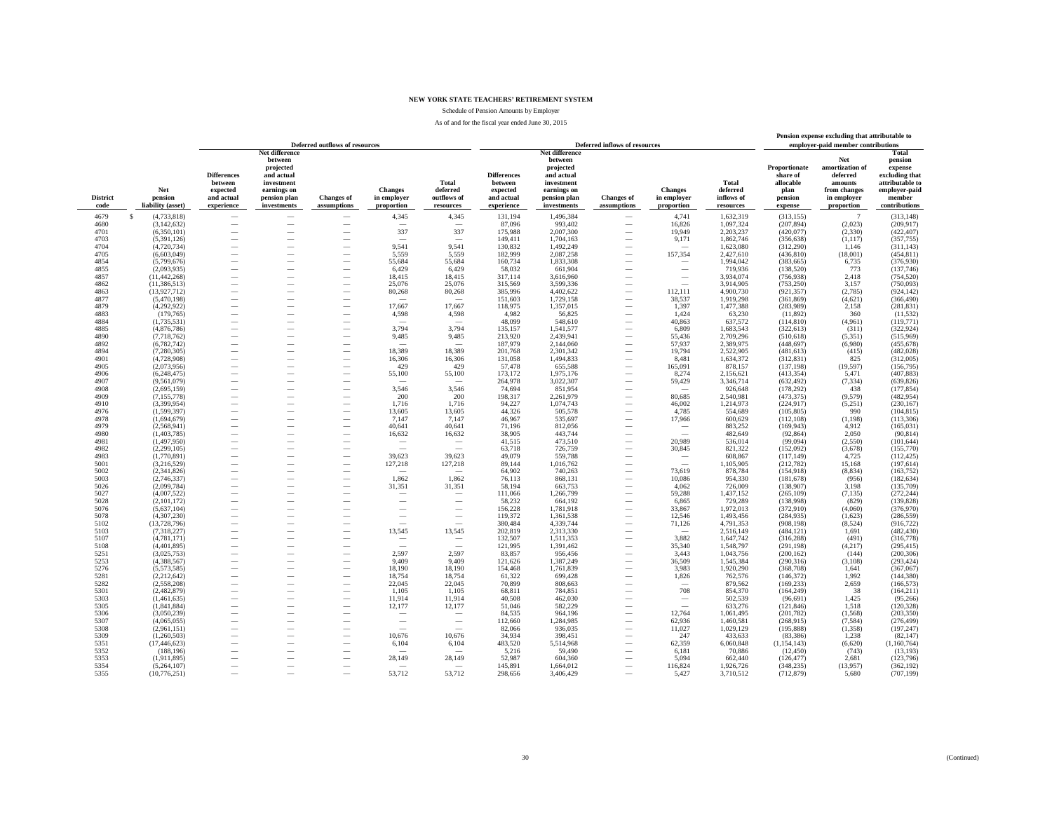# NEW YORK STATE TEACHERS' RETIREMENT SYSTEM

Schedule of Pension Amounts by Employer

As of and for the fiscal year ended June 30, 2015

| District code | Net pension liability (asset) | Deferred outflows of resources: Differences between expected and actual experience | Deferred outflows of resources: Net difference between projected and actual investment earnings on pension plan investments | Deferred outflows of resources: Changes of assumptions | Deferred outflows of resources: Changes in employer proportion | Deferred outflows of resources: Total deferred outflows of resources | Deferred inflows of resources: Differences between expected and actual experience | Deferred inflows of resources: Net difference between projected and actual investment earnings on pension plan investments | Deferred inflows of resources: Changes of assumptions | Deferred inflows of resources: Changes in employer proportion | Deferred inflows of resources: Total deferred inflows of resources | Pension expense excluding that attributable to employer-paid member contributions: Proportionate share of allocable plan pension expense | Pension expense excluding that attributable to employer-paid member contributions: Net amortization of deferred amounts from changes in employer proportion | Pension expense excluding that attributable to employer-paid member contributions: Total pension expense excluding that attributable to employer-paid member contributions |
|---|---|---|---|---|---|---|---|---|---|---|---|---|---|---|
| 4679 | $ (4,733,818) | — | — | — | 4,345 | 4,345 | 131,194 | 1,496,384 | — | 4,741 | 1,632,319 | (313,155) | 7 | (313,148) |
| 4680 | (3,142,632) | — | — | — | — | — | 87,096 | 993,402 | — | 16,826 | 1,097,324 | (207,894) | (2,023) | (209,917) |
| 4701 | (6,350,101) | — | — | — | 337 | 337 | 175,988 | 2,007,300 | — | 19,949 | 2,203,237 | (420,077) | (2,330) | (422,407) |
| 4703 | (5,391,126) | — | — | — | — | — | 149,411 | 1,704,163 | — | 9,171 | 1,862,746 | (356,638) | (1,117) | (357,755) |
| 4704 | (4,720,734) | — | — | — | 9,541 | 9,541 | 130,832 | 1,492,249 | — | — | 1,623,080 | (312,290) | 1,146 | (311,143) |
| 4705 | (6,603,049) | — | — | — | 5,559 | 5,559 | 182,999 | 2,087,258 | — | 157,354 | 2,427,610 | (436,810) | (18,001) | (454,811) |
| 4854 | (5,799,676) | — | — | — | 55,684 | 55,684 | 160,734 | 1,833,308 | — | — | 1,994,042 | (383,665) | 6,735 | (376,930) |
| 4855 | (2,093,935) | — | — | — | 6,429 | 6,429 | 58,032 | 661,904 | — | — | 719,936 | (138,520) | 773 | (137,746) |
| 4857 | (11,442,268) | — | — | — | 18,415 | 18,415 | 317,114 | 3,616,960 | — | — | 3,934,074 | (756,938) | 2,418 | (754,520) |
| 4862 | (11,386,513) | — | — | — | 25,076 | 25,076 | 315,569 | 3,599,336 | — | — | 3,914,905 | (753,250) | 3,157 | (750,093) |
| 4863 | (13,927,712) | — | — | — | 80,268 | 80,268 | 385,996 | 4,402,622 | — | 112,111 | 4,900,730 | (921,357) | (2,785) | (924,142) |
| 4877 | (5,470,198) | — | — | — | — | — | 151,603 | 1,729,158 | — | 38,537 | 1,919,298 | (361,869) | (4,621) | (366,490) |
| 4879 | (4,292,922) | — | — | — | 17,667 | 17,667 | 118,975 | 1,357,015 | — | 1,397 | 1,477,388 | (283,989) | 2,158 | (281,831) |
| 4883 | (179,765) | — | — | — | 4,598 | 4,598 | 4,982 | 56,825 | — | 1,424 | 63,230 | (11,892) | 360 | (11,532) |
| 4884 | (1,735,531) | — | — | — | — | — | 48,099 | 548,610 | — | 40,863 | 637,572 | (114,810) | (4,961) | (119,771) |
| 4885 | (4,876,786) | — | — | — | 3,794 | 3,794 | 135,157 | 1,541,577 | — | 6,809 | 1,683,543 | (322,613) | (311) | (322,924) |
| 4890 | (7,718,762) | — | — | — | 9,485 | 9,485 | 213,920 | 2,439,941 | — | 55,436 | 2,709,296 | (510,618) | (5,351) | (515,969) |
| 4892 | (6,782,742) | — | — | — | — | — | 187,979 | 2,144,060 | — | 57,937 | 2,389,975 | (448,697) | (6,980) | (455,678) |
| 4894 | (7,280,305) | — | — | — | 18,389 | 18,389 | 201,768 | 2,301,342 | — | 19,794 | 2,522,905 | (481,613) | (415) | (482,028) |
| 4901 | (4,728,908) | — | — | — | 16,306 | 16,306 | 131,058 | 1,494,833 | — | 8,481 | 1,634,372 | (312,831) | 825 | (312,005) |
| 4905 | (2,073,956) | — | — | — | 429 | 429 | 57,478 | 655,588 | — | 165,091 | 878,157 | (137,198) | (19,597) | (156,795) |
| 4906 | (6,248,475) | — | — | — | 55,100 | 55,100 | 173,172 | 1,975,176 | — | 8,274 | 2,156,621 | (413,354) | 5,471 | (407,883) |
| 4907 | (9,561,079) | — | — | — | — | — | 264,978 | 3,022,307 | — | 59,429 | 3,346,714 | (632,492) | (7,334) | (639,826) |
| 4908 | (2,695,159) | — | — | — | 3,546 | 3,546 | 74,694 | 851,954 | — | — | 926,648 | (178,292) | 438 | (177,854) |
| 4909 | (7,155,778) | — | — | — | 200 | 200 | 198,317 | 2,261,979 | — | 80,685 | 2,540,981 | (473,375) | (9,579) | (482,954) |
| 4910 | (3,399,954) | — | — | — | 1,716 | 1,716 | 94,227 | 1,074,743 | — | 46,002 | 1,214,973 | (224,917) | (5,251) | (230,167) |
| 4976 | (1,599,397) | — | — | — | 13,605 | 13,605 | 44,326 | 505,578 | — | 4,785 | 554,689 | (105,805) | 990 | (104,815) |
| 4978 | (1,694,679) | — | — | — | 7,147 | 7,147 | 46,967 | 535,697 | — | 17,966 | 600,629 | (112,108) | (1,198) | (113,306) |
| 4979 | (2,568,941) | — | — | — | 40,641 | 40,641 | 71,196 | 812,056 | — | — | 883,252 | (169,943) | 4,912 | (165,031) |
| 4980 | (1,403,785) | — | — | — | 16,632 | 16,632 | 38,905 | 443,744 | — | — | 482,649 | (92,864) | 2,050 | (90,814) |
| 4981 | (1,497,950) | — | — | — | — | — | 41,515 | 473,510 | — | 20,989 | 536,014 | (99,094) | (2,550) | (101,644) |
| 4982 | (2,299,105) | — | — | — | — | — | 63,718 | 726,759 | — | 30,845 | 821,322 | (152,092) | (3,678) | (155,770) |
| 4983 | (1,770,891) | — | — | — | 39,623 | 39,623 | 49,079 | 559,788 | — | — | 608,867 | (117,149) | 4,725 | (112,425) |
| 5001 | (3,216,529) | — | — | — | 127,218 | 127,218 | 89,144 | 1,016,762 | — | — | 1,105,905 | (212,782) | 15,168 | (197,614) |
| 5002 | (2,341,826) | — | — | — | — | — | 64,902 | 740,263 | — | 73,619 | 878,784 | (154,918) | (8,834) | (163,752) |
| 5003 | (2,746,337) | — | — | — | 1,862 | 1,862 | 76,113 | 868,131 | — | 10,086 | 954,330 | (181,678) | (956) | (182,634) |
| 5026 | (2,099,784) | — | — | — | 31,351 | 31,351 | 58,194 | 663,753 | — | 4,062 | 726,009 | (138,907) | 3,198 | (135,709) |
| 5027 | (4,007,522) | — | — | — | — | — | 111,066 | 1,266,799 | — | 59,288 | 1,437,152 | (265,109) | (7,135) | (272,244) |
| 5028 | (2,101,172) | — | — | — | — | — | 58,232 | 664,192 | — | 6,865 | 729,289 | (138,998) | (829) | (139,828) |
| 5076 | (5,637,104) | — | — | — | — | — | 156,228 | 1,781,918 | — | 33,867 | 1,972,013 | (372,910) | (4,060) | (376,970) |
| 5078 | (4,307,230) | — | — | — | — | — | 119,372 | 1,361,538 | — | 12,546 | 1,493,456 | (284,935) | (1,623) | (286,559) |
| 5102 | (13,728,796) | — | — | — | — | — | 380,484 | 4,339,744 | — | 71,126 | 4,791,353 | (908,198) | (8,524) | (916,722) |
| 5103 | (7,318,227) | — | — | — | 13,545 | 13,545 | 202,819 | 2,313,330 | — | — | 2,516,149 | (484,121) | 1,691 | (482,430) |
| 5107 | (4,781,171) | — | — | — | — | — | 132,507 | 1,511,353 | — | 3,882 | 1,647,742 | (316,288) | (491) | (316,778) |
| 5108 | (4,401,895) | — | — | — | — | — | 121,995 | 1,391,462 | — | 35,340 | 1,548,797 | (291,198) | (4,217) | (295,415) |
| 5251 | (3,025,753) | — | — | — | 2,597 | 2,597 | 83,857 | 956,456 | — | 3,443 | 1,043,756 | (200,162) | (144) | (200,306) |
| 5253 | (4,388,567) | — | — | — | 9,409 | 9,409 | 121,626 | 1,387,249 | — | 36,509 | 1,545,384 | (290,316) | (3,108) | (293,424) |
| 5276 | (5,573,585) | — | — | — | 18,190 | 18,190 | 154,468 | 1,761,839 | — | 3,983 | 1,920,290 | (368,708) | 1,641 | (367,067) |
| 5281 | (2,212,642) | — | — | — | 18,754 | 18,754 | 61,322 | 699,428 | — | 1,826 | 762,576 | (146,372) | 1,992 | (144,380) |
| 5282 | (2,558,208) | — | — | — | 22,045 | 22,045 | 70,899 | 808,663 | — | — | 879,562 | (169,233) | 2,659 | (166,573) |
| 5301 | (2,482,879) | — | — | — | 1,105 | 1,105 | 68,811 | 784,851 | — | 708 | 854,370 | (164,249) | 38 | (164,211) |
| 5303 | (1,461,635) | — | — | — | 11,914 | 11,914 | 40,508 | 462,030 | — | — | 502,539 | (96,691) | 1,425 | (95,266) |
| 5305 | (1,841,884) | — | — | — | 12,177 | 12,177 | 51,046 | 582,229 | — | — | 633,276 | (121,846) | 1,518 | (120,328) |
| 5306 | (3,050,239) | — | — | — | — | — | 84,535 | 964,196 | — | 12,764 | 1,061,495 | (201,782) | (1,568) | (203,350) |
| 5307 | (4,065,055) | — | — | — | — | — | 112,660 | 1,284,985 | — | 62,936 | 1,460,581 | (268,915) | (7,584) | (276,499) |
| 5308 | (2,961,151) | — | — | — | — | — | 82,066 | 936,035 | — | 11,027 | 1,029,129 | (195,888) | (1,358) | (197,247) |
| 5309 | (1,260,503) | — | — | — | 10,676 | 10,676 | 34,934 | 398,451 | — | 247 | 433,633 | (83,386) | 1,238 | (82,147) |
| 5351 | (17,446,623) | — | — | — | 6,104 | 6,104 | 483,520 | 5,514,968 | — | 62,359 | 6,060,848 | (1,154,143) | (6,620) | (1,160,764) |
| 5352 | (188,196) | — | — | — | — | — | 5,216 | 59,490 | — | 6,181 | 70,886 | (12,450) | (743) | (13,193) |
| 5353 | (1,911,895) | — | — | — | 28,149 | 28,149 | 52,987 | 604,360 | — | 5,094 | 662,440 | (126,477) | 2,681 | (123,796) |
| 5354 | (5,264,107) | — | — | — | — | — | 145,891 | 1,664,012 | — | 116,824 | 1,926,726 | (348,235) | (13,957) | (362,192) |
| 5355 | (10,776,251) | — | — | — | 53,712 | 53,712 | 298,656 | 3,406,429 | — | 5,427 | 3,710,512 | (712,879) | 5,680 | (707,199) |

(Continued)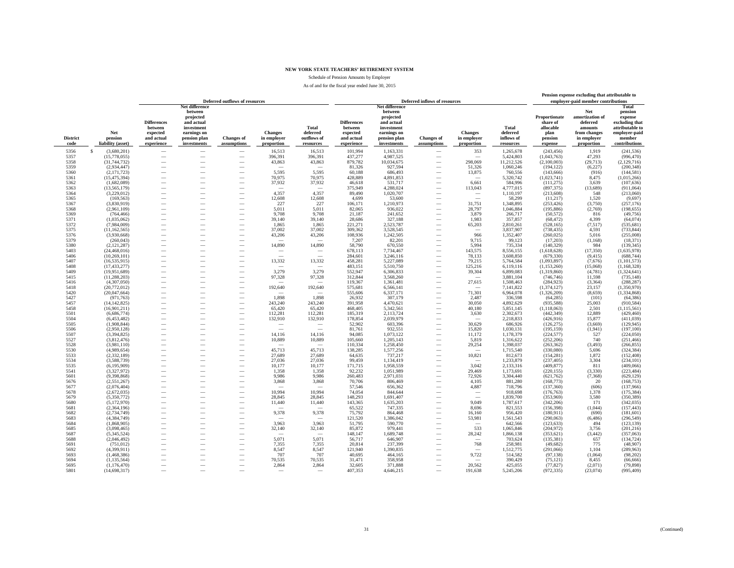**NEW YORK STATE TEACHERS' RETIREMENT SYSTEM**

Schedule of Pension Amounts by Employer

As of and for the fiscal year ended June 30, 2015

| District code | Net pension liability (asset) | Deferred outflows of resources: Differences between expected and actual experience | Deferred outflows of resources: Net difference between projected and actual investment earnings on pension plan investments | Deferred outflows of resources: Changes of assumptions | Deferred outflows of resources: Changes in employer proportion | Deferred outflows of resources: Total deferred outflows of resources | Deferred inflows of resources: Differences between expected and actual experience | Deferred inflows of resources: Net difference between projected and actual investment earnings on pension plan investments | Deferred inflows of resources: Changes of assumptions | Deferred inflows of resources: Changes in employer proportion | Deferred inflows of resources: Total deferred inflows of resources | Pension expense excluding that attributable to employer-paid member contributions: Proportionate share of allocable plan pension expense | Pension expense excluding that attributable to employer-paid member contributions: Net amortization of deferred amounts from changes in employer proportion | Pension expense excluding that attributable to employer-paid member contributions: Total pension expense excluding that attributable to employer-paid member contributions |
|---|---|---|---|---|---|---|---|---|---|---|---|---|---|---|
| 5356 | $ (3,680,201) | — | — | — | 16,513 | 16,513 | 101,994 | 1,163,331 | — | 353 | 1,265,678 | (243,456) | 1,919 | (241,536) |
| 5357 | (15,778,055) | — | — | — | 396,391 | 396,391 | 437,277 | 4,987,525 | — | — | 5,424,803 | (1,043,763) | 47,293 | (996,470) |
| 5358 | (31,744,732) | — | — | — | 43,863 | 43,863 | 879,782 | 10,034,675 | — | 298,069 | 11,212,526 | (2,100,003) | (29,713) | (2,129,716) |
| 5359 | (2,934,447) | — | — | — | — | — | 81,326 | 927,594 | — | 51,326 | 1,060,246 | (194,122) | (6,227) | (200,348) |
| 5360 | (2,171,723) | — | — | — | 5,595 | 5,595 | 60,188 | 686,493 | — | 13,875 | 760,556 | (143,666) | (916) | (144,581) |
| 5361 | (15,475,394) | — | — | — | 70,975 | 70,975 | 428,889 | 4,891,853 | — | — | 5,320,742 | (1,023,741) | 8,475 | (1,015,266) |
| 5362 | (1,682,089) | — | — | — | 37,932 | 37,932 | 46,618 | 531,717 | — | 6,661 | 584,996 | (111,275) | 3,639 | (107,636) |
| 5363 | (13,565,179) | — | — | — | — | — | 375,949 | 4,288,024 | — | 113,043 | 4,777,015 | (897,375) | (13,689) | (911,064) |
| 5364 | (3,229,012) | — | — | — | 4,357 | 4,357 | 89,490 | 1,020,707 | — | — | 1,110,197 | (213,608) | 548 | (213,060) |
| 5365 | (169,563) | — | — | — | 12,608 | 12,608 | 4,699 | 53,600 | — | — | 58,299 | (11,217) | 1,520 | (9,697) |
| 5367 | (3,830,919) | — | — | — | 227 | 227 | 106,171 | 1,210,973 | — | 31,751 | 1,348,895 | (253,426) | (3,750) | (257,176) |
| 5368 | (2,961,109) | — | — | — | 5,011 | 5,011 | 82,065 | 936,022 | — | 28,797 | 1,046,884 | (195,886) | (2,769) | (198,655) |
| 5369 | (764,466) | — | — | — | 9,708 | 9,708 | 21,187 | 241,652 | — | 3,879 | 266,717 | (50,572) | 816 | (49,756) |
| 5371 | (1,035,062) | — | — | — | 39,140 | 39,140 | 28,686 | 327,188 | — | 1,983 | 357,857 | (68,472) | 4,399 | (64,074) |
| 5372 | (7,984,009) | — | — | — | 1,865 | 1,865 | 221,271 | 2,523,787 | — | 65,203 | 2,810,261 | (528,165) | (7,517) | (535,681) |
| 5375 | (11,162,565) | — | — | — | 37,002 | 37,002 | 309,362 | 3,528,545 | — | — | 3,837,907 | (738,435) | 4,591 | (733,844) |
| 5376 | (3,930,668) | — | — | — | 43,206 | 43,206 | 108,936 | 1,242,505 | — | 966 | 1,352,407 | (260,025) | 5,016 | (255,008) |
| 5379 | (260,043) | — | — | — | — | — | 7,207 | 82,201 | — | 9,715 | 99,123 | (17,203) | (1,168) | (18,371) |
| 5380 | (2,121,287) | — | — | — | 14,890 | 14,890 | 58,790 | 670,550 | — | 5,994 | 735,334 | (140,329) | 984 | (139,345) |
| 5403 | (24,468,016) | — | — | — | — | — | 678,113 | 7,734,467 | — | 143,575 | 8,556,155 | (1,618,628) | (17,350) | (1,635,978) |
| 5406 | (10,269,101) | — | — | — | — | — | 284,601 | 3,246,116 | — | 78,133 | 3,608,850 | (679,330) | (9,415) | (688,744) |
| 5407 | (16,535,915) | — | — | — | 13,332 | 13,332 | 458,281 | 5,227,089 | — | 79,215 | 5,764,584 | (1,093,897) | (7,676) | (1,101,573) |
| 5408 | (17,433,277) | — | — | — | — | — | 483,151 | 5,510,750 | — | 125,216 | 6,119,116 | (1,153,260) | (15,068) | (1,168,328) |
| 5409 | (19,951,689) | — | — | — | 3,279 | 3,279 | 552,947 | 6,306,833 | — | 39,304 | 6,899,083 | (1,319,860) | (4,781) | (1,324,641) |
| 5415 | (11,288,203) | — | — | — | 97,328 | 97,328 | 312,844 | 3,568,260 | — | — | 3,881,104 | (746,746) | 11,598 | (735,148) |
| 5416 | (4,307,050) | — | — | — | — | — | 119,367 | 1,361,481 | — | 27,615 | 1,508,463 | (284,923) | (3,364) | (288,287) |
| 5418 | (20,772,012) | — | — | — | 192,640 | 192,640 | 575,681 | 6,566,141 | — | — | 7,141,822 | (1,374,127) | 23,157 | (1,350,970) |
| 5420 | (20,047,664) | — | — | — | — | — | 555,606 | 6,337,171 | — | 71,301 | 6,964,078 | (1,326,209) | (8,659) | (1,334,868) |
| 5427 | (971,763) | — | — | — | 1,898 | 1,898 | 26,932 | 307,179 | — | 2,487 | 336,598 | (64,285) | (101) | (64,386) |
| 5457 | (14,142,825) | — | — | — | 243,240 | 243,240 | 391,958 | 4,470,621 | — | 30,050 | 4,892,629 | (935,588) | 25,003 | (910,584) |
| 5458 | (16,901,211) | — | — | — | 65,420 | 65,420 | 468,405 | 5,342,561 | — | 40,180 | 5,851,145 | (1,118,063) | 2,501 | (1,115,561) |
| 5501 | (6,686,774) | — | — | — | 112,281 | 112,281 | 185,319 | 2,113,724 | — | 3,630 | 2,302,673 | (442,349) | 12,889 | (429,460) |
| 5504 | (6,453,482) | — | — | — | 132,910 | 132,910 | 178,854 | 2,039,979 | — | — | 2,218,833 | (426,916) | 15,877 | (411,039) |
| 5505 | (1,908,844) | — | — | — | — | — | 52,902 | 603,396 | — | 30,629 | 686,926 | (126,275) | (3,669) | (129,945) |
| 5506 | (2,950,128) | — | — | — | — | — | 81,761 | 932,551 | — | 15,820 | 1,030,131 | (195,159) | (1,941) | (197,100) |
| 5507 | (3,394,825) | — | — | — | 14,116 | 14,116 | 94,085 | 1,073,122 | — | 11,172 | 1,178,379 | (224,577) | 527 | (224,050) |
| 5527 | (3,812,476) | — | — | — | 10,889 | 10,889 | 105,660 | 1,205,143 | — | 5,819 | 1,316,622 | (252,206) | 740 | (251,466) |
| 5528 | (3,981,110) | — | — | — | — | — | 110,334 | 1,258,450 | — | 29,254 | 1,398,037 | (263,362) | (3,493) | (266,855) |
| 5530 | (4,989,654) | — | — | — | 45,713 | 45,713 | 138,285 | 1,577,256 | — | — | 1,715,540 | (330,080) | 5,696 | (324,384) |
| 5533 | (2,332,189) | — | — | — | 27,689 | 27,689 | 64,635 | 737,217 | — | 10,821 | 812,673 | (154,281) | 1,872 | (152,408) |
| 5534 | (3,588,739) | — | — | — | 27,036 | 27,036 | 99,459 | 1,134,419 | — | — | 1,233,879 | (237,405) | 3,304 | (234,101) |
| 5535 | (6,195,909) | — | — | — | 10,177 | 10,177 | 171,715 | 1,958,559 | — | 3,042 | 2,133,316 | (409,877) | 811 | (409,066) |
| 5541 | (3,327,972) | — | — | — | 1,358 | 1,358 | 92,232 | 1,051,989 | — | 29,469 | 1,173,691 | (220,155) | (3,330) | (223,484) |
| 5601 | (9,398,868) | — | — | — | 9,986 | 9,986 | 260,483 | 2,971,031 | — | 72,926 | 3,304,440 | (621,762) | (7,368) | (629,129) |
| 5676 | (2,551,267) | — | — | — | 3,868 | 3,868 | 70,706 | 806,469 | — | 4,105 | 881,280 | (168,773) | 20 | (168,753) |
| 5677 | (2,076,404) | — | — | — | — | — | 57,546 | 656,362 | — | 4,887 | 718,796 | (137,360) | (606) | (137,966) |
| 5678 | (2,672,035) | — | — | — | 10,994 | 10,994 | 74,054 | 844,644 | — | — | 918,698 | (176,763) | 1,378 | (175,384) |
| 5679 | (5,350,772) | — | — | — | 28,845 | 28,845 | 148,293 | 1,691,407 | — | — | 1,839,700 | (353,969) | 3,580 | (350,389) |
| 5680 | (5,172,970) | — | — | — | 11,440 | 11,440 | 143,365 | 1,635,203 | — | 9,049 | 1,787,617 | (342,206) | 171 | (342,035) |
| 5681 | (2,364,196) | — | — | — | — | — | 65,522 | 747,335 | — | 8,696 | 821,553 | (156,398) | (1,044) | (157,443) |
| 5682 | (2,734,749) | — | — | — | 9,378 | 9,378 | 75,792 | 864,468 | — | 16,160 | 956,420 | (180,911) | (690) | (181,601) |
| 5683 | (4,384,749) | — | — | — | — | — | 121,520 | 1,386,042 | — | 53,981 | 1,561,543 | (290,063) | (6,486) | (296,549) |
| 5684 | (1,868,905) | — | — | — | 3,963 | 3,963 | 51,795 | 590,770 | — | — | 642,566 | (123,633) | 494 | (123,139) |
| 5685 | (3,098,465) | — | — | — | 32,140 | 32,140 | 85,872 | 979,441 | — | 533 | 1,065,846 | (204,972) | 3,756 | (201,216) |
| 5687 | (5,345,524) | — | — | — | — | — | 148,147 | 1,689,748 | — | 28,242 | 1,866,138 | (353,621) | (3,442) | (357,063) |
| 5688 | (2,046,492) | — | — | — | 5,071 | 5,071 | 56,717 | 646,907 | — | — | 703,624 | (135,381) | 657 | (134,724) |
| 5691 | (751,012) | — | — | — | 7,355 | 7,355 | 20,814 | 237,399 | — | 768 | 258,981 | (49,682) | 775 | (48,907) |
| 5692 | (4,399,911) | — | — | — | 8,547 | 8,547 | 121,940 | 1,390,835 | — | — | 1,512,775 | (291,066) | 1,104 | (289,963) |
| 5693 | (1,468,386) | — | — | — | 707 | 707 | 40,695 | 464,165 | — | 9,722 | 514,582 | (97,138) | (1,064) | (98,202) |
| 5694 | (1,135,564) | — | — | — | 70,535 | 70,535 | 31,471 | 358,958 | — | — | 390,429 | (75,121) | 8,455 | (66,666) |
| 5695 | (1,176,470) | — | — | — | 2,864 | 2,864 | 32,605 | 371,888 | — | 20,562 | 425,055 | (77,827) | (2,071) | (79,898) |
| 5801 | (14,698,317) | — | — | — | — | — | 407,353 | 4,646,215 | — | 191,638 | 5,245,206 | (972,335) | (23,074) | (995,409) |

(Continued)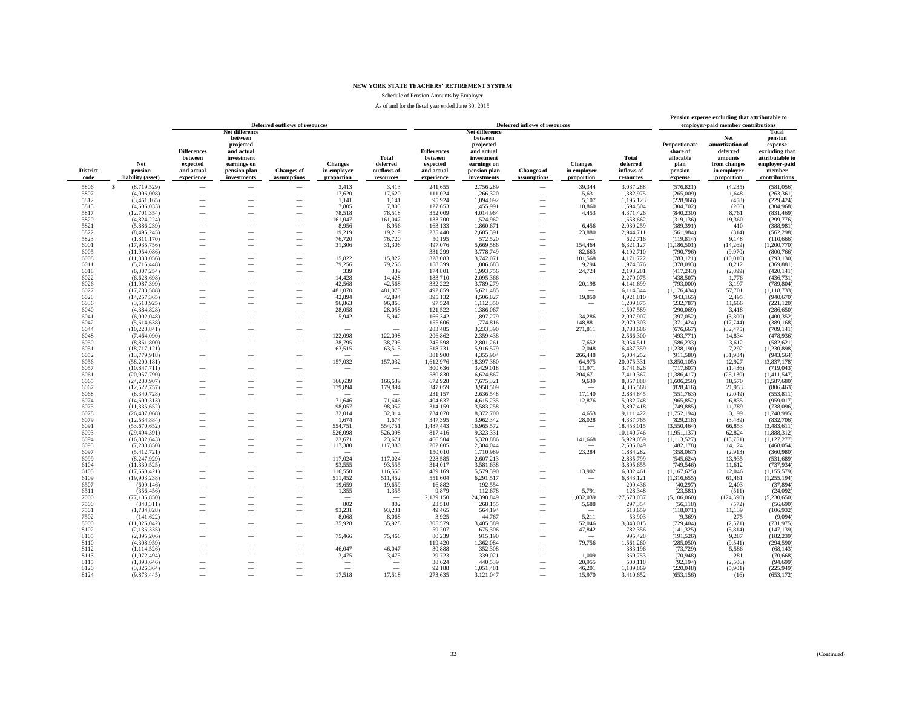# NEW YORK STATE TEACHERS' RETIREMENT SYSTEM

Schedule of Pension Amounts by Employer

As of and for the fiscal year ended June 30, 2015

| | | Deferred outflows of resources | | | | | Deferred inflows of resources | | | | | Pension expense excluding that attributable to employer-paid member contributions | | |
|---|---|---|---|---|---|---|---|---|---|---|---|---|---|---|
| District code | Net pension liability (asset) | Differences between expected and actual experience | Net difference between projected and actual investment earnings on pension plan investments | Changes of assumptions | Changes in employer proportion | Total deferred outflows of resources | Differences between expected and actual experience | Net difference between projected and actual investment earnings on pension plan investments | Changes of assumptions | Changes in employer proportion | Total deferred inflows of resources | Proportionate share of allocable plan pension expense | Net amortization of deferred amounts from changes in employer proportion | Total pension expense excluding that attributable to employer-paid member contributions |
| 5806 | $ (8,719,529) | — | — | — | 3,413 | 3,413 | 241,655 | 2,756,289 | — | 39,344 | 3,037,288 | (576,821) | (4,235) | (581,056) |
| 5807 | (4,006,008) | — | — | — | 17,620 | 17,620 | 111,024 | 1,266,320 | — | 5,631 | 1,382,975 | (265,009) | 1,648 | (263,361) |
| 5812 | (3,461,165) | — | — | — | 1,141 | 1,141 | 95,924 | 1,094,092 | — | 5,107 | 1,195,123 | (228,966) | (458) | (229,424) |
| 5813 | (4,606,033) | — | — | — | 7,805 | 7,805 | 127,653 | 1,455,991 | — | 10,860 | 1,594,504 | (304,702) | (266) | (304,968) |
| 5817 | (12,701,354) | — | — | — | 78,518 | 78,518 | 352,009 | 4,014,964 | — | 4,453 | 4,371,426 | (840,230) | 8,761 | (831,469) |
| 5820 | (4,824,224) | — | — | — | 161,047 | 161,047 | 133,700 | 1,524,962 | — | — | 1,658,662 | (319,136) | 19,360 | (299,776) |
| 5821 | (5,886,239) | — | — | — | 8,956 | 8,956 | 163,133 | 1,860,671 | — | 6,456 | 2,030,259 | (389,391) | 410 | (388,981) |
| 5822 | (8,495,245) | — | — | — | 19,219 | 19,219 | 235,440 | 2,685,391 | — | 23,880 | 2,944,711 | (561,984) | (314) | (562,298) |
| 5823 | (1,811,170) | — | — | — | 76,720 | 76,720 | 50,195 | 572,520 | — | — | 622,716 | (119,814) | 9,148 | (110,666) |
| 6001 | (17,935,756) | — | — | — | 31,306 | 31,306 | 497,076 | 5,669,586 | — | 154,464 | 6,321,127 | (1,186,501) | (14,269) | (1,200,770) |
| 6005 | (11,954,086) | — | — | — | — | — | 331,299 | 3,778,749 | — | 82,663 | 4,192,710 | (790,796) | (9,970) | (800,766) |
| 6008 | (11,838,056) | — | — | — | 15,822 | 15,822 | 328,083 | 3,742,071 | — | 101,568 | 4,171,722 | (783,121) | (10,010) | (793,130) |
| 6011 | (5,715,448) | — | — | — | 79,256 | 79,256 | 158,399 | 1,806,683 | — | 9,294 | 1,974,376 | (378,093) | 8,212 | (369,881) |
| 6018 | (6,307,254) | — | — | — | 339 | 339 | 174,801 | 1,993,756 | — | 24,724 | 2,193,281 | (417,243) | (2,899) | (420,141) |
| 6022 | (6,628,698) | — | — | — | 14,428 | 14,428 | 183,710 | 2,095,366 | — | — | 2,279,075 | (438,507) | 1,776 | (436,731) |
| 6026 | (11,987,399) | — | — | — | 42,568 | 42,568 | 332,222 | 3,789,279 | — | 20,198 | 4,141,699 | (793,000) | 3,197 | (789,804) |
| 6027 | (17,783,588) | — | — | — | 481,070 | 481,070 | 492,859 | 5,621,485 | — | — | 6,114,344 | (1,176,434) | 57,701 | (1,118,733) |
| 6028 | (14,257,365) | — | — | — | 42,894 | 42,894 | 395,132 | 4,506,827 | — | 19,850 | 4,921,810 | (943,165) | 2,495 | (940,670) |
| 6036 | (3,518,925) | — | — | — | 96,863 | 96,863 | 97,524 | 1,112,350 | — | — | 1,209,875 | (232,787) | 11,666 | (221,120) |
| 6040 | (4,384,828) | — | — | — | 28,058 | 28,058 | 121,522 | 1,386,067 | — | — | 1,507,589 | (290,069) | 3,418 | (286,650) |
| 6041 | (6,002,048) | — | — | — | 5,942 | 5,942 | 166,342 | 1,897,279 | — | 34,286 | 2,097,907 | (397,052) | (3,300) | (400,352) |
| 6042 | (5,614,638) | — | — | — | — | — | 155,606 | 1,774,816 | — | 148,881 | 2,079,303 | (371,424) | (17,744) | (389,168) |
| 6044 | (10,228,841) | — | — | — | — | — | 283,485 | 3,233,390 | — | 271,811 | 3,788,686 | (676,667) | (32,475) | (709,141) |
| 6048 | (7,464,090) | — | — | — | 122,098 | 122,098 | 206,862 | 2,359,438 | — | — | 2,566,300 | (493,771) | 14,834 | (478,936) |
| 6050 | (8,861,800) | — | — | — | 38,795 | 38,795 | 245,598 | 2,801,261 | — | 7,652 | 3,054,511 | (586,233) | 3,612 | (582,621) |
| 6051 | (18,717,121) | — | — | — | 63,515 | 63,515 | 518,731 | 5,916,579 | — | 2,048 | 6,437,359 | (1,238,190) | 7,292 | (1,230,898) |
| 6052 | (13,779,918) | — | — | — | — | — | 381,900 | 4,355,904 | — | 266,448 | 5,004,252 | (911,580) | (31,984) | (943,564) |
| 6056 | (58,200,181) | — | — | — | 157,032 | 157,032 | 1,612,976 | 18,397,380 | — | 64,975 | 20,075,331 | (3,850,105) | 12,927 | (3,837,178) |
| 6057 | (10,847,711) | — | — | — | — | — | 300,636 | 3,429,018 | — | 11,971 | 3,741,626 | (717,607) | (1,436) | (719,043) |
| 6061 | (20,957,790) | — | — | — | — | — | 580,830 | 6,624,867 | — | 204,671 | 7,410,367 | (1,386,417) | (25,130) | (1,411,547) |
| 6065 | (24,280,907) | — | — | — | 166,639 | 166,639 | 672,928 | 7,675,321 | — | 9,639 | 8,357,888 | (1,606,250) | 18,570 | (1,587,680) |
| 6067 | (12,522,757) | — | — | — | 179,894 | 179,894 | 347,059 | 3,958,509 | — | — | 4,305,568 | (828,416) | 21,953 | (806,463) |
| 6068 | (8,340,728) | — | — | — | — | — | 231,157 | 2,636,548 | — | 17,140 | 2,884,845 | (551,763) | (2,049) | (553,811) |
| 6074 | (14,600,313) | — | — | — | 71,646 | 71,646 | 404,637 | 4,615,235 | — | 12,876 | 5,032,748 | (965,852) | 6,835 | (959,017) |
| 6075 | (11,335,652) | — | — | — | 98,057 | 98,057 | 314,159 | 3,583,258 | — | — | 3,897,418 | (749,885) | 11,789 | (738,096) |
| 6078 | (26,487,068) | — | — | — | 32,014 | 32,014 | 734,070 | 8,372,700 | — | 4,653 | 9,111,422 | (1,752,194) | 3,199 | (1,748,995) |
| 6079 | (12,534,884) | — | — | — | 1,674 | 1,674 | 347,395 | 3,962,342 | — | 28,028 | 4,337,765 | (829,218) | (3,489) | (832,706) |
| 6091 | (53,670,652) | — | — | — | 554,751 | 554,751 | 1,487,443 | 16,965,572 | — | — | 18,453,015 | (3,550,464) | 66,853 | (3,483,611) |
| 6093 | (29,494,391) | — | — | — | 526,098 | 526,098 | 817,416 | 9,323,331 | — | — | 10,140,746 | (1,951,137) | 62,824 | (1,888,312) |
| 6094 | (16,832,643) | — | — | — | 23,671 | 23,671 | 466,504 | 5,320,886 | — | 141,668 | 5,929,059 | (1,113,527) | (13,751) | (1,127,277) |
| 6095 | (7,288,850) | — | — | — | 117,380 | 117,380 | 202,005 | 2,304,044 | — | — | 2,506,049 | (482,178) | 14,124 | (468,054) |
| 6097 | (5,412,721) | — | — | — | — | — | 150,010 | 1,710,989 | — | 23,284 | 1,884,282 | (358,067) | (2,913) | (360,980) |
| 6099 | (8,247,929) | — | — | — | 117,024 | 117,024 | 228,585 | 2,607,213 | — | — | 2,835,799 | (545,624) | 13,935 | (531,689) |
| 6104 | (11,330,525) | — | — | — | 93,555 | 93,555 | 314,017 | 3,581,638 | — | — | 3,895,655 | (749,546) | 11,612 | (737,934) |
| 6105 | (17,650,421) | — | — | — | 116,550 | 116,550 | 489,169 | 5,579,390 | — | 13,902 | 6,082,461 | (1,167,625) | 12,046 | (1,155,579) |
| 6109 | (19,903,238) | — | — | — | 511,452 | 511,452 | 551,604 | 6,291,517 | — | — | 6,843,121 | (1,316,655) | 61,461 | (1,255,194) |
| 6507 | (609,146) | — | — | — | 19,659 | 19,659 | 16,882 | 192,554 | — | — | 209,436 | (40,297) | 2,403 | (37,894) |
| 6511 | (356,456) | — | — | — | 1,355 | 1,355 | 9,879 | 112,678 | — | 5,791 | 128,348 | (23,581) | (511) | (24,092) |
| 7000 | (77,185,850) | — | — | — | — | — | 2,139,150 | 24,398,849 | — | 1,032,039 | 27,570,037 | (5,106,060) | (124,590) | (5,230,650) |
| 7500 | (848,311) | — | — | — | 802 | 802 | 23,510 | 268,155 | — | 5,688 | 297,354 | (56,118) | (572) | (56,690) |
| 7501 | (1,784,828) | — | — | — | 93,231 | 93,231 | 49,465 | 564,194 | — | — | 613,659 | (118,071) | 11,139 | (106,932) |
| 7502 | (141,622) | — | — | — | 8,068 | 8,068 | 3,925 | 44,767 | — | 5,211 | 53,903 | (9,369) | 275 | (9,094) |
| 8000 | (11,026,042) | — | — | — | 35,928 | 35,928 | 305,579 | 3,485,389 | — | 52,046 | 3,843,015 | (729,404) | (2,571) | (731,975) |
| 8102 | (2,136,335) | — | — | — | — | — | 59,207 | 675,306 | — | 47,842 | 782,356 | (141,325) | (5,814) | (147,139) |
| 8105 | (2,895,206) | — | — | — | 75,466 | 75,466 | 80,239 | 915,190 | — | — | 995,428 | (191,526) | 9,287 | (182,239) |
| 8110 | (4,308,959) | — | — | — | — | — | 119,420 | 1,362,084 | — | 79,756 | 1,561,260 | (285,050) | (9,541) | (294,590) |
| 8112 | (1,114,526) | — | — | — | 46,047 | 46,047 | 30,888 | 352,308 | — | — | 383,196 | (73,729) | 5,586 | (68,143) |
| 8113 | (1,072,494) | — | — | — | 3,475 | 3,475 | 29,723 | 339,021 | — | 1,009 | 369,753 | (70,948) | 281 | (70,668) |
| 8115 | (1,393,646) | — | — | — | — | — | 38,624 | 440,539 | — | 20,955 | 500,118 | (92,194) | (2,506) | (94,699) |
| 8120 | (3,326,364) | — | — | — | — | — | 92,188 | 1,051,481 | — | 46,201 | 1,189,869 | (220,048) | (5,901) | (225,949) |
| 8124 | (9,873,445) | — | — | — | 17,518 | 17,518 | 273,635 | 3,121,047 | — | 15,970 | 3,410,652 | (653,156) | (16) | (653,172) |

(Continued)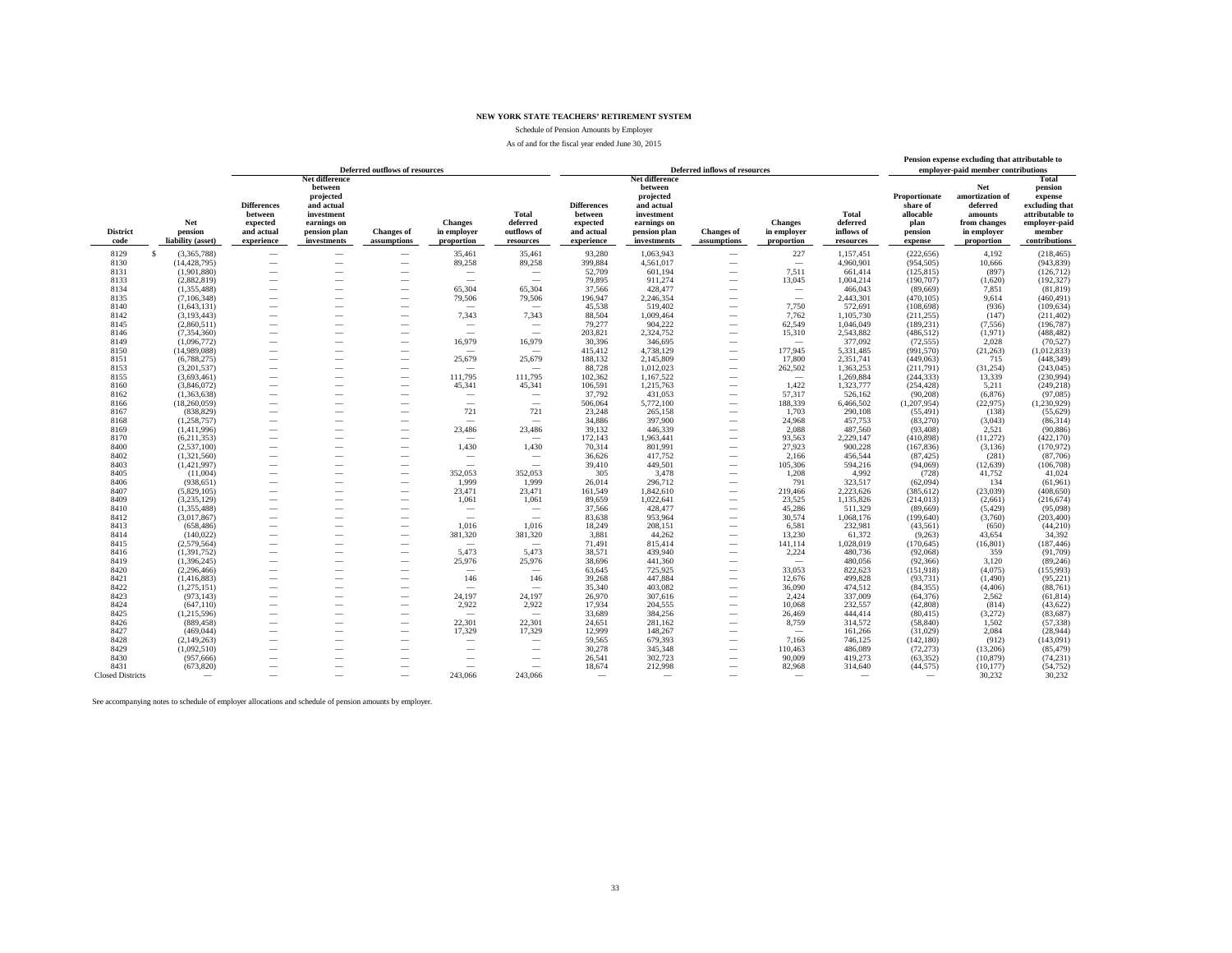# NEW YORK STATE TEACHERS' RETIREMENT SYSTEM

Schedule of Pension Amounts by Employer

As of and for the fiscal year ended June 30, 2015

| | | Deferred outflows of resources | | | | | Deferred inflows of resources | | | | | Pension expense excluding that attributable to employer-paid member contributions | | |
|---|---|---|---|---|---|---|---|---|---|---|---|---|---|---|
| District code | Net pension liability (asset) | Differences between expected and actual experience | Net difference between projected and actual investment earnings on pension plan investments | Changes of assumptions | Changes in employer proportion | Total deferred outflows of resources | Differences between expected and actual experience | Net difference between projected and actual investment earnings on pension plan investments | Changes of assumptions | Changes in employer proportion | Total deferred inflows of resources | Proportionate share of allocable plan pension expense | Net amortization of deferred amounts from changes in employer proportion | Total pension expense excluding that attributable to employer-paid member contributions |
| 8129 | $ (3,365,788) | — | — | — | 35,461 | 35,461 | 93,280 | 1,063,943 | — | 227 | 1,157,451 | (222,656) | 4,192 | (218,465) |
| 8130 | (14,428,795) | — | — | — | 89,258 | 89,258 | 399,884 | 4,561,017 | — | — | 4,960,901 | (954,505) | 10,666 | (943,839) |
| 8131 | (1,901,880) | — | — | — | — | — | 52,709 | 601,194 | — | 7,511 | 661,414 | (125,815) | (897) | (126,712) |
| 8133 | (2,882,819) | — | — | — | — | — | 79,895 | 911,274 | — | 13,045 | 1,004,214 | (190,707) | (1,620) | (192,327) |
| 8134 | (1,355,488) | — | — | — | 65,304 | 65,304 | 37,566 | 428,477 | — | — | 466,043 | (89,669) | 7,851 | (81,819) |
| 8135 | (7,106,348) | — | — | — | 79,506 | 79,506 | 196,947 | 2,246,354 | — | — | 2,443,301 | (470,105) | 9,614 | (460,491) |
| 8140 | (1,643,131) | — | — | — | — | — | 45,538 | 519,402 | — | 7,750 | 572,691 | (108,698) | (936) | (109,634) |
| 8142 | (3,193,443) | — | — | — | 7,343 | 7,343 | 88,504 | 1,009,464 | — | 7,762 | 1,105,730 | (211,255) | (147) | (211,402) |
| 8145 | (2,860,511) | — | — | — | — | — | 79,277 | 904,222 | — | 62,549 | 1,046,049 | (189,231) | (7,556) | (196,787) |
| 8146 | (7,354,360) | — | — | — | — | — | 203,821 | 2,324,752 | — | 15,310 | 2,543,882 | (486,512) | (1,971) | (488,482) |
| 8149 | (1,096,772) | — | — | — | 16,979 | 16,979 | 30,396 | 346,695 | — | — | 377,092 | (72,555) | 2,028 | (70,527) |
| 8150 | (14,989,088) | — | — | — | — | — | 415,412 | 4,738,129 | — | 177,945 | 5,331,485 | (991,570) | (21,263) | (1,012,833) |
| 8151 | (6,788,275) | — | — | — | 25,679 | 25,679 | 188,132 | 2,145,809 | — | 17,800 | 2,351,741 | (449,063) | 715 | (448,349) |
| 8153 | (3,201,537) | — | — | — | — | — | 88,728 | 1,012,023 | — | 262,502 | 1,363,253 | (211,791) | (31,254) | (243,045) |
| 8155 | (3,693,461) | — | — | — | 111,795 | 111,795 | 102,362 | 1,167,522 | — | — | 1,269,884 | (244,333) | 13,339 | (230,994) |
| 8160 | (3,846,072) | — | — | — | 45,341 | 45,341 | 106,591 | 1,215,763 | — | 1,422 | 1,323,777 | (254,428) | 5,211 | (249,218) |
| 8162 | (1,363,638) | — | — | — | — | — | 37,792 | 431,053 | — | 57,317 | 526,162 | (90,208) | (6,876) | (97,085) |
| 8166 | (18,260,059) | — | — | — | — | — | 506,064 | 5,772,100 | — | 188,339 | 6,466,502 | (1,207,954) | (22,975) | (1,230,929) |
| 8167 | (838,829) | — | — | — | 721 | 721 | 23,248 | 265,158 | — | 1,703 | 290,108 | (55,491) | (138) | (55,629) |
| 8168 | (1,258,757) | — | — | — | — | — | 34,886 | 397,900 | — | 24,968 | 457,753 | (83,270) | (3,043) | (86,314) |
| 8169 | (1,411,996) | — | — | — | 23,486 | 23,486 | 39,132 | 446,339 | — | 2,088 | 487,560 | (93,408) | 2,521 | (90,886) |
| 8170 | (6,211,353) | — | — | — | — | — | 172,143 | 1,963,441 | — | 93,563 | 2,229,147 | (410,898) | (11,272) | (422,170) |
| 8400 | (2,537,100) | — | — | — | 1,430 | 1,430 | 70,314 | 801,991 | — | 27,923 | 900,228 | (167,836) | (3,136) | (170,972) |
| 8402 | (1,321,560) | — | — | — | — | — | 36,626 | 417,752 | — | 2,166 | 456,544 | (87,425) | (281) | (87,706) |
| 8403 | (1,421,997) | — | — | — | — | — | 39,410 | 449,501 | — | 105,306 | 594,216 | (94,069) | (12,639) | (106,708) |
| 8405 | (11,004) | — | — | — | 352,053 | 352,053 | 305 | 3,478 | — | 1,208 | 4,992 | (728) | 41,752 | 41,024 |
| 8406 | (938,651) | — | — | — | 1,999 | 1,999 | 26,014 | 296,712 | — | 791 | 323,517 | (62,094) | 134 | (61,961) |
| 8407 | (5,829,105) | — | — | — | 23,471 | 23,471 | 161,549 | 1,842,610 | — | 219,466 | 2,223,626 | (385,612) | (23,039) | (408,650) |
| 8409 | (3,235,129) | — | — | — | 1,061 | 1,061 | 89,659 | 1,022,641 | — | 23,525 | 1,135,826 | (214,013) | (2,661) | (216,674) |
| 8410 | (1,355,488) | — | — | — | — | — | 37,566 | 428,477 | — | 45,286 | 511,329 | (89,669) | (5,429) | (95,098) |
| 8412 | (3,017,867) | — | — | — | — | — | 83,638 | 953,964 | — | 30,574 | 1,068,176 | (199,640) | (3,760) | (203,400) |
| 8413 | (658,486) | — | — | — | 1,016 | 1,016 | 18,249 | 208,151 | — | 6,581 | 232,981 | (43,561) | (650) | (44,210) |
| 8414 | (140,022) | — | — | — | 381,320 | 381,320 | 3,881 | 44,262 | — | 13,230 | 61,372 | (9,263) | 43,654 | 34,392 |
| 8415 | (2,579,564) | — | — | — | — | — | 71,491 | 815,414 | — | 141,114 | 1,028,019 | (170,645) | (16,801) | (187,446) |
| 8416 | (1,391,752) | — | — | — | 5,473 | 5,473 | 38,571 | 439,940 | — | 2,224 | 480,736 | (92,068) | 359 | (91,709) |
| 8419 | (1,396,245) | — | — | — | 25,976 | 25,976 | 38,696 | 441,360 | — | — | 480,056 | (92,366) | 3,120 | (89,246) |
| 8420 | (2,296,466) | — | — | — | — | — | 63,645 | 725,925 | — | 33,053 | 822,623 | (151,918) | (4,075) | (155,993) |
| 8421 | (1,416,883) | — | — | — | 146 | 146 | 39,268 | 447,884 | — | 12,676 | 499,828 | (93,731) | (1,490) | (95,221) |
| 8422 | (1,275,151) | — | — | — | — | — | 35,340 | 403,082 | — | 36,090 | 474,512 | (84,355) | (4,406) | (88,761) |
| 8423 | (973,143) | — | — | — | 24,197 | 24,197 | 26,970 | 307,616 | — | 2,424 | 337,009 | (64,376) | 2,562 | (61,814) |
| 8424 | (647,110) | — | — | — | 2,922 | 2,922 | 17,934 | 204,555 | — | 10,068 | 232,557 | (42,808) | (814) | (43,622) |
| 8425 | (1,215,596) | — | — | — | — | — | 33,689 | 384,256 | — | 26,469 | 444,414 | (80,415) | (3,272) | (83,687) |
| 8426 | (889,458) | — | — | — | 22,301 | 22,301 | 24,651 | 281,162 | — | 8,759 | 314,572 | (58,840) | 1,502 | (57,338) |
| 8427 | (469,044) | — | — | — | 17,329 | 17,329 | 12,999 | 148,267 | — | — | 161,266 | (31,029) | 2,084 | (28,944) |
| 8428 | (2,149,263) | — | — | — | — | — | 59,565 | 679,393 | — | 7,166 | 746,125 | (142,180) | (912) | (143,091) |
| 8429 | (1,092,510) | — | — | — | — | — | 30,278 | 345,348 | — | 110,463 | 486,089 | (72,273) | (13,206) | (85,479) |
| 8430 | (957,666) | — | — | — | — | — | 26,541 | 302,723 | — | 90,009 | 419,273 | (63,352) | (10,879) | (74,231) |
| 8431 | (673,820) | — | — | — | — | — | 18,674 | 212,998 | — | 82,968 | 314,640 | (44,575) | (10,177) | (54,752) |
| Closed Districts | — | — | — | — | 243,066 | 243,066 | — | — | — | — | — | — | 30,232 | 30,232 |

See accompanying notes to schedule of employer allocations and schedule of pension amounts by employer.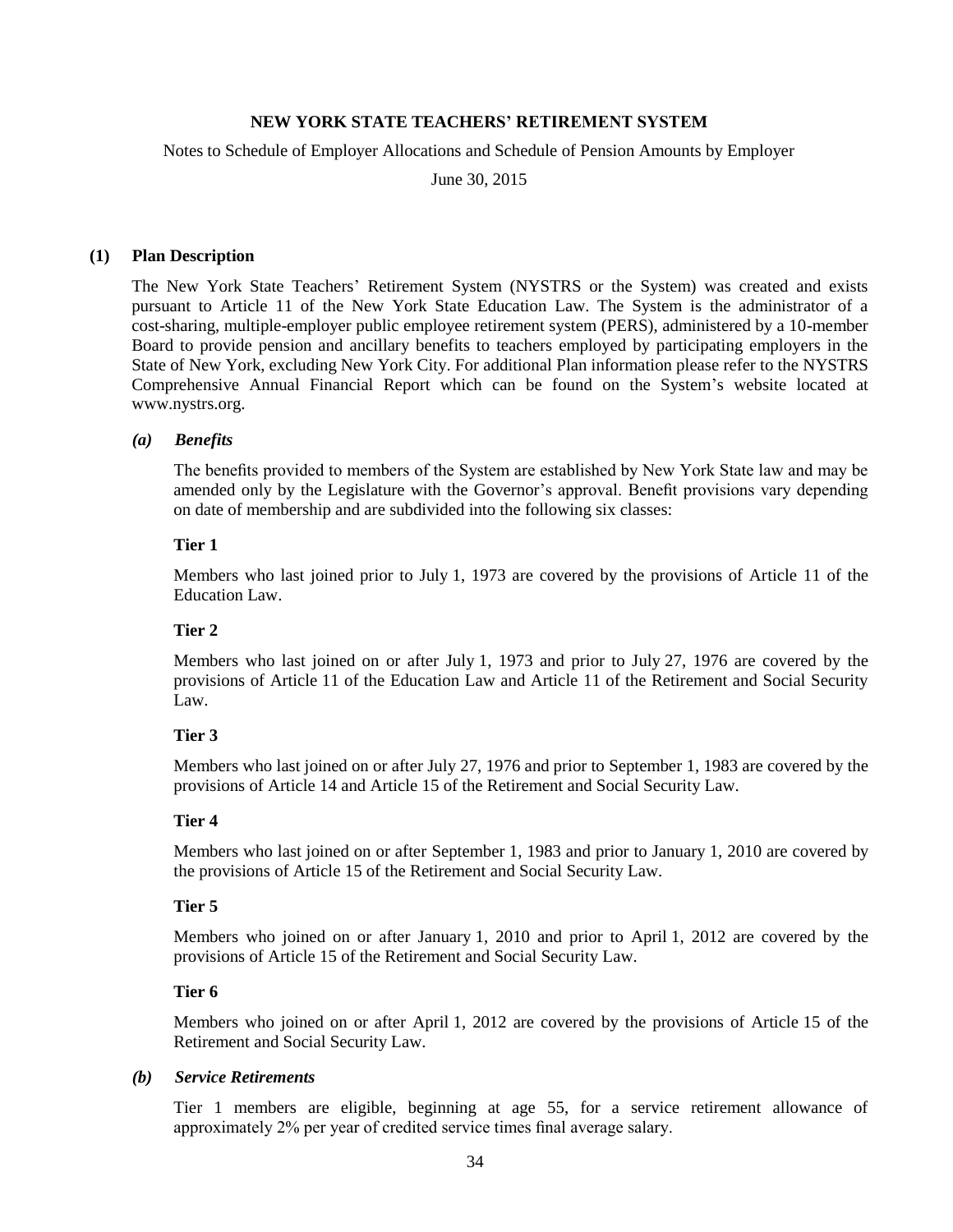# NEW YORK STATE TEACHERS' RETIREMENT SYSTEM

Notes to Schedule of Employer Allocations and Schedule of Pension Amounts by Employer

June 30, 2015

## (1) Plan Description

The New York State Teachers' Retirement System (NYSTRS or the System) was created and exists pursuant to Article 11 of the New York State Education Law. The System is the administrator of a cost-sharing, multiple-employer public employee retirement system (PERS), administered by a 10-member Board to provide pension and ancillary benefits to teachers employed by participating employers in the State of New York, excluding New York City. For additional Plan information please refer to the NYSTRS Comprehensive Annual Financial Report which can be found on the System's website located at www.nystrs.org.

### *(a) Benefits*

The benefits provided to members of the System are established by New York State law and may be amended only by the Legislature with the Governor's approval. Benefit provisions vary depending on date of membership and are subdivided into the following six classes:

**Tier 1**

Members who last joined prior to July 1, 1973 are covered by the provisions of Article 11 of the Education Law.

**Tier 2**

Members who last joined on or after July 1, 1973 and prior to July 27, 1976 are covered by the provisions of Article 11 of the Education Law and Article 11 of the Retirement and Social Security Law.

**Tier 3**

Members who last joined on or after July 27, 1976 and prior to September 1, 1983 are covered by the provisions of Article 14 and Article 15 of the Retirement and Social Security Law.

**Tier 4**

Members who last joined on or after September 1, 1983 and prior to January 1, 2010 are covered by the provisions of Article 15 of the Retirement and Social Security Law.

**Tier 5**

Members who joined on or after January 1, 2010 and prior to April 1, 2012 are covered by the provisions of Article 15 of the Retirement and Social Security Law.

**Tier 6**

Members who joined on or after April 1, 2012 are covered by the provisions of Article 15 of the Retirement and Social Security Law.

### *(b) Service Retirements*

Tier 1 members are eligible, beginning at age 55, for a service retirement allowance of approximately 2% per year of credited service times final average salary.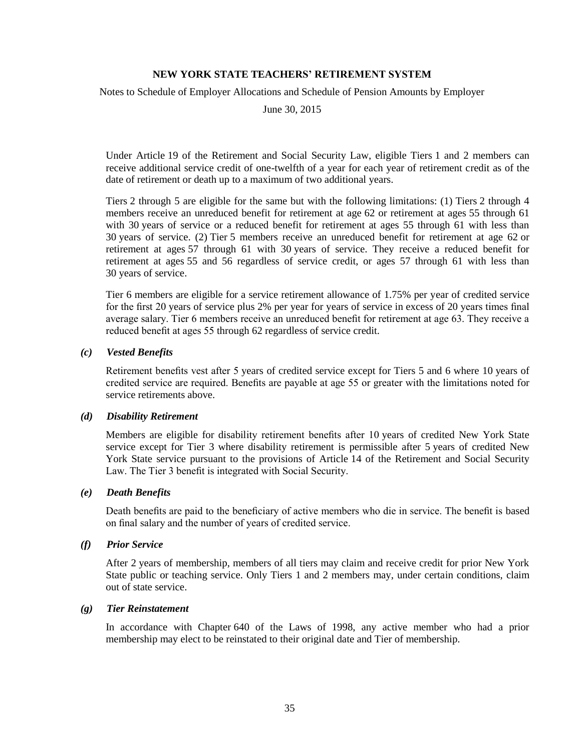Under Article 19 of the Retirement and Social Security Law, eligible Tiers 1 and 2 members can receive additional service credit of one-twelfth of a year for each year of retirement credit as of the date of retirement or death up to a maximum of two additional years.

Tiers 2 through 5 are eligible for the same but with the following limitations: (1) Tiers 2 through 4 members receive an unreduced benefit for retirement at age 62 or retirement at ages 55 through 61 with 30 years of service or a reduced benefit for retirement at ages 55 through 61 with less than 30 years of service. (2) Tier 5 members receive an unreduced benefit for retirement at age 62 or retirement at ages 57 through 61 with 30 years of service. They receive a reduced benefit for retirement at ages 55 and 56 regardless of service credit, or ages 57 through 61 with less than 30 years of service.

Tier 6 members are eligible for a service retirement allowance of 1.75% per year of credited service for the first 20 years of service plus 2% per year for years of service in excess of 20 years times final average salary. Tier 6 members receive an unreduced benefit for retirement at age 63. They receive a reduced benefit at ages 55 through 62 regardless of service credit.

### *(c) Vested Benefits*

Retirement benefits vest after 5 years of credited service except for Tiers 5 and 6 where 10 years of credited service are required. Benefits are payable at age 55 or greater with the limitations noted for service retirements above.

### *(d) Disability Retirement*

Members are eligible for disability retirement benefits after 10 years of credited New York State service except for Tier 3 where disability retirement is permissible after 5 years of credited New York State service pursuant to the provisions of Article 14 of the Retirement and Social Security Law. The Tier 3 benefit is integrated with Social Security.

### *(e) Death Benefits*

Death benefits are paid to the beneficiary of active members who die in service. The benefit is based on final salary and the number of years of credited service.

### *(f) Prior Service*

After 2 years of membership, members of all tiers may claim and receive credit for prior New York State public or teaching service. Only Tiers 1 and 2 members may, under certain conditions, claim out of state service.

### *(g) Tier Reinstatement*

In accordance with Chapter 640 of the Laws of 1998, any active member who had a prior membership may elect to be reinstated to their original date and Tier of membership.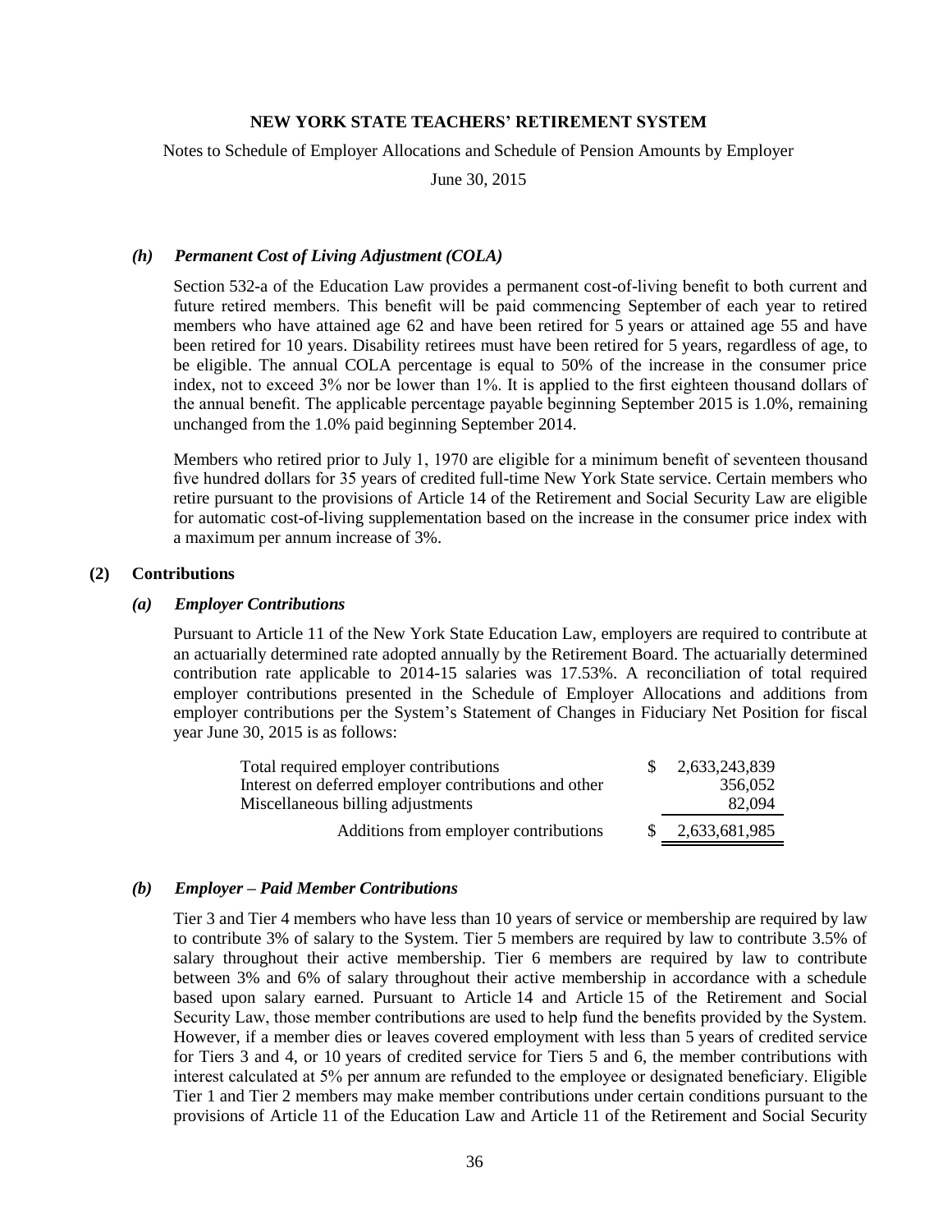# NEW YORK STATE TEACHERS' RETIREMENT SYSTEM

Notes to Schedule of Employer Allocations and Schedule of Pension Amounts by Employer

June 30, 2015

### *(h) Permanent Cost of Living Adjustment (COLA)*

Section 532-a of the Education Law provides a permanent cost-of-living benefit to both current and future retired members. This benefit will be paid commencing September of each year to retired members who have attained age 62 and have been retired for 5 years or attained age 55 and have been retired for 10 years. Disability retirees must have been retired for 5 years, regardless of age, to be eligible. The annual COLA percentage is equal to 50% of the increase in the consumer price index, not to exceed 3% nor be lower than 1%. It is applied to the first eighteen thousand dollars of the annual benefit. The applicable percentage payable beginning September 2015 is 1.0%, remaining unchanged from the 1.0% paid beginning September 2014.

Members who retired prior to July 1, 1970 are eligible for a minimum benefit of seventeen thousand five hundred dollars for 35 years of credited full-time New York State service. Certain members who retire pursuant to the provisions of Article 14 of the Retirement and Social Security Law are eligible for automatic cost-of-living supplementation based on the increase in the consumer price index with a maximum per annum increase of 3%.

## (2) Contributions

### *(a) Employer Contributions*

Pursuant to Article 11 of the New York State Education Law, employers are required to contribute at an actuarially determined rate adopted annually by the Retirement Board. The actuarially determined contribution rate applicable to 2014-15 salaries was 17.53%. A reconciliation of total required employer contributions presented in the Schedule of Employer Allocations and additions from employer contributions per the System's Statement of Changes in Fiduciary Net Position for fiscal year June 30, 2015 is as follows:

| | |
|---|---|
| Total required employer contributions | $ 2,633,243,839 |
| Interest on deferred employer contributions and other | 356,052 |
| Miscellaneous billing adjustments | 82,094 |
| Additions from employer contributions | $ 2,633,681,985 |

### *(b) Employer – Paid Member Contributions*

Tier 3 and Tier 4 members who have less than 10 years of service or membership are required by law to contribute 3% of salary to the System. Tier 5 members are required by law to contribute 3.5% of salary throughout their active membership. Tier 6 members are required by law to contribute between 3% and 6% of salary throughout their active membership in accordance with a schedule based upon salary earned. Pursuant to Article 14 and Article 15 of the Retirement and Social Security Law, those member contributions are used to help fund the benefits provided by the System. However, if a member dies or leaves covered employment with less than 5 years of credited service for Tiers 3 and 4, or 10 years of credited service for Tiers 5 and 6, the member contributions with interest calculated at 5% per annum are refunded to the employee or designated beneficiary. Eligible Tier 1 and Tier 2 members may make member contributions under certain conditions pursuant to the provisions of Article 11 of the Education Law and Article 11 of the Retirement and Social Security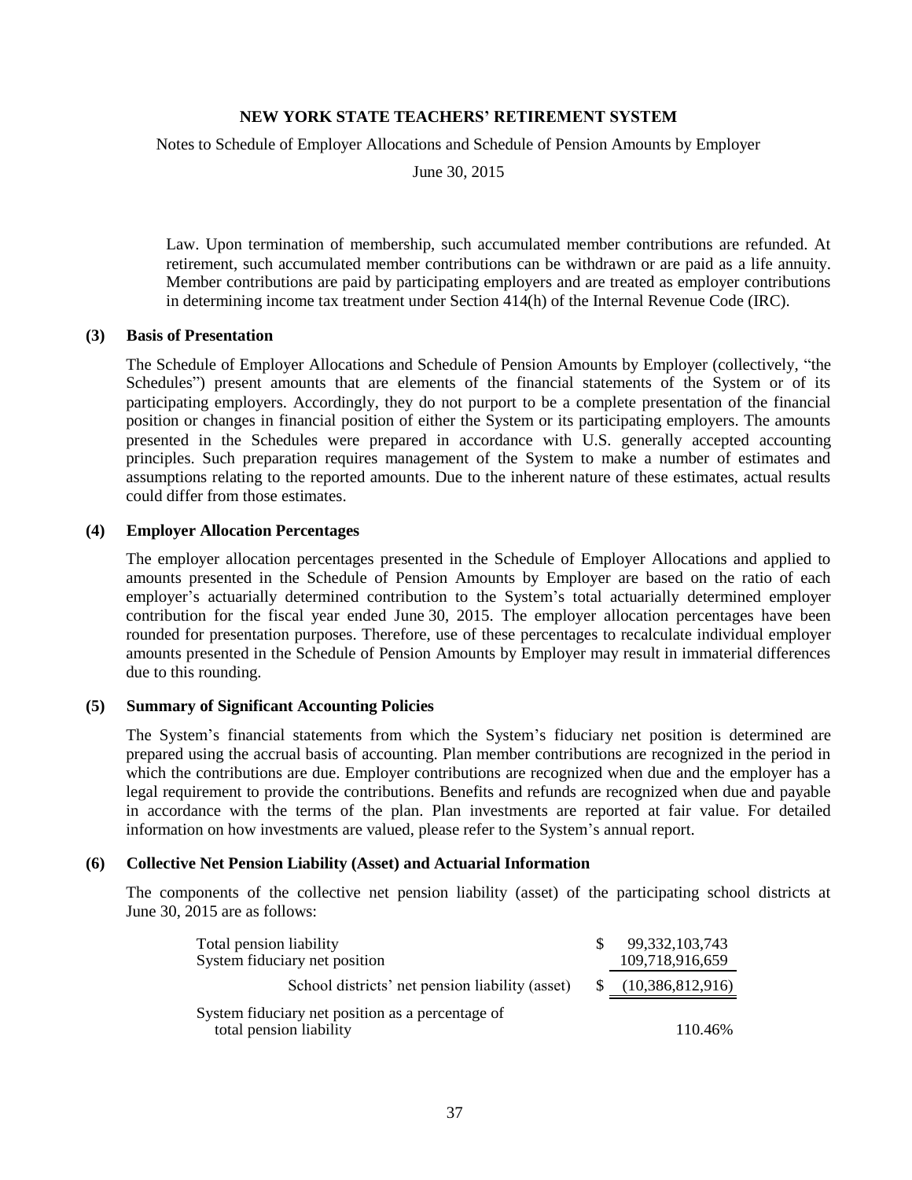Law. Upon termination of membership, such accumulated member contributions are refunded. At retirement, such accumulated member contributions can be withdrawn or are paid as a life annuity. Member contributions are paid by participating employers and are treated as employer contributions in determining income tax treatment under Section 414(h) of the Internal Revenue Code (IRC).

## (3) Basis of Presentation

The Schedule of Employer Allocations and Schedule of Pension Amounts by Employer (collectively, "the Schedules") present amounts that are elements of the financial statements of the System or of its participating employers. Accordingly, they do not purport to be a complete presentation of the financial position or changes in financial position of either the System or its participating employers. The amounts presented in the Schedules were prepared in accordance with U.S. generally accepted accounting principles. Such preparation requires management of the System to make a number of estimates and assumptions relating to the reported amounts. Due to the inherent nature of these estimates, actual results could differ from those estimates.

## (4) Employer Allocation Percentages

The employer allocation percentages presented in the Schedule of Employer Allocations and applied to amounts presented in the Schedule of Pension Amounts by Employer are based on the ratio of each employer's actuarially determined contribution to the System's total actuarially determined employer contribution for the fiscal year ended June 30, 2015. The employer allocation percentages have been rounded for presentation purposes. Therefore, use of these percentages to recalculate individual employer amounts presented in the Schedule of Pension Amounts by Employer may result in immaterial differences due to this rounding.

## (5) Summary of Significant Accounting Policies

The System's financial statements from which the System's fiduciary net position is determined are prepared using the accrual basis of accounting. Plan member contributions are recognized in the period in which the contributions are due. Employer contributions are recognized when due and the employer has a legal requirement to provide the contributions. Benefits and refunds are recognized when due and payable in accordance with the terms of the plan. Plan investments are reported at fair value. For detailed information on how investments are valued, please refer to the System's annual report.

## (6) Collective Net Pension Liability (Asset) and Actuarial Information

The components of the collective net pension liability (asset) of the participating school districts at June 30, 2015 are as follows:

| | |
|---|---|
| Total pension liability | $ 99,332,103,743 |
| System fiduciary net position | 109,718,916,659 |
| School districts' net pension liability (asset) | $ (10,386,812,916) |
| System fiduciary net position as a percentage of total pension liability | 110.46% |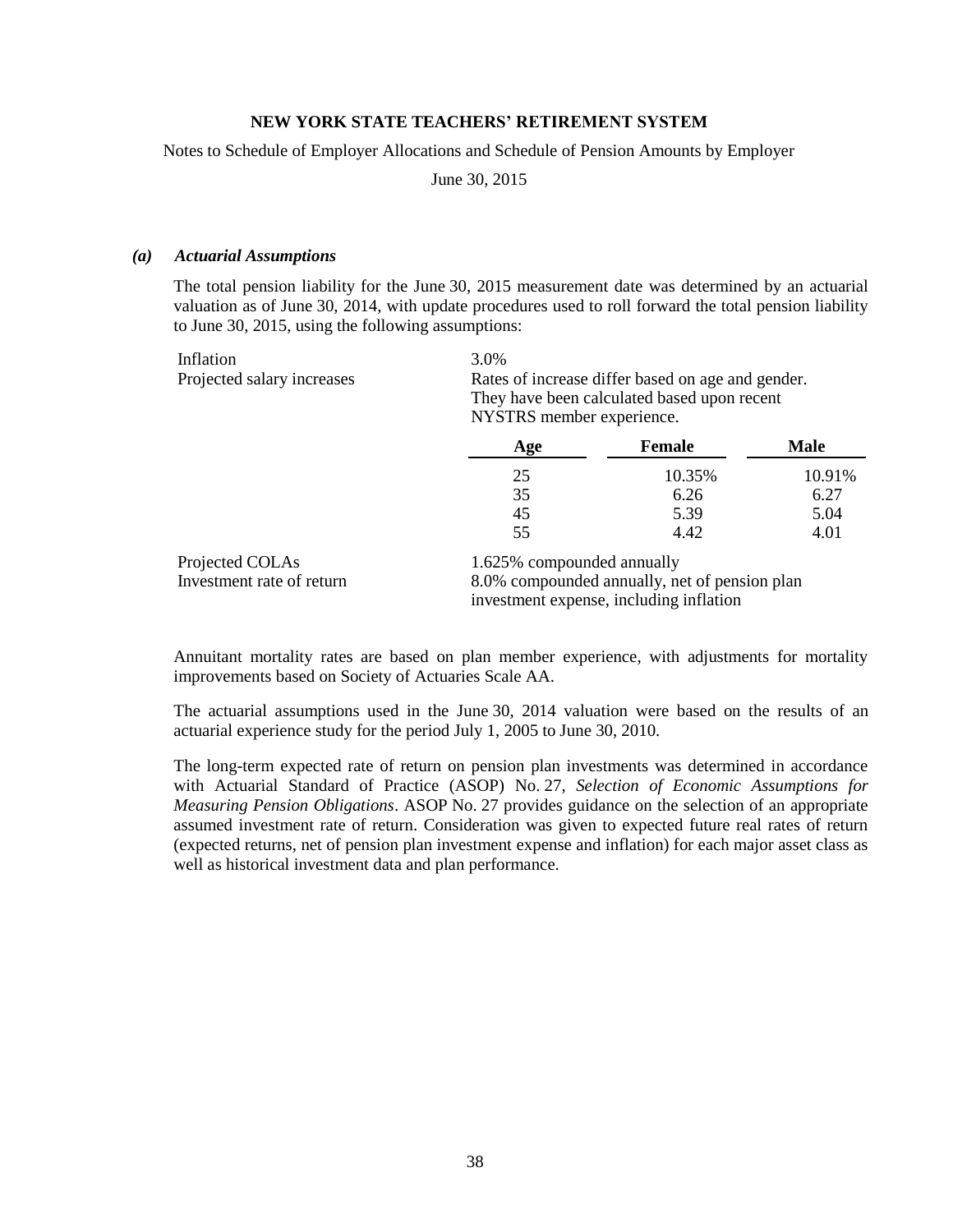**NEW YORK STATE TEACHERS' RETIREMENT SYSTEM**

Notes to Schedule of Employer Allocations and Schedule of Pension Amounts by Employer

June 30, 2015

### *(a) Actuarial Assumptions*

The total pension liability for the June 30, 2015 measurement date was determined by an actuarial valuation as of June 30, 2014, with update procedures used to roll forward the total pension liability to June 30, 2015, using the following assumptions:

| | |
|---|---|
| Inflation | 3.0% |
| Projected salary increases | Rates of increase differ based on age and gender. They have been calculated based upon recent NYSTRS member experience. |

| Age | Female | Male |
|---|---|---|
| 25 | 10.35% | 10.91% |
| 35 | 6.26 | 6.27 |
| 45 | 5.39 | 5.04 |
| 55 | 4.42 | 4.01 |

| | |
|---|---|
| Projected COLAs | 1.625% compounded annually |
| Investment rate of return | 8.0% compounded annually, net of pension plan investment expense, including inflation |

Annuitant mortality rates are based on plan member experience, with adjustments for mortality improvements based on Society of Actuaries Scale AA.

The actuarial assumptions used in the June 30, 2014 valuation were based on the results of an actuarial experience study for the period July 1, 2005 to June 30, 2010.

The long-term expected rate of return on pension plan investments was determined in accordance with Actuarial Standard of Practice (ASOP) No. 27, *Selection of Economic Assumptions for Measuring Pension Obligations*. ASOP No. 27 provides guidance on the selection of an appropriate assumed investment rate of return. Consideration was given to expected future real rates of return (expected returns, net of pension plan investment expense and inflation) for each major asset class as well as historical investment data and plan performance.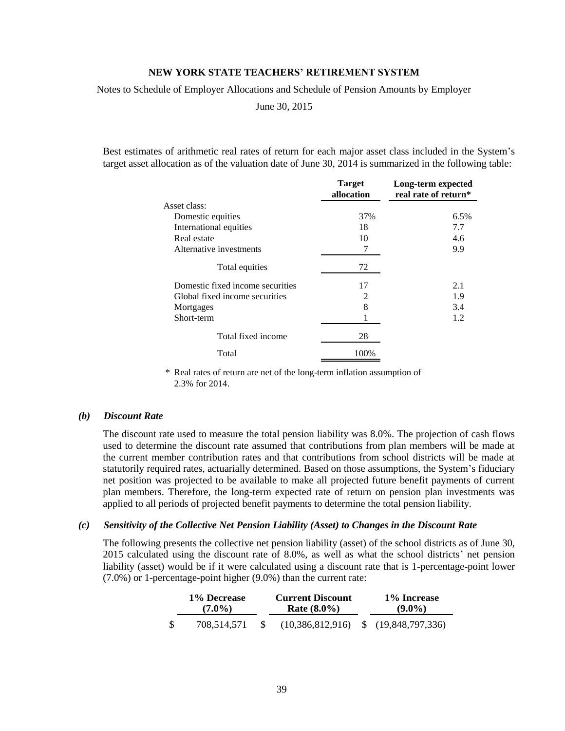Best estimates of arithmetic real rates of return for each major asset class included in the System's target asset allocation as of the valuation date of June 30, 2014 is summarized in the following table:

| | Target allocation | Long-term expected real rate of return* |
|---|---|---|
| Asset class: | | |
| Domestic equities | 37% | 6.5% |
| International equities | 18 | 7.7 |
| Real estate | 10 | 4.6 |
| Alternative investments | 7 | 9.9 |
| Total equities | 72 | |
| Domestic fixed income securities | 17 | 2.1 |
| Global fixed income securities | 2 | 1.9 |
| Mortgages | 8 | 3.4 |
| Short-term | 1 | 1.2 |
| Total fixed income | 28 | |
| Total | 100% | |

\* Real rates of return are net of the long-term inflation assumption of 2.3% for 2014.

### *(b) Discount Rate*

The discount rate used to measure the total pension liability was 8.0%. The projection of cash flows used to determine the discount rate assumed that contributions from plan members will be made at the current member contribution rates and that contributions from school districts will be made at statutorily required rates, actuarially determined. Based on those assumptions, the System's fiduciary net position was projected to be available to make all projected future benefit payments of current plan members. Therefore, the long-term expected rate of return on pension plan investments was applied to all periods of projected benefit payments to determine the total pension liability.

### *(c) Sensitivity of the Collective Net Pension Liability (Asset) to Changes in the Discount Rate*

The following presents the collective net pension liability (asset) of the school districts as of June 30, 2015 calculated using the discount rate of 8.0%, as well as what the school districts' net pension liability (asset) would be if it were calculated using a discount rate that is 1-percentage-point lower (7.0%) or 1-percentage-point higher (9.0%) than the current rate:

| 1% Decrease (7.0%) | Current Discount Rate (8.0%) | 1% Increase (9.0%) |
|---|---|---|
| $ 708,514,571 | $ (10,386,812,916) | $ (19,848,797,336) |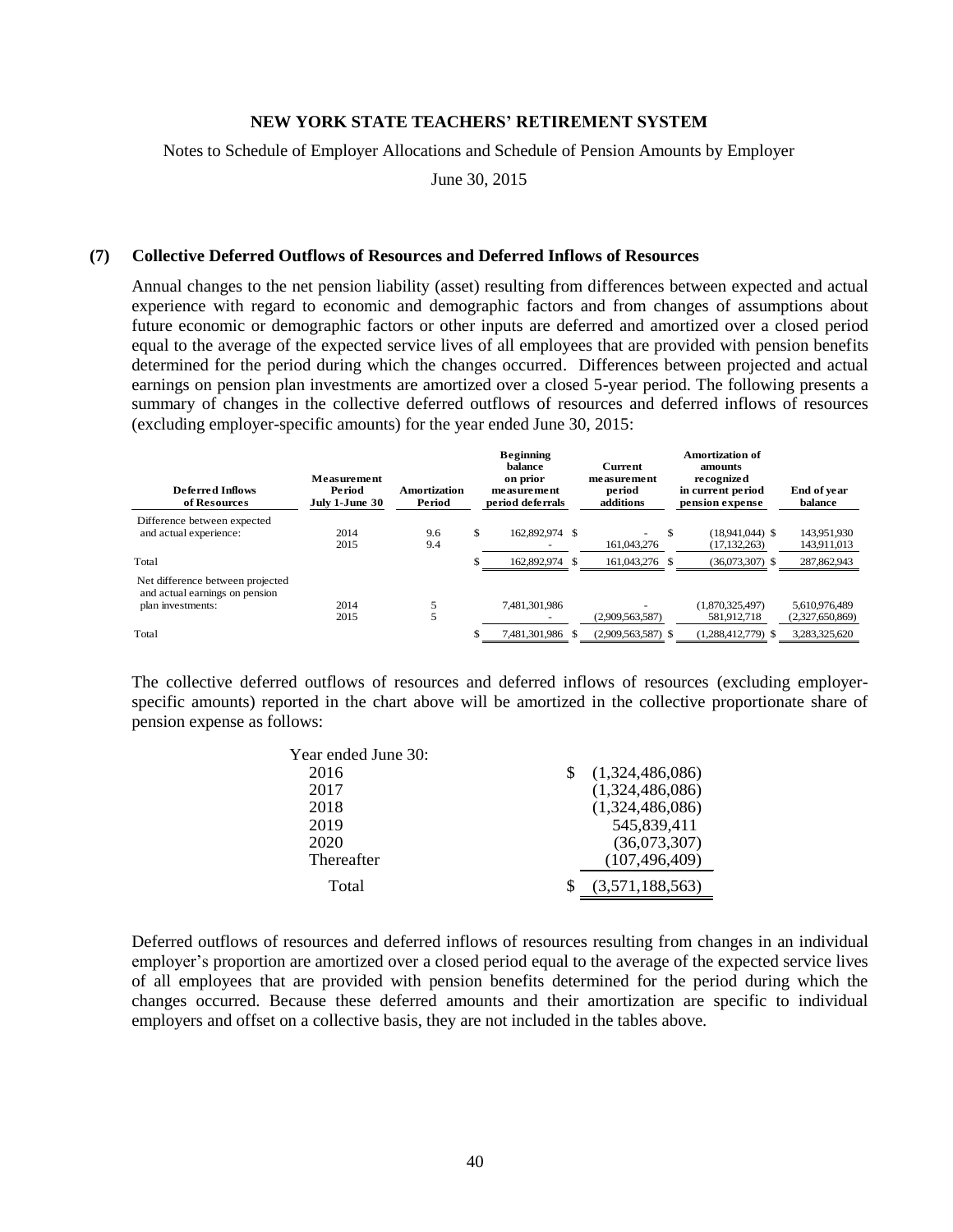# NEW YORK STATE TEACHERS' RETIREMENT SYSTEM

Notes to Schedule of Employer Allocations and Schedule of Pension Amounts by Employer

June 30, 2015

## (7) Collective Deferred Outflows of Resources and Deferred Inflows of Resources

Annual changes to the net pension liability (asset) resulting from differences between expected and actual experience with regard to economic and demographic factors and from changes of assumptions about future economic or demographic factors or other inputs are deferred and amortized over a closed period equal to the average of the expected service lives of all employees that are provided with pension benefits determined for the period during which the changes occurred. Differences between projected and actual earnings on pension plan investments are amortized over a closed 5-year period. The following presents a summary of changes in the collective deferred outflows of resources and deferred inflows of resources (excluding employer-specific amounts) for the year ended June 30, 2015:

| Deferred Inflows of Resources | Measurement Period July 1-June 30 | Amortization Period | Beginning balance on prior measurement period deferrals | Current measurement period additions | Amortization of amounts recognized in current period pension expense | End of year balance |
|---|---|---|---|---|---|---|
| Difference between expected and actual experience: | 2014 | 9.6 | $ 162,892,974 | $ - | $ (18,941,044) | $ 143,951,930 |
| | 2015 | 9.4 | - | 161,043,276 | (17,132,263) | 143,911,013 |
| Total | | | $ 162,892,974 | $ 161,043,276 | $ (36,073,307) | $ 287,862,943 |
| Net difference between projected and actual earnings on pension plan investments: | 2014 | 5 | 7,481,301,986 | - | (1,870,325,497) | 5,610,976,489 |
| | 2015 | 5 | - | (2,909,563,587) | 581,912,718 | (2,327,650,869) |
| Total | | | $ 7,481,301,986 | $ (2,909,563,587) | $ (1,288,412,779) | $ 3,283,325,620 |

The collective deferred outflows of resources and deferred inflows of resources (excluding employer-specific amounts) reported in the chart above will be amortized in the collective proportionate share of pension expense as follows:

| Year ended June 30: | |
|---|---|
| 2016 | $ (1,324,486,086) |
| 2017 | (1,324,486,086) |
| 2018 | (1,324,486,086) |
| 2019 | 545,839,411 |
| 2020 | (36,073,307) |
| Thereafter | (107,496,409) |
| Total | $ (3,571,188,563) |

Deferred outflows of resources and deferred inflows of resources resulting from changes in an individual employer's proportion are amortized over a closed period equal to the average of the expected service lives of all employees that are provided with pension benefits determined for the period during which the changes occurred. Because these deferred amounts and their amortization are specific to individual employers and offset on a collective basis, they are not included in the tables above.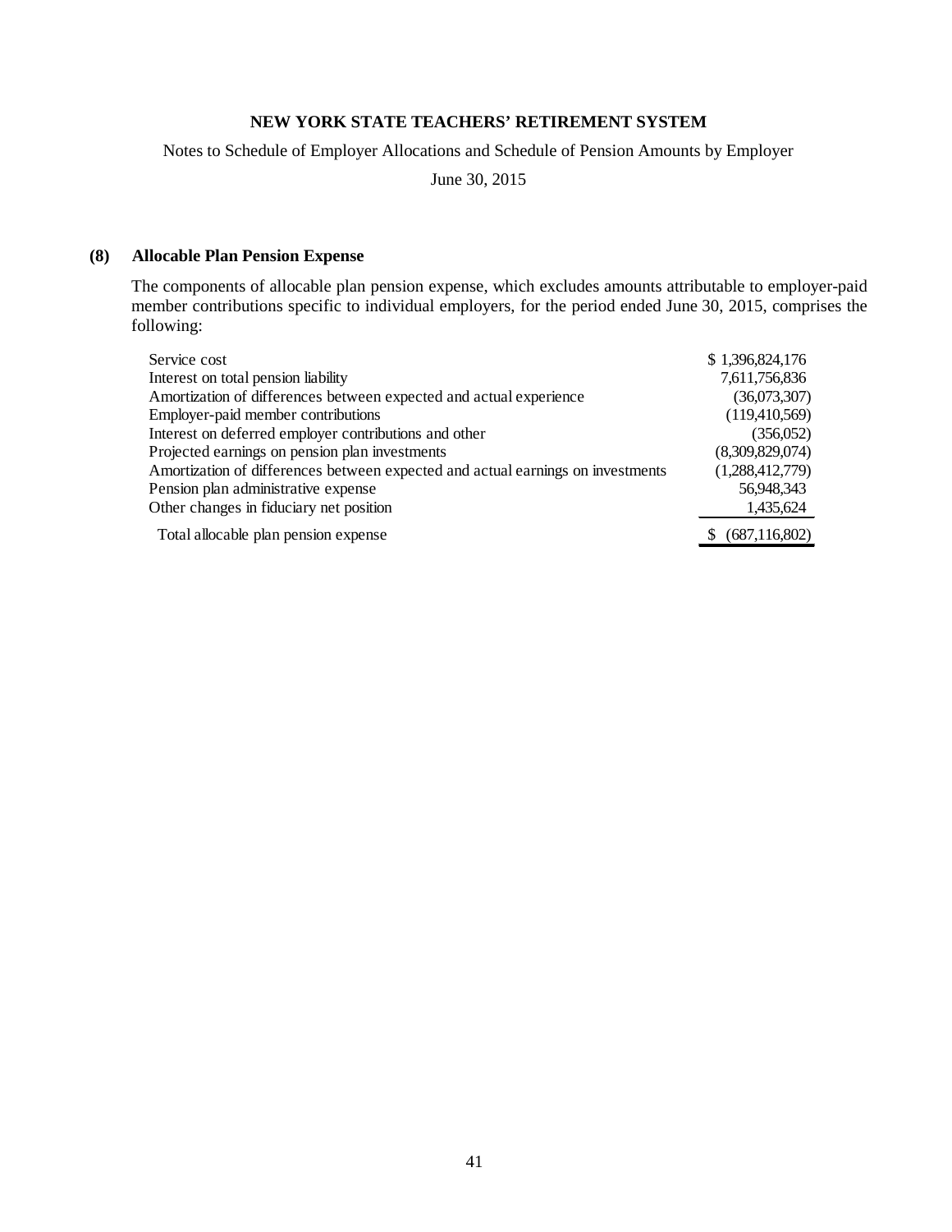**NEW YORK STATE TEACHERS' RETIREMENT SYSTEM**

Notes to Schedule of Employer Allocations and Schedule of Pension Amounts by Employer

June 30, 2015

## (8) Allocable Plan Pension Expense

The components of allocable plan pension expense, which excludes amounts attributable to employer-paid member contributions specific to individual employers, for the period ended June 30, 2015, comprises the following:

| | |
|---|---|
| Service cost | $ 1,396,824,176 |
| Interest on total pension liability | 7,611,756,836 |
| Amortization of differences between expected and actual experience | (36,073,307) |
| Employer-paid member contributions | (119,410,569) |
| Interest on deferred employer contributions and other | (356,052) |
| Projected earnings on pension plan investments | (8,309,829,074) |
| Amortization of differences between expected and actual earnings on investments | (1,288,412,779) |
| Pension plan administrative expense | 56,948,343 |
| Other changes in fiduciary net position | 1,435,624 |
| Total allocable plan pension expense | $ (687,116,802) |